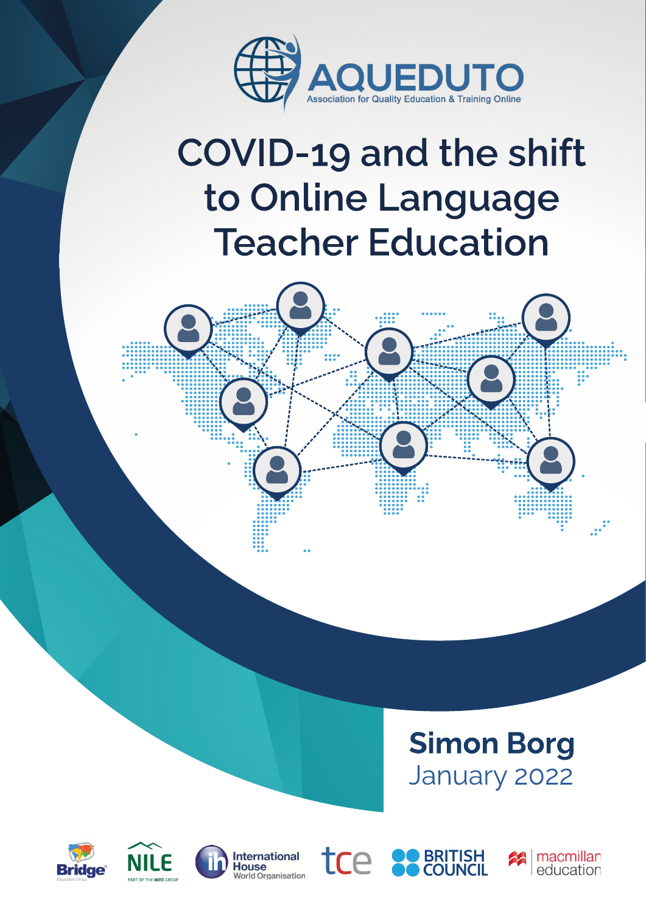AQUEDUTO

Association for Quality Education & Training Online

# COVID-19 and the shift to Online Language Teacher Education

**Simon Borg**

January 2022

Bridge Education Group | NILE Part of the INTO Group | International House World Organisation | tce | British Council | macmillan education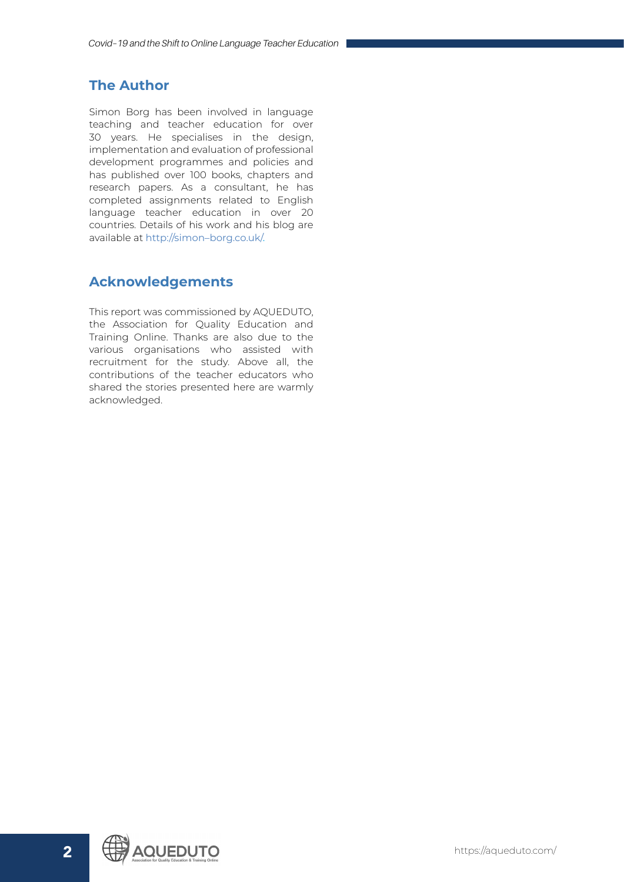## The Author

Simon Borg has been involved in language teaching and teacher education for over 30 years. He specialises in the design, implementation and evaluation of professional development programmes and policies and has published over 100 books, chapters and research papers. As a consultant, he has completed assignments related to English language teacher education in over 20 countries. Details of his work and his blog are available at http://simon–borg.co.uk/.

## Acknowledgements

This report was commissioned by AQUEDUTO, the Association for Quality Education and Training Online. Thanks are also due to the various organisations who assisted with recruitment for the study. Above all, the contributions of the teacher educators who shared the stories presented here are warmly acknowledged.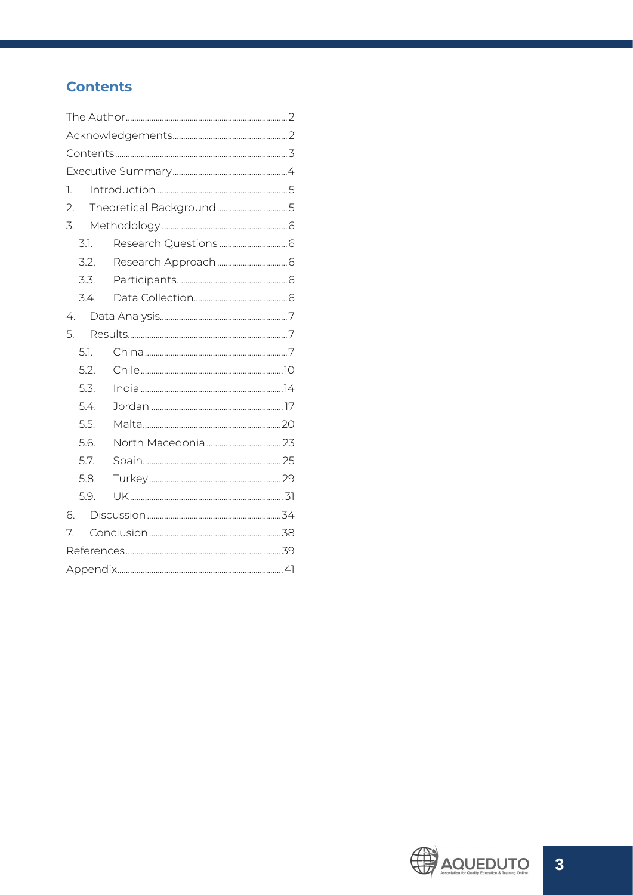## Contents

- The Author ... 2
- Acknowledgements ... 2
- Contents ... 3
- Executive Summary ... 4
- 1. Introduction ... 5
- 2. Theoretical Background ... 5
- 3. Methodology ... 6
  - 3.1. Research Questions ... 6
  - 3.2. Research Approach ... 6
  - 3.3. Participants ... 6
  - 3.4. Data Collection ... 6
- 4. Data Analysis ... 7
- 5. Results ... 7
  - 5.1. China ... 7
  - 5.2. Chile ... 10
  - 5.3. India ... 14
  - 5.4. Jordan ... 17
  - 5.5. Malta ... 20
  - 5.6. North Macedonia ... 23
  - 5.7. Spain ... 25
  - 5.8. Turkey ... 29
  - 5.9. UK ... 31
- 6. Discussion ... 34
- 7. Conclusion ... 38
- References ... 39
- Appendix ... 41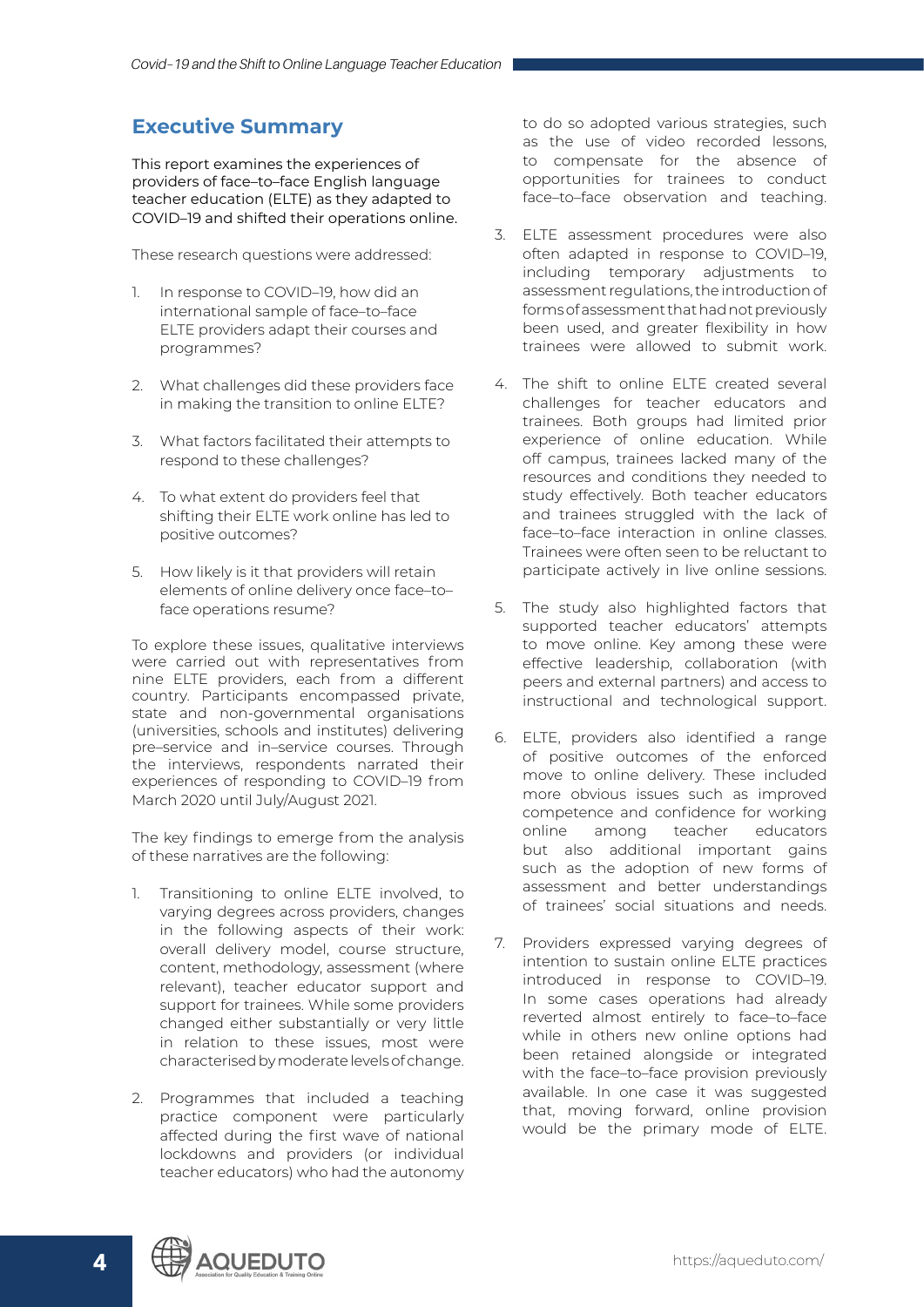## Executive Summary

This report examines the experiences of providers of face–to–face English language teacher education (ELTE) as they adapted to COVID–19 and shifted their operations online.

These research questions were addressed:

1. In response to COVID–19, how did an international sample of face–to–face ELTE providers adapt their courses and programmes?
2. What challenges did these providers face in making the transition to online ELTE?
3. What factors facilitated their attempts to respond to these challenges?
4. To what extent do providers feel that shifting their ELTE work online has led to positive outcomes?
5. How likely is it that providers will retain elements of online delivery once face–to–face operations resume?

To explore these issues, qualitative interviews were carried out with representatives from nine ELTE providers, each from a different country. Participants encompassed private, state and non-governmental organisations (universities, schools and institutes) delivering pre–service and in–service courses. Through the interviews, respondents narrated their experiences of responding to COVID–19 from March 2020 until July/August 2021.

The key findings to emerge from the analysis of these narratives are the following:

1. Transitioning to online ELTE involved, to varying degrees across providers, changes in the following aspects of their work: overall delivery model, course structure, content, methodology, assessment (where relevant), teacher educator support and support for trainees. While some providers changed either substantially or very little in relation to these issues, most were characterised by moderate levels of change.
2. Programmes that included a teaching practice component were particularly affected during the first wave of national lockdowns and providers (or individual teacher educators) who had the autonomy to do so adopted various strategies, such as the use of video recorded lessons, to compensate for the absence of opportunities for trainees to conduct face–to–face observation and teaching.
3. ELTE assessment procedures were also often adapted in response to COVID–19, including temporary adjustments to assessment regulations, the introduction of forms of assessment that had not previously been used, and greater flexibility in how trainees were allowed to submit work.
4. The shift to online ELTE created several challenges for teacher educators and trainees. Both groups had limited prior experience of online education. While off campus, trainees lacked many of the resources and conditions they needed to study effectively. Both teacher educators and trainees struggled with the lack of face–to–face interaction in online classes. Trainees were often seen to be reluctant to participate actively in live online sessions.
5. The study also highlighted factors that supported teacher educators' attempts to move online. Key among these were effective leadership, collaboration (with peers and external partners) and access to instructional and technological support.
6. ELTE, providers also identified a range of positive outcomes of the enforced move to online delivery. These included more obvious issues such as improved competence and confidence for working online among teacher educators but also additional important gains such as the adoption of new forms of assessment and better understandings of trainees' social situations and needs.
7. Providers expressed varying degrees of intention to sustain online ELTE practices introduced in response to COVID–19. In some cases operations had already reverted almost entirely to face–to–face while in others new online options had been retained alongside or integrated with the face–to–face provision previously available. In one case it was suggested that, moving forward, online provision would be the primary mode of ELTE.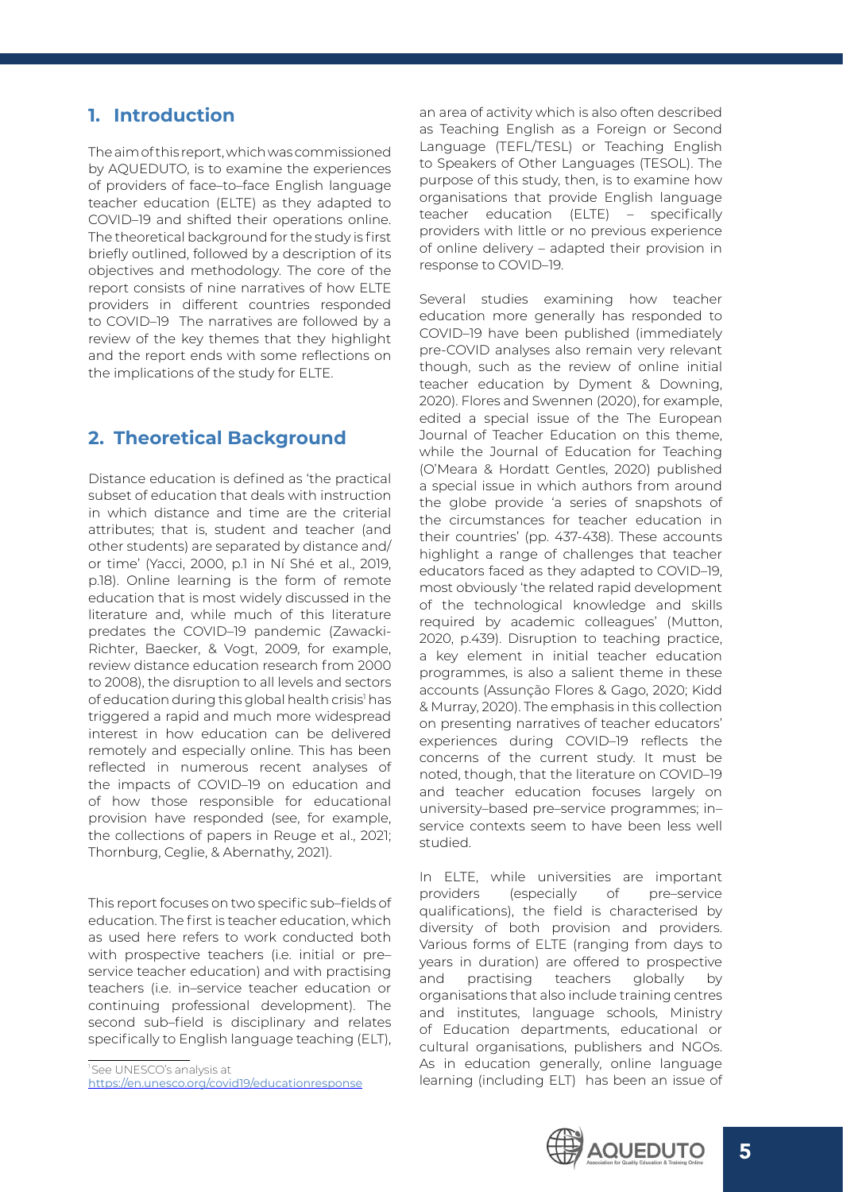## 1. Introduction

The aim of this report, which was commissioned by AQUEDUTO, is to examine the experiences of providers of face–to–face English language teacher education (ELTE) as they adapted to COVID–19 and shifted their operations online. The theoretical background for the study is first briefly outlined, followed by a description of its objectives and methodology. The core of the report consists of nine narratives of how ELTE providers in different countries responded to COVID–19 The narratives are followed by a review of the key themes that they highlight and the report ends with some reflections on the implications of the study for ELTE.

## 2. Theoretical Background

Distance education is defined as 'the practical subset of education that deals with instruction in which distance and time are the criterial attributes; that is, student and teacher (and other students) are separated by distance and/or time' (Yacci, 2000, p.1 in Ní Shé et al., 2019, p.18). Online learning is the form of remote education that is most widely discussed in the literature and, while much of this literature predates the COVID–19 pandemic (Zawacki-Richter, Baecker, & Vogt, 2009, for example, review distance education research from 2000 to 2008), the disruption to all levels and sectors of education during this global health crisis[1] has triggered a rapid and much more widespread interest in how education can be delivered remotely and especially online. This has been reflected in numerous recent analyses of the impacts of COVID–19 on education and of how those responsible for educational provision have responded (see, for example, the collections of papers in Reuge et al., 2021; Thornburg, Ceglie, & Abernathy, 2021).

This report focuses on two specific sub–fields of education. The first is teacher education, which as used here refers to work conducted both with prospective teachers (i.e. initial or pre–service teacher education) and with practising teachers (i.e. in–service teacher education or continuing professional development). The second sub–field is disciplinary and relates specifically to English language teaching (ELT), an area of activity which is also often described as Teaching English as a Foreign or Second Language (TEFL/TESL) or Teaching English to Speakers of Other Languages (TESOL). The purpose of this study, then, is to examine how organisations that provide English language teacher education (ELTE) – specifically providers with little or no previous experience of online delivery – adapted their provision in response to COVID–19.

Several studies examining how teacher education more generally has responded to COVID–19 have been published (immediately pre-COVID analyses also remain very relevant though, such as the review of online initial teacher education by Dyment & Downing, 2020). Flores and Swennen (2020), for example, edited a special issue of the The European Journal of Teacher Education on this theme, while the Journal of Education for Teaching (O'Meara & Hordatt Gentles, 2020) published a special issue in which authors from around the globe provide 'a series of snapshots of the circumstances for teacher education in their countries' (pp. 437-438). These accounts highlight a range of challenges that teacher educators faced as they adapted to COVID–19, most obviously 'the related rapid development of the technological knowledge and skills required by academic colleagues' (Mutton, 2020, p.439). Disruption to teaching practice, a key element in initial teacher education programmes, is also a salient theme in these accounts (Assunção Flores & Gago, 2020; Kidd & Murray, 2020). The emphasis in this collection on presenting narratives of teacher educators' experiences during COVID–19 reflects the concerns of the current study. It must be noted, though, that the literature on COVID–19 and teacher education focuses largely on university–based pre–service programmes; in–service contexts seem to have been less well studied.

In ELTE, while universities are important providers (especially of pre–service qualifications), the field is characterised by diversity of both provision and providers. Various forms of ELTE (ranging from days to years in duration) are offered to prospective and practising teachers globally by organisations that also include training centres and institutes, language schools, Ministry of Education departments, educational or cultural organisations, publishers and NGOs. As in education generally, online language learning (including ELT) has been an issue of

[1] See UNESCO's analysis at https://en.unesco.org/covid19/educationresponse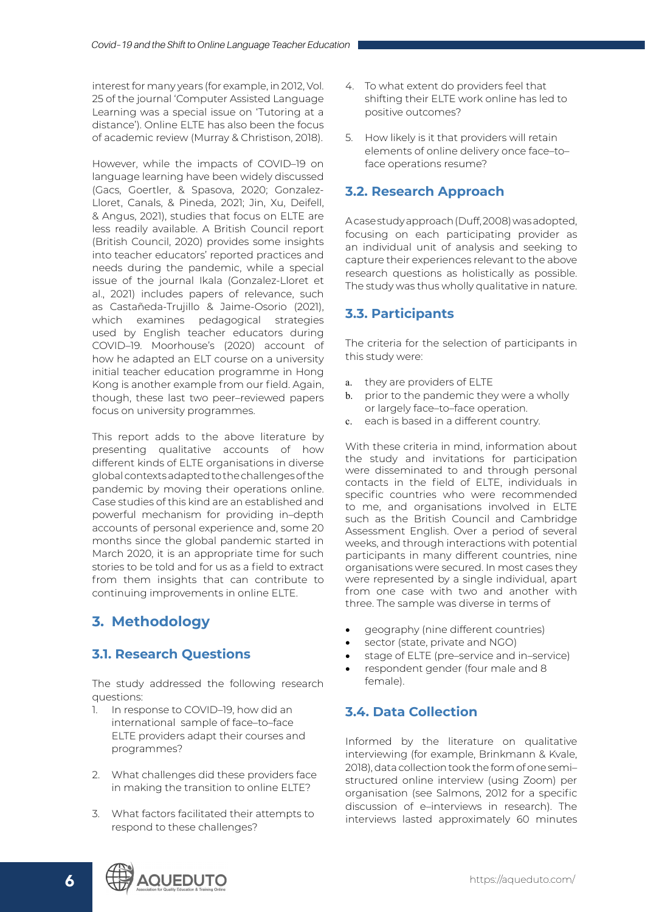interest for many years (for example, in 2012, Vol. 25 of the journal 'Computer Assisted Language Learning was a special issue on 'Tutoring at a distance'). Online ELTE has also been the focus of academic review (Murray & Christison, 2018).

However, while the impacts of COVID–19 on language learning have been widely discussed (Gacs, Goertler, & Spasova, 2020; Gonzalez-Lloret, Canals, & Pineda, 2021; Jin, Xu, Deifell, & Angus, 2021), studies that focus on ELTE are less readily available. A British Council report (British Council, 2020) provides some insights into teacher educators' reported practices and needs during the pandemic, while a special issue of the journal Ikala (Gonzalez-Lloret et al., 2021) includes papers of relevance, such as Castañeda-Trujillo & Jaime-Osorio (2021), which examines pedagogical strategies used by English teacher educators during COVID–19. Moorhouse's (2020) account of how he adapted an ELT course on a university initial teacher education programme in Hong Kong is another example from our field. Again, though, these last two peer–reviewed papers focus on university programmes.

This report adds to the above literature by presenting qualitative accounts of how different kinds of ELTE organisations in diverse global contexts adapted to the challenges of the pandemic by moving their operations online. Case studies of this kind are an established and powerful mechanism for providing in–depth accounts of personal experience and, some 20 months since the global pandemic started in March 2020, it is an appropriate time for such stories to be told and for us as a field to extract from them insights that can contribute to continuing improvements in online ELTE.

## 3. Methodology

### 3.1. Research Questions

The study addressed the following research questions:

1. In response to COVID–19, how did an international sample of face–to–face ELTE providers adapt their courses and programmes?
2. What challenges did these providers face in making the transition to online ELTE?
3. What factors facilitated their attempts to respond to these challenges?
4. To what extent do providers feel that shifting their ELTE work online has led to positive outcomes?
5. How likely is it that providers will retain elements of online delivery once face–to–face operations resume?

### 3.2. Research Approach

A case study approach (Duff, 2008) was adopted, focusing on each participating provider as an individual unit of analysis and seeking to capture their experiences relevant to the above research questions as holistically as possible. The study was thus wholly qualitative in nature.

### 3.3. Participants

The criteria for the selection of participants in this study were:

a. they are providers of ELTE
b. prior to the pandemic they were a wholly or largely face–to–face operation.
c. each is based in a different country.

With these criteria in mind, information about the study and invitations for participation were disseminated to and through personal contacts in the field of ELTE, individuals in specific countries who were recommended to me, and organisations involved in ELTE such as the British Council and Cambridge Assessment English. Over a period of several weeks, and through interactions with potential participants in many different countries, nine organisations were secured. In most cases they were represented by a single individual, apart from one case with two and another with three. The sample was diverse in terms of

- geography (nine different countries)
- sector (state, private and NGO)
- stage of ELTE (pre–service and in–service)
- respondent gender (four male and 8 female).

### 3.4. Data Collection

Informed by the literature on qualitative interviewing (for example, Brinkmann & Kvale, 2018), data collection took the form of one semi–structured online interview (using Zoom) per organisation (see Salmons, 2012 for a specific discussion of e–interviews in research). The interviews lasted approximately 60 minutes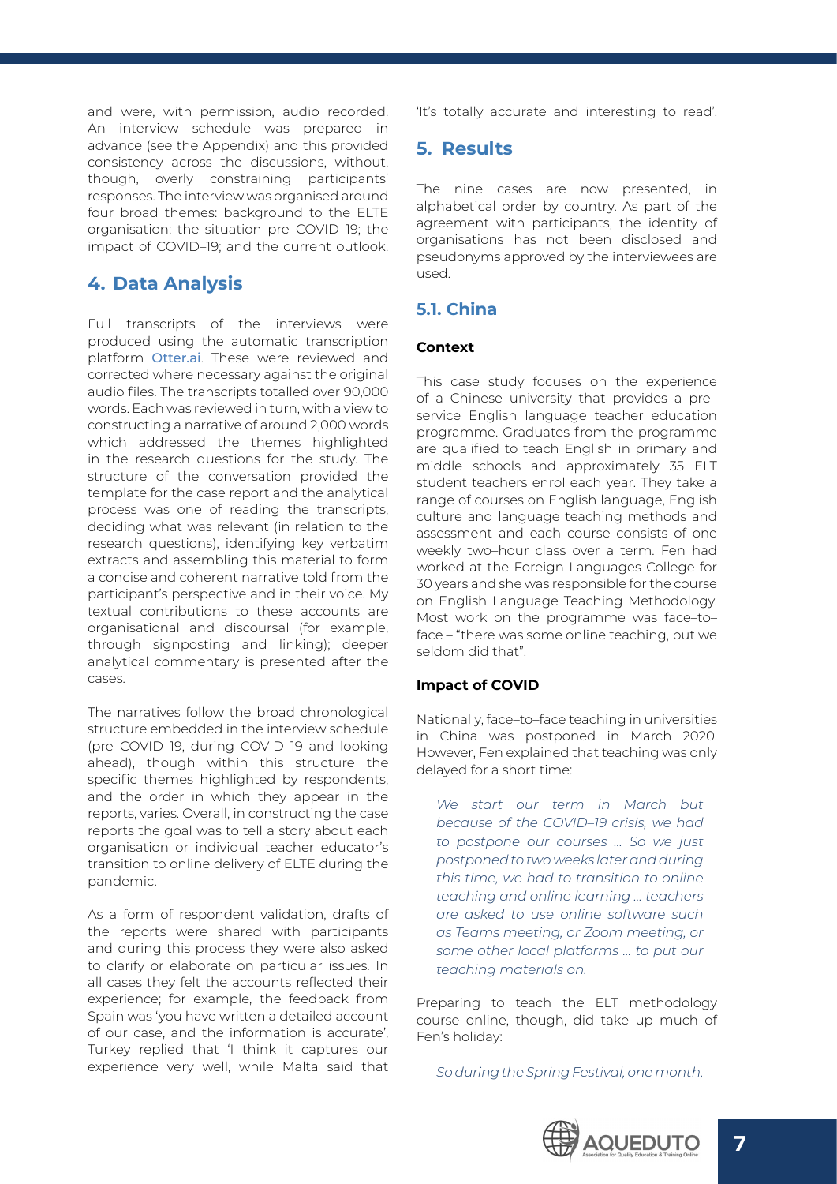and were, with permission, audio recorded. An interview schedule was prepared in advance (see the Appendix) and this provided consistency across the discussions, without, though, overly constraining participants' responses. The interview was organised around four broad themes: background to the ELTE organisation; the situation pre–COVID–19; the impact of COVID–19; and the current outlook.

## 4. Data Analysis

Full transcripts of the interviews were produced using the automatic transcription platform Otter.ai. These were reviewed and corrected where necessary against the original audio files. The transcripts totalled over 90,000 words. Each was reviewed in turn, with a view to constructing a narrative of around 2,000 words which addressed the themes highlighted in the research questions for the study. The structure of the conversation provided the template for the case report and the analytical process was one of reading the transcripts, deciding what was relevant (in relation to the research questions), identifying key verbatim extracts and assembling this material to form a concise and coherent narrative told from the participant's perspective and in their voice. My textual contributions to these accounts are organisational and discoursal (for example, through signposting and linking); deeper analytical commentary is presented after the cases.

The narratives follow the broad chronological structure embedded in the interview schedule (pre–COVID–19, during COVID–19 and looking ahead), though within this structure the specific themes highlighted by respondents, and the order in which they appear in the reports, varies. Overall, in constructing the case reports the goal was to tell a story about each organisation or individual teacher educator's transition to online delivery of ELTE during the pandemic.

As a form of respondent validation, drafts of the reports were shared with participants and during this process they were also asked to clarify or elaborate on particular issues. In all cases they felt the accounts reflected their experience; for example, the feedback from Spain was 'you have written a detailed account of our case, and the information is accurate', Turkey replied that 'I think it captures our experience very well, while Malta said that 'It's totally accurate and interesting to read'.

## 5. Results

The nine cases are now presented, in alphabetical order by country. As part of the agreement with participants, the identity of organisations has not been disclosed and pseudonyms approved by the interviewees are used.

### 5.1. China

#### Context

This case study focuses on the experience of a Chinese university that provides a pre–service English language teacher education programme. Graduates from the programme are qualified to teach English in primary and middle schools and approximately 35 ELT student teachers enrol each year. They take a range of courses on English language, English culture and language teaching methods and assessment and each course consists of one weekly two–hour class over a term. Fen had worked at the Foreign Languages College for 30 years and she was responsible for the course on English Language Teaching Methodology. Most work on the programme was face–to–face – "there was some online teaching, but we seldom did that".

#### Impact of COVID

Nationally, face–to–face teaching in universities in China was postponed in March 2020. However, Fen explained that teaching was only delayed for a short time:

> *We start our term in March but because of the COVID–19 crisis, we had to postpone our courses ... So we just postponed to two weeks later and during this time, we had to transition to online teaching and online learning ... teachers are asked to use online software such as Teams meeting, or Zoom meeting, or some other local platforms ... to put our teaching materials on.*

Preparing to teach the ELT methodology course online, though, did take up much of Fen's holiday:

> *So during the Spring Festival, one month,*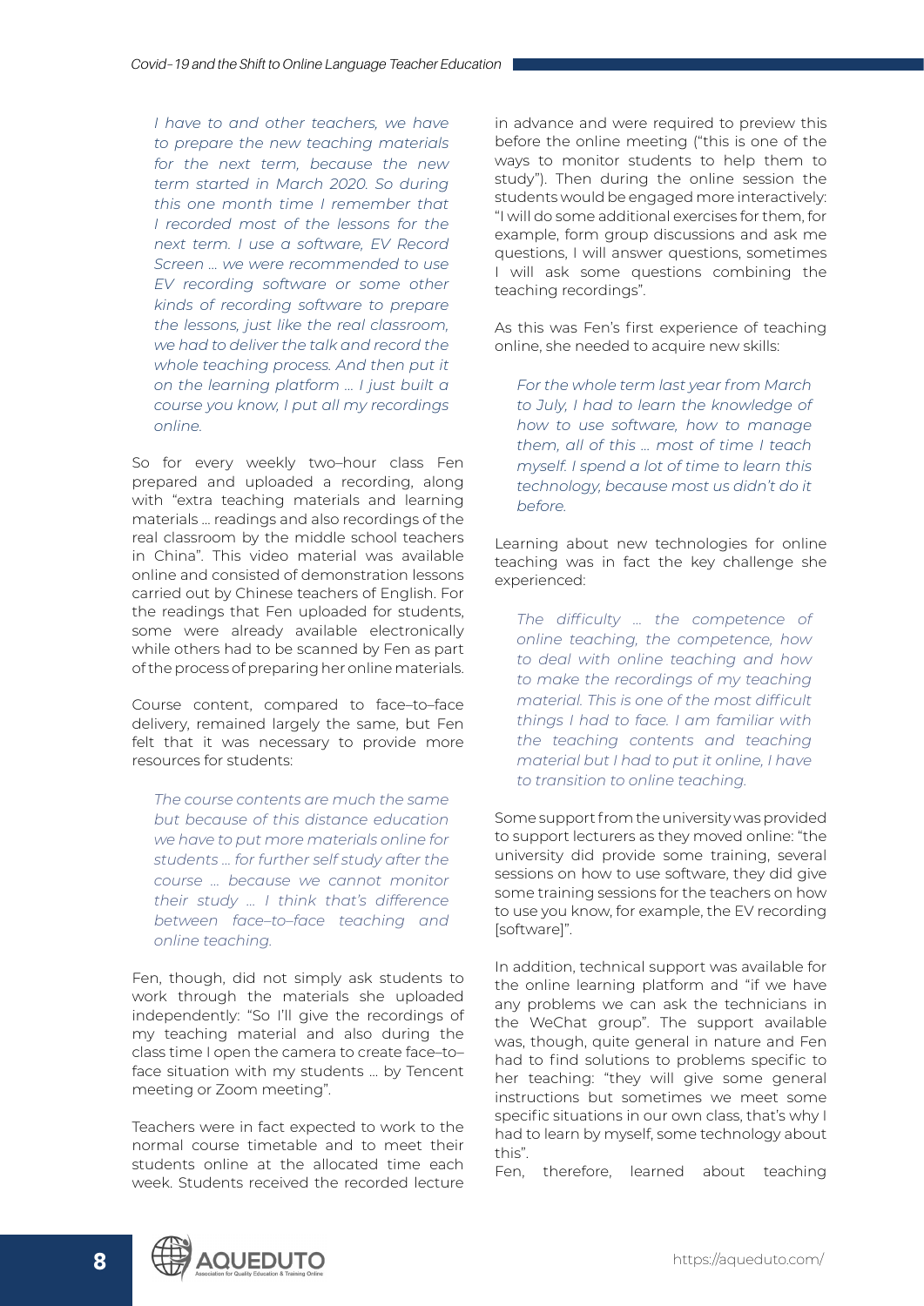*I have to and other teachers, we have to prepare the new teaching materials for the next term, because the new term started in March 2020. So during this one month time I remember that I recorded most of the lessons for the next term. I use a software, EV Record Screen … we were recommended to use EV recording software or some other kinds of recording software to prepare the lessons, just like the real classroom, we had to deliver the talk and record the whole teaching process. And then put it on the learning platform … I just built a course you know, I put all my recordings online.*

So for every weekly two–hour class Fen prepared and uploaded a recording, along with "extra teaching materials and learning materials … readings and also recordings of the real classroom by the middle school teachers in China". This video material was available online and consisted of demonstration lessons carried out by Chinese teachers of English. For the readings that Fen uploaded for students, some were already available electronically while others had to be scanned by Fen as part of the process of preparing her online materials.

Course content, compared to face–to–face delivery, remained largely the same, but Fen felt that it was necessary to provide more resources for students:

*The course contents are much the same but because of this distance education we have to put more materials online for students … for further self study after the course … because we cannot monitor their study … I think that's difference between face–to–face teaching and online teaching.*

Fen, though, did not simply ask students to work through the materials she uploaded independently: "So I'll give the recordings of my teaching material and also during the class time I open the camera to create face–to–face situation with my students … by Tencent meeting or Zoom meeting".

Teachers were in fact expected to work to the normal course timetable and to meet their students online at the allocated time each week. Students received the recorded lecture in advance and were required to preview this before the online meeting ("this is one of the ways to monitor students to help them to study"). Then during the online session the students would be engaged more interactively: "I will do some additional exercises for them, for example, form group discussions and ask me questions, I will answer questions, sometimes I will ask some questions combining the teaching recordings".

As this was Fen's first experience of teaching online, she needed to acquire new skills:

*For the whole term last year from March to July, I had to learn the knowledge of how to use software, how to manage them, all of this … most of time I teach myself. I spend a lot of time to learn this technology, because most us didn't do it before.*

Learning about new technologies for online teaching was in fact the key challenge she experienced:

*The difficulty … the competence of online teaching, the competence, how to deal with online teaching and how to make the recordings of my teaching material. This is one of the most difficult things I had to face. I am familiar with the teaching contents and teaching material but I had to put it online, I have to transition to online teaching.*

Some support from the university was provided to support lecturers as they moved online: "the university did provide some training, several sessions on how to use software, they did give some training sessions for the teachers on how to use you know, for example, the EV recording [software]".

In addition, technical support was available for the online learning platform and "if we have any problems we can ask the technicians in the WeChat group". The support available was, though, quite general in nature and Fen had to find solutions to problems specific to her teaching: "they will give some general instructions but sometimes we meet some specific situations in our own class, that's why I had to learn by myself, some technology about this".

Fen, therefore, learned about teaching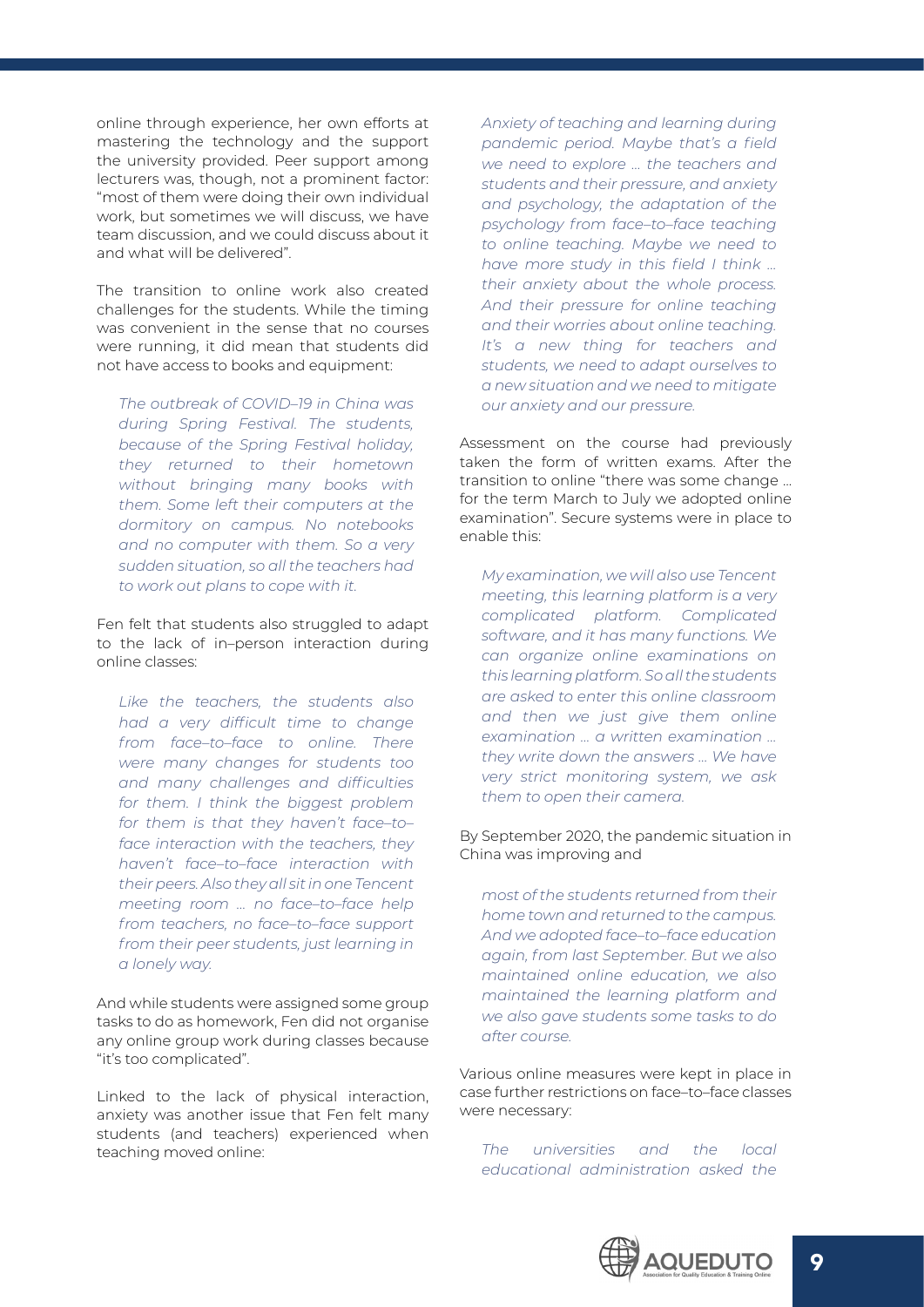online through experience, her own efforts at mastering the technology and the support the university provided. Peer support among lecturers was, though, not a prominent factor: "most of them were doing their own individual work, but sometimes we will discuss, we have team discussion, and we could discuss about it and what will be delivered".

The transition to online work also created challenges for the students. While the timing was convenient in the sense that no courses were running, it did mean that students did not have access to books and equipment:

> *The outbreak of COVID–19 in China was during Spring Festival. The students, because of the Spring Festival holiday, they returned to their hometown without bringing many books with them. Some left their computers at the dormitory on campus. No notebooks and no computer with them. So a very sudden situation, so all the teachers had to work out plans to cope with it.*

Fen felt that students also struggled to adapt to the lack of in–person interaction during online classes:

> *Like the teachers, the students also had a very difficult time to change from face–to–face to online. There were many changes for students too and many challenges and difficulties for them. I think the biggest problem for them is that they haven't face–to–face interaction with the teachers, they haven't face–to–face interaction with their peers. Also they all sit in one Tencent meeting room … no face–to–face help from teachers, no face–to–face support from their peer students, just learning in a lonely way.*

And while students were assigned some group tasks to do as homework, Fen did not organise any online group work during classes because "it's too complicated".

Linked to the lack of physical interaction, anxiety was another issue that Fen felt many students (and teachers) experienced when teaching moved online:

> *Anxiety of teaching and learning during pandemic period. Maybe that's a field we need to explore … the teachers and students and their pressure, and anxiety and psychology, the adaptation of the psychology from face–to–face teaching to online teaching. Maybe we need to have more study in this field I think … their anxiety about the whole process. And their pressure for online teaching and their worries about online teaching. It's a new thing for teachers and students, we need to adapt ourselves to a new situation and we need to mitigate our anxiety and our pressure.*

Assessment on the course had previously taken the form of written exams. After the transition to online "there was some change … for the term March to July we adopted online examination". Secure systems were in place to enable this:

> *My examination, we will also use Tencent meeting, this learning platform is a very complicated platform. Complicated software, and it has many functions. We can organize online examinations on this learning platform. So all the students are asked to enter this online classroom and then we just give them online examination … a written examination … they write down the answers … We have very strict monitoring system, we ask them to open their camera.*

By September 2020, the pandemic situation in China was improving and

> *most of the students returned from their home town and returned to the campus. And we adopted face–to–face education again, from last September. But we also maintained online education, we also maintained the learning platform and we also gave students some tasks to do after course.*

Various online measures were kept in place in case further restrictions on face–to–face classes were necessary:

> *The universities and the local educational administration asked the*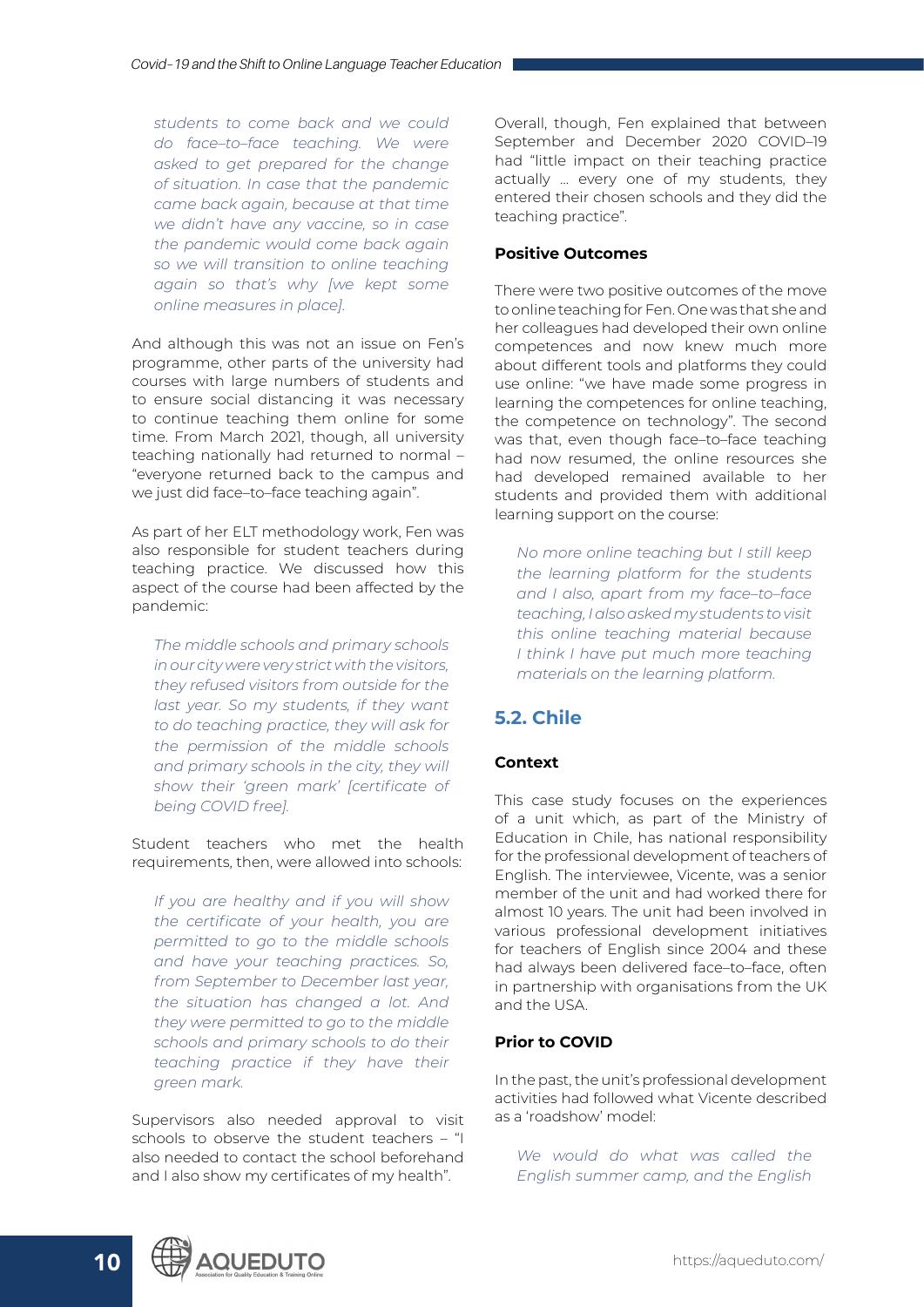> *students to come back and we could do face–to–face teaching. We were asked to get prepared for the change of situation. In case that the pandemic came back again, because at that time we didn't have any vaccine, so in case the pandemic would come back again so we will transition to online teaching again so that's why [we kept some online measures in place].*

And although this was not an issue on Fen's programme, other parts of the university had courses with large numbers of students and to ensure social distancing it was necessary to continue teaching them online for some time. From March 2021, though, all university teaching nationally had returned to normal – "everyone returned back to the campus and we just did face–to–face teaching again".

As part of her ELT methodology work, Fen was also responsible for student teachers during teaching practice. We discussed how this aspect of the course had been affected by the pandemic:

> *The middle schools and primary schools in our city were very strict with the visitors, they refused visitors from outside for the last year. So my students, if they want to do teaching practice, they will ask for the permission of the middle schools and primary schools in the city, they will show their 'green mark' [certificate of being COVID free].*

Student teachers who met the health requirements, then, were allowed into schools:

> *If you are healthy and if you will show the certificate of your health, you are permitted to go to the middle schools and have your teaching practices. So, from September to December last year, the situation has changed a lot. And they were permitted to go to the middle schools and primary schools to do their teaching practice if they have their green mark.*

Supervisors also needed approval to visit schools to observe the student teachers – "I also needed to contact the school beforehand and I also show my certificates of my health".

Overall, though, Fen explained that between September and December 2020 COVID–19 had "little impact on their teaching practice actually … every one of my students, they entered their chosen schools and they did the teaching practice".

#### Positive Outcomes

There were two positive outcomes of the move to online teaching for Fen. One was that she and her colleagues had developed their own online competences and now knew much more about different tools and platforms they could use online: "we have made some progress in learning the competences for online teaching, the competence on technology". The second was that, even though face–to–face teaching had now resumed, the online resources she had developed remained available to her students and provided them with additional learning support on the course:

> *No more online teaching but I still keep the learning platform for the students and I also, apart from my face–to–face teaching, I also asked my students to visit this online teaching material because I think I have put much more teaching materials on the learning platform.*

## 5.2. Chile

#### Context

This case study focuses on the experiences of a unit which, as part of the Ministry of Education in Chile, has national responsibility for the professional development of teachers of English. The interviewee, Vicente, was a senior member of the unit and had worked there for almost 10 years. The unit had been involved in various professional development initiatives for teachers of English since 2004 and these had always been delivered face–to–face, often in partnership with organisations from the UK and the USA.

#### Prior to COVID

In the past, the unit's professional development activities had followed what Vicente described as a 'roadshow' model:

> *We would do what was called the English summer camp, and the English*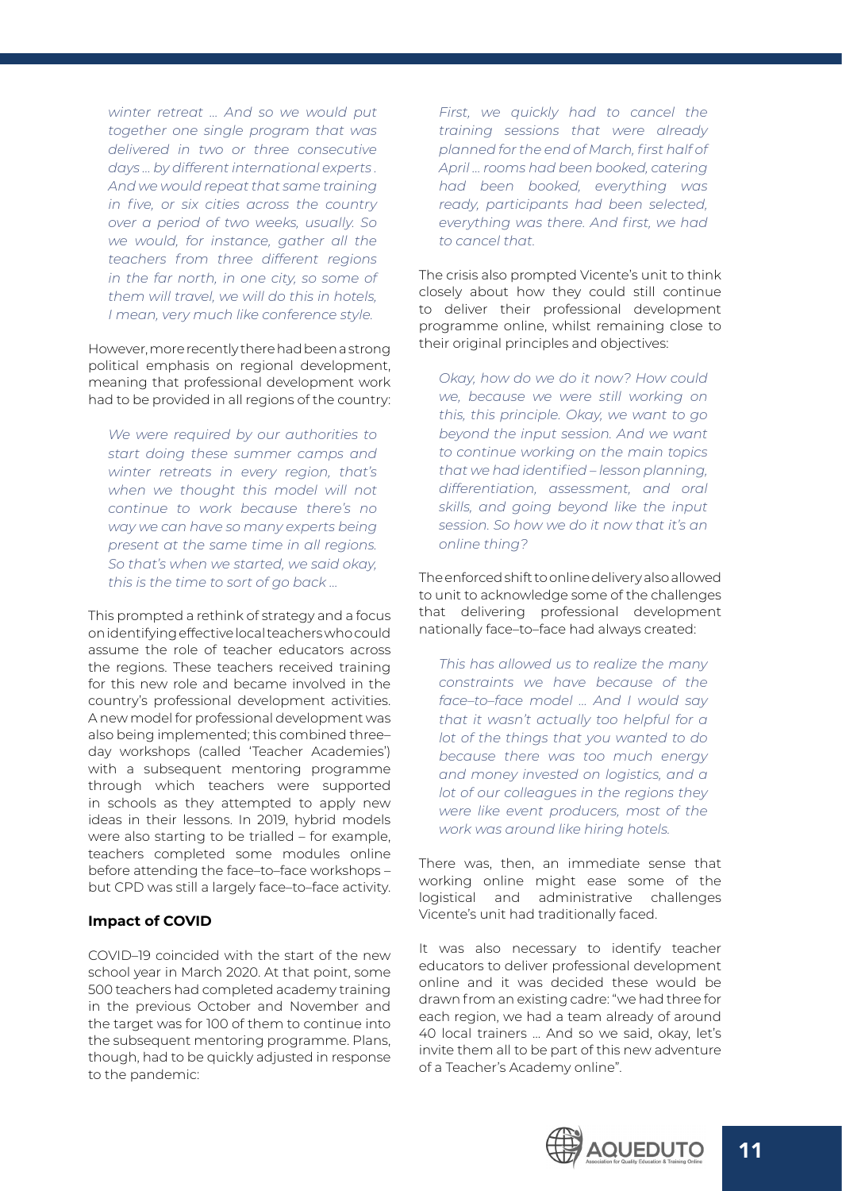*winter retreat … And so we would put together one single program that was delivered in two or three consecutive days … by different international experts . And we would repeat that same training in five, or six cities across the country over a period of two weeks, usually. So we would, for instance, gather all the teachers from three different regions in the far north, in one city, so some of them will travel, we will do this in hotels, I mean, very much like conference style.*

However, more recently there had been a strong political emphasis on regional development, meaning that professional development work had to be provided in all regions of the country:

*We were required by our authorities to start doing these summer camps and winter retreats in every region, that's when we thought this model will not continue to work because there's no way we can have so many experts being present at the same time in all regions. So that's when we started, we said okay, this is the time to sort of go back …*

This prompted a rethink of strategy and a focus on identifying effective local teachers who could assume the role of teacher educators across the regions. These teachers received training for this new role and became involved in the country's professional development activities. A new model for professional development was also being implemented; this combined three–day workshops (called 'Teacher Academies') with a subsequent mentoring programme through which teachers were supported in schools as they attempted to apply new ideas in their lessons. In 2019, hybrid models were also starting to be trialled – for example, teachers completed some modules online before attending the face–to–face workshops – but CPD was still a largely face–to–face activity.

**Impact of COVID**

COVID–19 coincided with the start of the new school year in March 2020. At that point, some 500 teachers had completed academy training in the previous October and November and the target was for 100 of them to continue into the subsequent mentoring programme. Plans, though, had to be quickly adjusted in response to the pandemic:

*First, we quickly had to cancel the training sessions that were already planned for the end of March, first half of April … rooms had been booked, catering had been booked, everything was ready, participants had been selected, everything was there. And first, we had to cancel that.*

The crisis also prompted Vicente's unit to think closely about how they could still continue to deliver their professional development programme online, whilst remaining close to their original principles and objectives:

*Okay, how do we do it now? How could we, because we were still working on this, this principle. Okay, we want to go beyond the input session. And we want to continue working on the main topics that we had identified – lesson planning, differentiation, assessment, and oral skills, and going beyond like the input session. So how we do it now that it's an online thing?*

The enforced shift to online delivery also allowed to unit to acknowledge some of the challenges that delivering professional development nationally face–to–face had always created:

*This has allowed us to realize the many constraints we have because of the face–to–face model … And I would say that it wasn't actually too helpful for a lot of the things that you wanted to do because there was too much energy and money invested on logistics, and a lot of our colleagues in the regions they were like event producers, most of the work was around like hiring hotels.*

There was, then, an immediate sense that working online might ease some of the logistical and administrative challenges Vicente's unit had traditionally faced.

It was also necessary to identify teacher educators to deliver professional development online and it was decided these would be drawn from an existing cadre: "we had three for each region, we had a team already of around 40 local trainers … And so we said, okay, let's invite them all to be part of this new adventure of a Teacher's Academy online".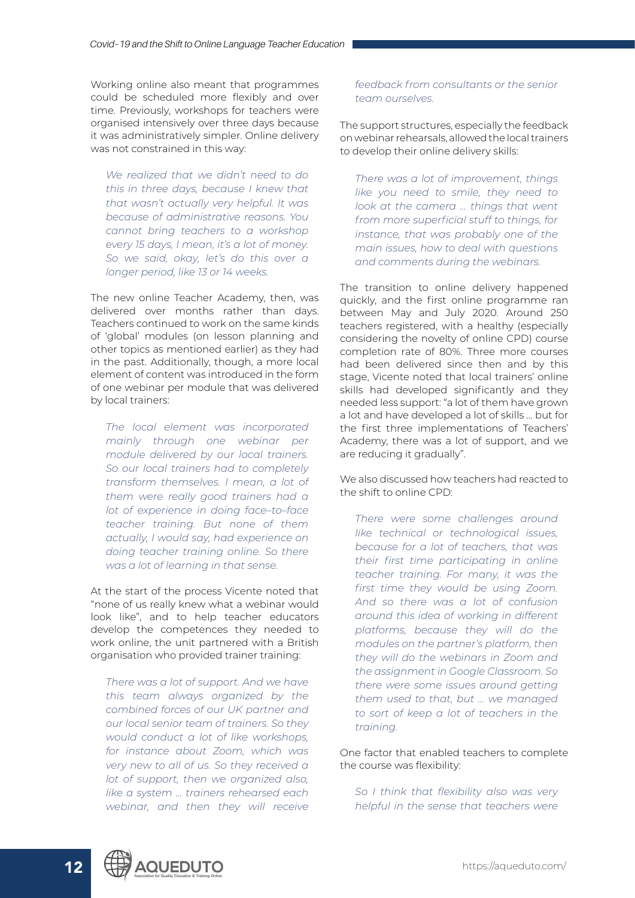Working online also meant that programmes could be scheduled more flexibly and over time. Previously, workshops for teachers were organised intensively over three days because it was administratively simpler. Online delivery was not constrained in this way:

> *We realized that we didn't need to do this in three days, because I knew that that wasn't actually very helpful. It was because of administrative reasons. You cannot bring teachers to a workshop every 15 days, I mean, it's a lot of money. So we said, okay, let's do this over a longer period, like 13 or 14 weeks.*

The new online Teacher Academy, then, was delivered over months rather than days. Teachers continued to work on the same kinds of 'global' modules (on lesson planning and other topics as mentioned earlier) as they had in the past. Additionally, though, a more local element of content was introduced in the form of one webinar per module that was delivered by local trainers:

> *The local element was incorporated mainly through one webinar per module delivered by our local trainers. So our local trainers had to completely transform themselves. I mean, a lot of them were really good trainers had a lot of experience in doing face–to–face teacher training. But none of them actually, I would say, had experience on doing teacher training online. So there was a lot of learning in that sense.*

At the start of the process Vicente noted that "none of us really knew what a webinar would look like", and to help teacher educators develop the competences they needed to work online, the unit partnered with a British organisation who provided trainer training:

> *There was a lot of support. And we have this team always organized by the combined forces of our UK partner and our local senior team of trainers. So they would conduct a lot of like workshops, for instance about Zoom, which was very new to all of us. So they received a lot of support, then we organized also, like a system … trainers rehearsed each webinar, and then they will receive feedback from consultants or the senior team ourselves.*

The support structures, especially the feedback on webinar rehearsals, allowed the local trainers to develop their online delivery skills:

> *There was a lot of improvement, things like you need to smile, they need to look at the camera … things that went from more superficial stuff to things, for instance, that was probably one of the main issues, how to deal with questions and comments during the webinars.*

The transition to online delivery happened quickly, and the first online programme ran between May and July 2020. Around 250 teachers registered, with a healthy (especially considering the novelty of online CPD) course completion rate of 80%. Three more courses had been delivered since then and by this stage, Vicente noted that local trainers' online skills had developed significantly and they needed less support: "a lot of them have grown a lot and have developed a lot of skills … but for the first three implementations of Teachers' Academy, there was a lot of support, and we are reducing it gradually".

We also discussed how teachers had reacted to the shift to online CPD:

> *There were some challenges around like technical or technological issues, because for a lot of teachers, that was their first time participating in online teacher training. For many, it was the first time they would be using Zoom. And so there was a lot of confusion around this idea of working in different platforms, because they will do the modules on the partner's platform, then they will do the webinars in Zoom and the assignment in Google Classroom. So there were some issues around getting them used to that, but … we managed to sort of keep a lot of teachers in the training.*

One factor that enabled teachers to complete the course was flexibility:

> *So I think that flexibility also was very helpful in the sense that teachers were*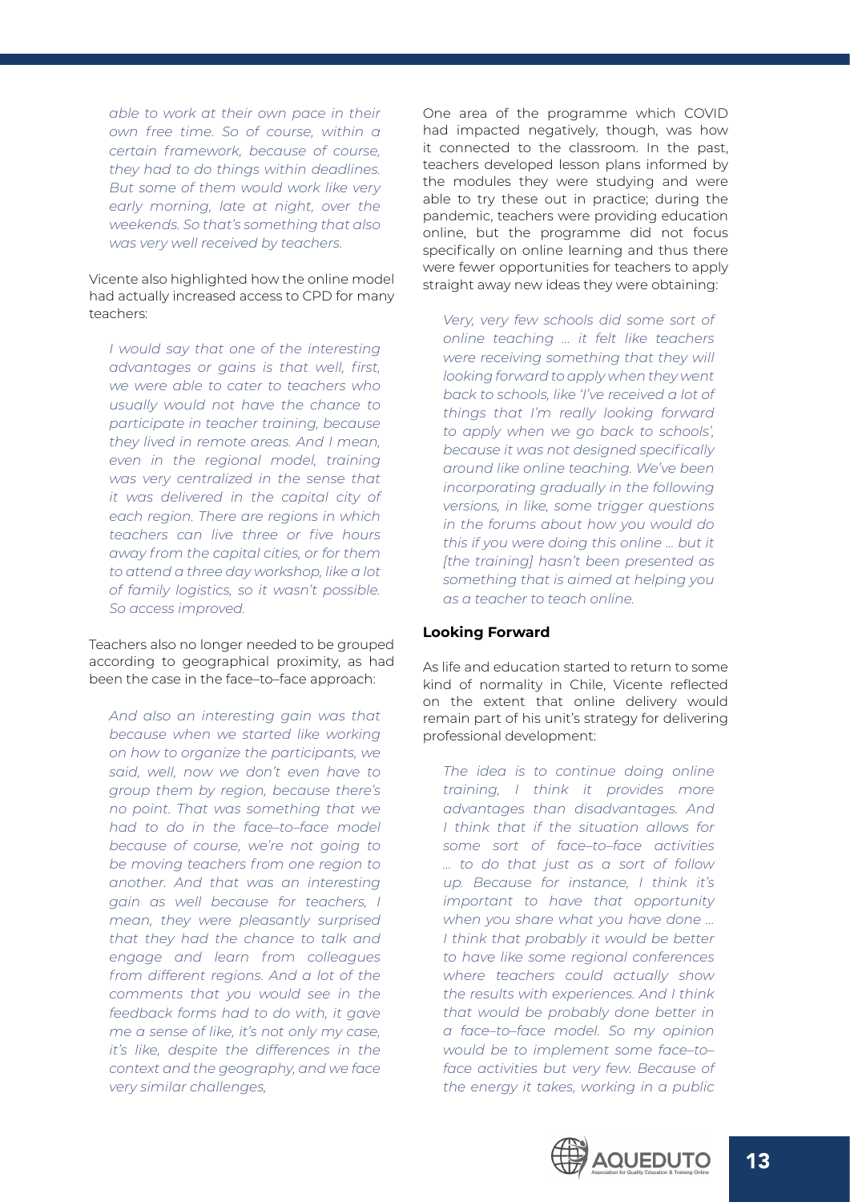*able to work at their own pace in their own free time. So of course, within a certain framework, because of course, they had to do things within deadlines. But some of them would work like very early morning, late at night, over the weekends. So that's something that also was very well received by teachers.*

Vicente also highlighted how the online model had actually increased access to CPD for many teachers:

*I would say that one of the interesting advantages or gains is that well, first, we were able to cater to teachers who usually would not have the chance to participate in teacher training, because they lived in remote areas. And I mean, even in the regional model, training was very centralized in the sense that it was delivered in the capital city of each region. There are regions in which teachers can live three or five hours away from the capital cities, or for them to attend a three day workshop, like a lot of family logistics, so it wasn't possible. So access improved.*

Teachers also no longer needed to be grouped according to geographical proximity, as had been the case in the face–to–face approach:

*And also an interesting gain was that because when we started like working on how to organize the participants, we said, well, now we don't even have to group them by region, because there's no point. That was something that we had to do in the face–to–face model because of course, we're not going to be moving teachers from one region to another. And that was an interesting gain as well because for teachers, I mean, they were pleasantly surprised that they had the chance to talk and engage and learn from colleagues from different regions. And a lot of the comments that you would see in the feedback forms had to do with, it gave me a sense of like, it's not only my case, it's like, despite the differences in the context and the geography, and we face very similar challenges,*

One area of the programme which COVID had impacted negatively, though, was how it connected to the classroom. In the past, teachers developed lesson plans informed by the modules they were studying and were able to try these out in practice; during the pandemic, teachers were providing education online, but the programme did not focus specifically on online learning and thus there were fewer opportunities for teachers to apply straight away new ideas they were obtaining:

*Very, very few schools did some sort of online teaching … it felt like teachers were receiving something that they will looking forward to apply when they went back to schools, like 'I've received a lot of things that I'm really looking forward to apply when we go back to schools', because it was not designed specifically around like online teaching. We've been incorporating gradually in the following versions, in like, some trigger questions in the forums about how you would do this if you were doing this online … but it [the training] hasn't been presented as something that is aimed at helping you as a teacher to teach online.*

### Looking Forward

As life and education started to return to some kind of normality in Chile, Vicente reflected on the extent that online delivery would remain part of his unit's strategy for delivering professional development:

*The idea is to continue doing online training, I think it provides more advantages than disadvantages. And I think that if the situation allows for some sort of face–to–face activities … to do that just as a sort of follow up. Because for instance, I think it's important to have that opportunity when you share what you have done … I think that probably it would be better to have like some regional conferences where teachers could actually show the results with experiences. And I think that would be probably done better in a face–to–face model. So my opinion would be to implement some face–to–face activities but very few. Because of the energy it takes, working in a public*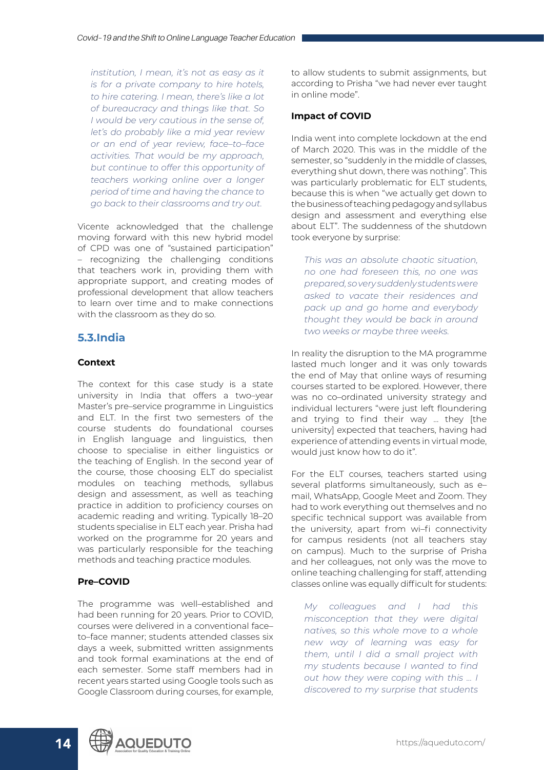*institution, I mean, it's not as easy as it is for a private company to hire hotels, to hire catering. I mean, there's like a lot of bureaucracy and things like that. So I would be very cautious in the sense of, let's do probably like a mid year review or an end of year review, face–to–face activities. That would be my approach, but continue to offer this opportunity of teachers working online over a longer period of time and having the chance to go back to their classrooms and try out.*

Vicente acknowledged that the challenge moving forward with this new hybrid model of CPD was one of "sustained participation" – recognizing the challenging conditions that teachers work in, providing them with appropriate support, and creating modes of professional development that allow teachers to learn over time and to make connections with the classroom as they do so.

## 5.3.India

**Context**

The context for this case study is a state university in India that offers a two–year Master's pre–service programme in Linguistics and ELT. In the first two semesters of the course students do foundational courses in English language and linguistics, then choose to specialise in either linguistics or the teaching of English. In the second year of the course, those choosing ELT do specialist modules on teaching methods, syllabus design and assessment, as well as teaching practice in addition to proficiency courses on academic reading and writing. Typically 18–20 students specialise in ELT each year. Prisha had worked on the programme for 20 years and was particularly responsible for the teaching methods and teaching practice modules.

**Pre–COVID**

The programme was well–established and had been running for 20 years. Prior to COVID, courses were delivered in a conventional face–to–face manner; students attended classes six days a week, submitted written assignments and took formal examinations at the end of each semester. Some staff members had in recent years started using Google tools such as Google Classroom during courses, for example, to allow students to submit assignments, but according to Prisha "we had never ever taught in online mode".

**Impact of COVID**

India went into complete lockdown at the end of March 2020. This was in the middle of the semester, so "suddenly in the middle of classes, everything shut down, there was nothing". This was particularly problematic for ELT students, because this is when "we actually get down to the business of teaching pedagogy and syllabus design and assessment and everything else about ELT". The suddenness of the shutdown took everyone by surprise:

*This was an absolute chaotic situation, no one had foreseen this, no one was prepared, so very suddenly students were asked to vacate their residences and pack up and go home and everybody thought they would be back in around two weeks or maybe three weeks.*

In reality the disruption to the MA programme lasted much longer and it was only towards the end of May that online ways of resuming courses started to be explored. However, there was no co–ordinated university strategy and individual lecturers "were just left floundering and trying to find their way … they [the university] expected that teachers, having had experience of attending events in virtual mode, would just know how to do it".

For the ELT courses, teachers started using several platforms simultaneously, such as e–mail, WhatsApp, Google Meet and Zoom. They had to work everything out themselves and no specific technical support was available from the university, apart from wi–fi connectivity for campus residents (not all teachers stay on campus). Much to the surprise of Prisha and her colleagues, not only was the move to online teaching challenging for staff, attending classes online was equally difficult for students:

*My colleagues and I had this misconception that they were digital natives, so this whole move to a whole new way of learning was easy for them, until I did a small project with my students because I wanted to find out how they were coping with this … I discovered to my surprise that students*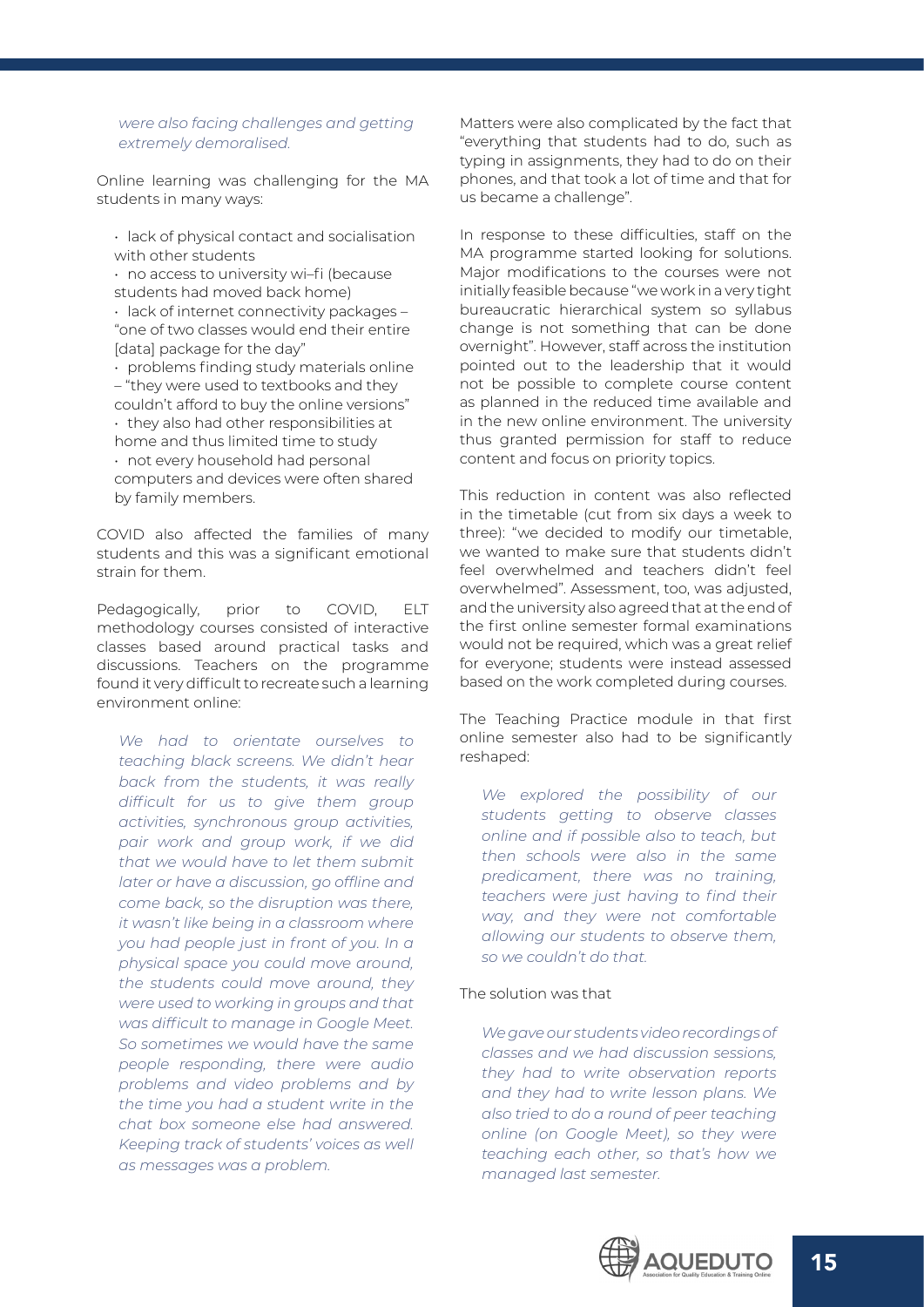*were also facing challenges and getting extremely demoralised.*

Online learning was challenging for the MA students in many ways:

- lack of physical contact and socialisation with other students
- no access to university wi-fi (because students had moved back home)
- lack of internet connectivity packages – "one of two classes would end their entire [data] package for the day"
- problems finding study materials online – "they were used to textbooks and they couldn't afford to buy the online versions"
- they also had other responsibilities at home and thus limited time to study
- not every household had personal computers and devices were often shared by family members.

COVID also affected the families of many students and this was a significant emotional strain for them.

Pedagogically, prior to COVID, ELT methodology courses consisted of interactive classes based around practical tasks and discussions. Teachers on the programme found it very difficult to recreate such a learning environment online:

> *We had to orientate ourselves to teaching black screens. We didn't hear back from the students, it was really difficult for us to give them group activities, synchronous group activities, pair work and group work, if we did that we would have to let them submit later or have a discussion, go offline and come back, so the disruption was there, it wasn't like being in a classroom where you had people just in front of you. In a physical space you could move around, the students could move around, they were used to working in groups and that was difficult to manage in Google Meet. So sometimes we would have the same people responding, there were audio problems and video problems and by the time you had a student write in the chat box someone else had answered. Keeping track of students' voices as well as messages was a problem.*

Matters were also complicated by the fact that "everything that students had to do, such as typing in assignments, they had to do on their phones, and that took a lot of time and that for us became a challenge".

In response to these difficulties, staff on the MA programme started looking for solutions. Major modifications to the courses were not initially feasible because "we work in a very tight bureaucratic hierarchical system so syllabus change is not something that can be done overnight". However, staff across the institution pointed out to the leadership that it would not be possible to complete course content as planned in the reduced time available and in the new online environment. The university thus granted permission for staff to reduce content and focus on priority topics.

This reduction in content was also reflected in the timetable (cut from six days a week to three): "we decided to modify our timetable, we wanted to make sure that students didn't feel overwhelmed and teachers didn't feel overwhelmed". Assessment, too, was adjusted, and the university also agreed that at the end of the first online semester formal examinations would not be required, which was a great relief for everyone; students were instead assessed based on the work completed during courses.

The Teaching Practice module in that first online semester also had to be significantly reshaped:

> *We explored the possibility of our students getting to observe classes online and if possible also to teach, but then schools were also in the same predicament, there was no training, teachers were just having to find their way, and they were not comfortable allowing our students to observe them, so we couldn't do that.*

The solution was that

> *We gave our students video recordings of classes and we had discussion sessions, they had to write observation reports and they had to write lesson plans. We also tried to do a round of peer teaching online (on Google Meet), so they were teaching each other, so that's how we managed last semester.*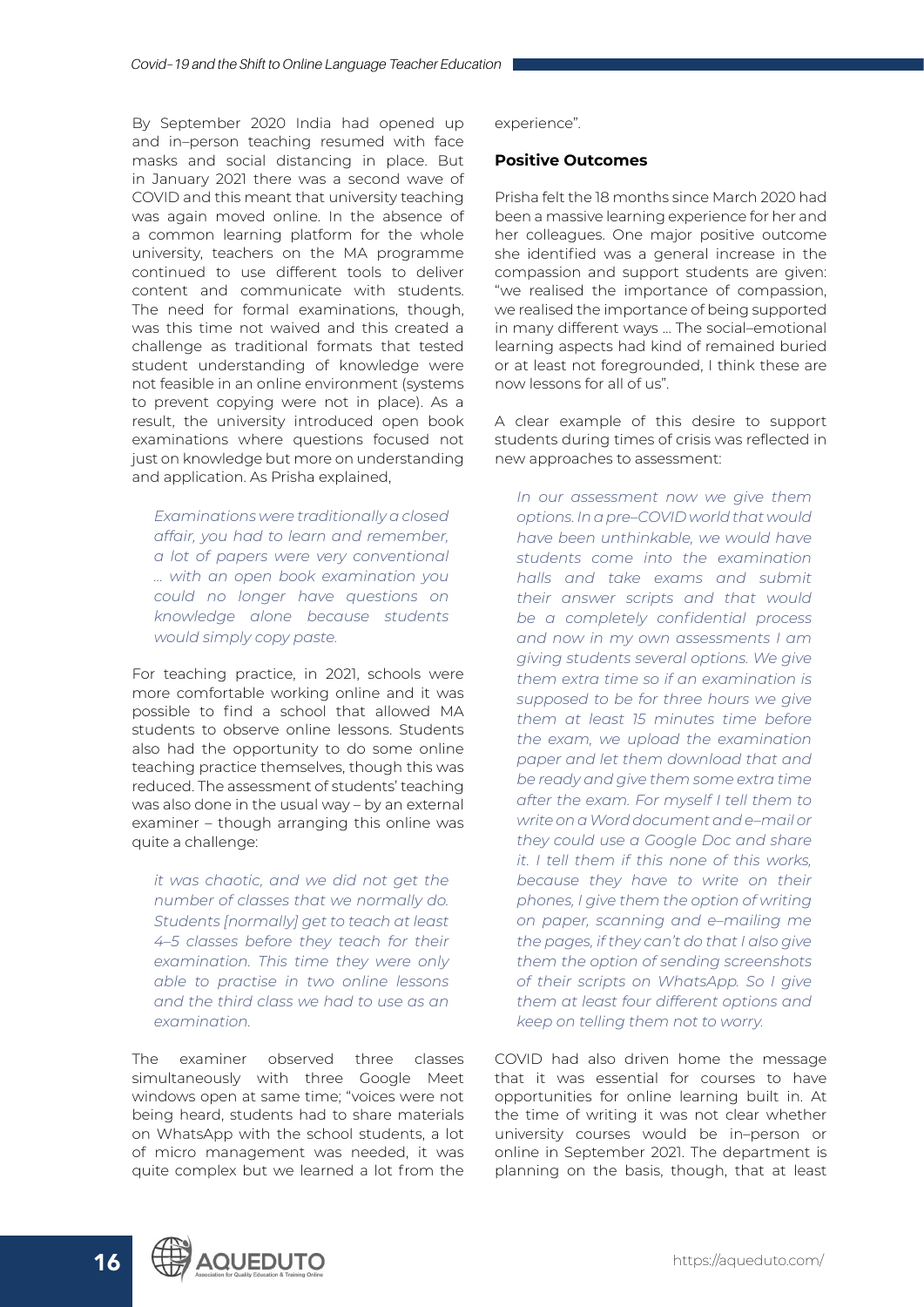By September 2020 India had opened up and in–person teaching resumed with face masks and social distancing in place. But in January 2021 there was a second wave of COVID and this meant that university teaching was again moved online. In the absence of a common learning platform for the whole university, teachers on the MA programme continued to use different tools to deliver content and communicate with students. The need for formal examinations, though, was this time not waived and this created a challenge as traditional formats that tested student understanding of knowledge were not feasible in an online environment (systems to prevent copying were not in place). As a result, the university introduced open book examinations where questions focused not just on knowledge but more on understanding and application. As Prisha explained,

> *Examinations were traditionally a closed affair, you had to learn and remember, a lot of papers were very conventional … with an open book examination you could no longer have questions on knowledge alone because students would simply copy paste.*

For teaching practice, in 2021, schools were more comfortable working online and it was possible to find a school that allowed MA students to observe online lessons. Students also had the opportunity to do some online teaching practice themselves, though this was reduced. The assessment of students' teaching was also done in the usual way – by an external examiner – though arranging this online was quite a challenge:

> *it was chaotic, and we did not get the number of classes that we normally do. Students [normally] get to teach at least 4–5 classes before they teach for their examination. This time they were only able to practise in two online lessons and the third class we had to use as an examination.*

The examiner observed three classes simultaneously with three Google Meet windows open at same time; "voices were not being heard, students had to share materials on WhatsApp with the school students, a lot of micro management was needed, it was quite complex but we learned a lot from the experience".

**Positive Outcomes**

Prisha felt the 18 months since March 2020 had been a massive learning experience for her and her colleagues. One major positive outcome she identified was a general increase in the compassion and support students are given: "we realised the importance of compassion, we realised the importance of being supported in many different ways … The social–emotional learning aspects had kind of remained buried or at least not foregrounded, I think these are now lessons for all of us".

A clear example of this desire to support students during times of crisis was reflected in new approaches to assessment:

> *In our assessment now we give them options. In a pre–COVID world that would have been unthinkable, we would have students come into the examination halls and take exams and submit their answer scripts and that would be a completely confidential process and now in my own assessments I am giving students several options. We give them extra time so if an examination is supposed to be for three hours we give them at least 15 minutes time before the exam, we upload the examination paper and let them download that and be ready and give them some extra time after the exam. For myself I tell them to write on a Word document and e–mail or they could use a Google Doc and share it. I tell them if this none of this works, because they have to write on their phones, I give them the option of writing on paper, scanning and e–mailing me the pages, if they can't do that I also give them the option of sending screenshots of their scripts on WhatsApp. So I give them at least four different options and keep on telling them not to worry.*

COVID had also driven home the message that it was essential for courses to have opportunities for online learning built in. At the time of writing it was not clear whether university courses would be in–person or online in September 2021. The department is planning on the basis, though, that at least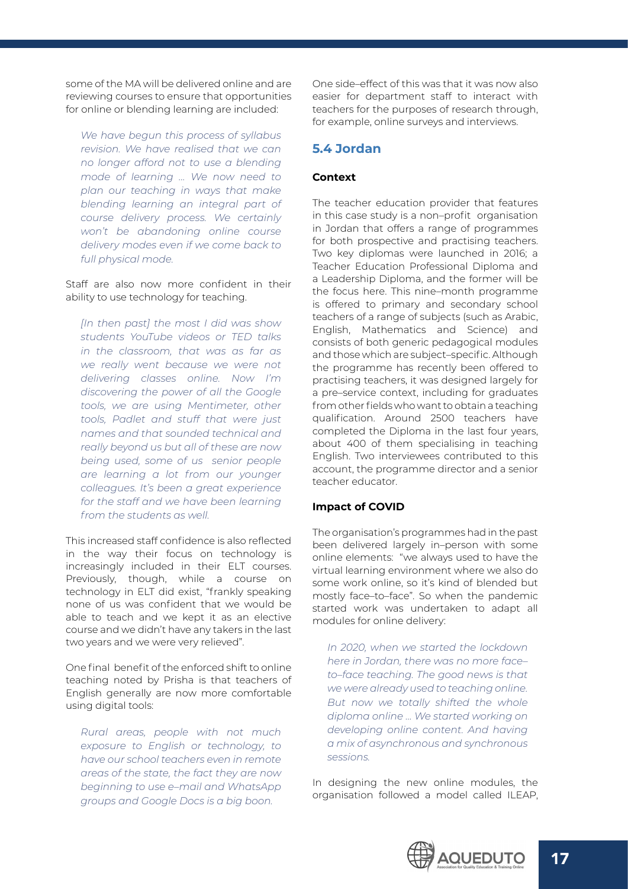some of the MA will be delivered online and are reviewing courses to ensure that opportunities for online or blending learning are included:

> *We have begun this process of syllabus revision. We have realised that we can no longer afford not to use a blending mode of learning … We now need to plan our teaching in ways that make blending learning an integral part of course delivery process. We certainly won't be abandoning online course delivery modes even if we come back to full physical mode.*

Staff are also now more confident in their ability to use technology for teaching.

> *[In then past] the most I did was show students YouTube videos or TED talks in the classroom, that was as far as we really went because we were not delivering classes online. Now I'm discovering the power of all the Google tools, we are using Mentimeter, other tools, Padlet and stuff that were just names and that sounded technical and really beyond us but all of these are now being used, some of us senior people are learning a lot from our younger colleagues. It's been a great experience for the staff and we have been learning from the students as well.*

This increased staff confidence is also reflected in the way their focus on technology is increasingly included in their ELT courses. Previously, though, while a course on technology in ELT did exist, "frankly speaking none of us was confident that we would be able to teach and we kept it as an elective course and we didn't have any takers in the last two years and we were very relieved".

One final benefit of the enforced shift to online teaching noted by Prisha is that teachers of English generally are now more comfortable using digital tools:

> *Rural areas, people with not much exposure to English or technology, to have our school teachers even in remote areas of the state, the fact they are now beginning to use e–mail and WhatsApp groups and Google Docs is a big boon.*

One side–effect of this was that it was now also easier for department staff to interact with teachers for the purposes of research through, for example, online surveys and interviews.

## 5.4 Jordan

#### Context

The teacher education provider that features in this case study is a non–profit organisation in Jordan that offers a range of programmes for both prospective and practising teachers. Two key diplomas were launched in 2016; a Teacher Education Professional Diploma and a Leadership Diploma, and the former will be the focus here. This nine–month programme is offered to primary and secondary school teachers of a range of subjects (such as Arabic, English, Mathematics and Science) and consists of both generic pedagogical modules and those which are subject–specific. Although the programme has recently been offered to practising teachers, it was designed largely for a pre–service context, including for graduates from other fields who want to obtain a teaching qualification. Around 2500 teachers have completed the Diploma in the last four years, about 400 of them specialising in teaching English. Two interviewees contributed to this account, the programme director and a senior teacher educator.

#### Impact of COVID

The organisation's programmes had in the past been delivered largely in–person with some online elements: "we always used to have the virtual learning environment where we also do some work online, so it's kind of blended but mostly face–to–face". So when the pandemic started work was undertaken to adapt all modules for online delivery:

> *In 2020, when we started the lockdown here in Jordan, there was no more face–to–face teaching. The good news is that we were already used to teaching online. But now we totally shifted the whole diploma online … We started working on developing online content. And having a mix of asynchronous and synchronous sessions.*

In designing the new online modules, the organisation followed a model called ILEAP,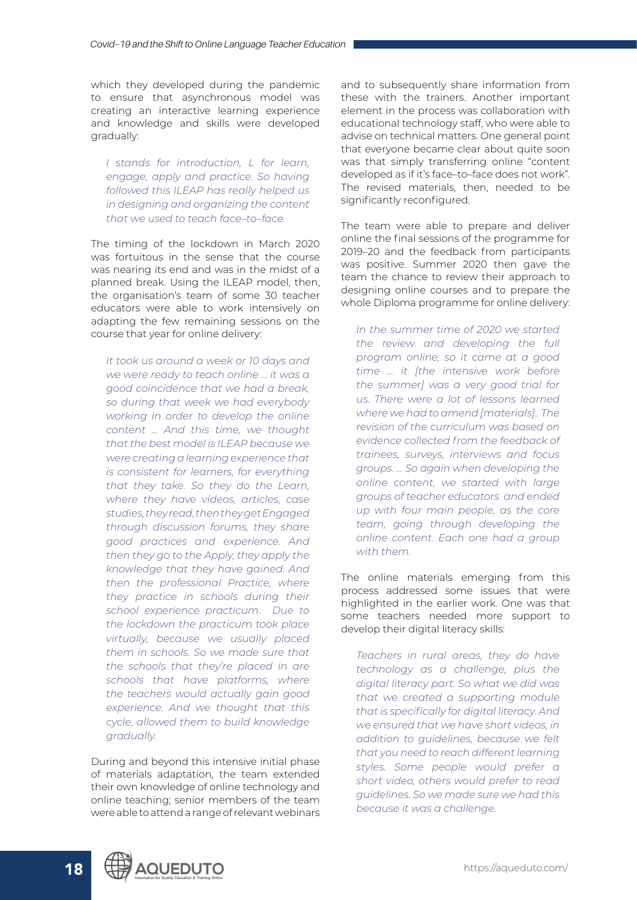which they developed during the pandemic to ensure that asynchronous model was creating an interactive learning experience and knowledge and skills were developed gradually:

> *I stands for introduction, L for learn, engage, apply and practice. So having followed this ILEAP has really helped us in designing and organizing the content that we used to teach face–to–face.*

The timing of the lockdown in March 2020 was fortuitous in the sense that the course was nearing its end and was in the midst of a planned break. Using the ILEAP model, then, the organisation's team of some 30 teacher educators were able to work intensively on adapting the few remaining sessions on the course that year for online delivery:

> *It took us around a week or 10 days and we were ready to teach online … it was a good coincidence that we had a break, so during that week we had everybody working in order to develop the online content … And this time, we thought that the best model is ILEAP because we were creating a learning experience that is consistent for learners, for everything that they take. So they do the Learn, where they have videos, articles, case studies, they read, then they get Engaged through discussion forums, they share good practices and experience. And then they go to the Apply, they apply the knowledge that they have gained. And then the professional Practice, where they practice in schools during their school experience practicum. Due to the lockdown the practicum took place virtually, because we usually placed them in schools. So we made sure that the schools that they're placed in are schools that have platforms, where the teachers would actually gain good experience. And we thought that this cycle, allowed them to build knowledge gradually.*

During and beyond this intensive initial phase of materials adaptation, the team extended their own knowledge of online technology and online teaching; senior members of the team were able to attend a range of relevant webinars and to subsequently share information from these with the trainers. Another important element in the process was collaboration with educational technology staff, who were able to advise on technical matters. One general point that everyone became clear about quite soon was that simply transferring online "content developed as if it's face–to–face does not work". The revised materials, then, needed to be significantly reconfigured.

The team were able to prepare and deliver online the final sessions of the programme for 2019–20 and the feedback from participants was positive. Summer 2020 then gave the team the chance to review their approach to designing online courses and to prepare the whole Diploma programme for online delivery:

> *In the summer time of 2020 we started the review and developing the full program online, so it came at a good time … it [the intensive work before the summer] was a very good trial for us. There were a lot of lessons learned where we had to amend [materials].. The revision of the curriculum was based on evidence collected from the feedback of trainees, surveys, interviews and focus groups. … So again when developing the online content, we started with large groups of teacher educators and ended up with four main people, as the core team, going through developing the online content. Each one had a group with them.*

The online materials emerging from this process addressed some issues that were highlighted in the earlier work. One was that some teachers needed more support to develop their digital literacy skills:

> *Teachers in rural areas, they do have technology as a challenge, plus the digital literacy part. So what we did was that we created a supporting module that is specifically for digital literacy. And we ensured that we have short videos, in addition to guidelines, because we felt that you need to reach different learning styles. Some people would prefer a short video, others would prefer to read guidelines. So we made sure we had this because it was a challenge.*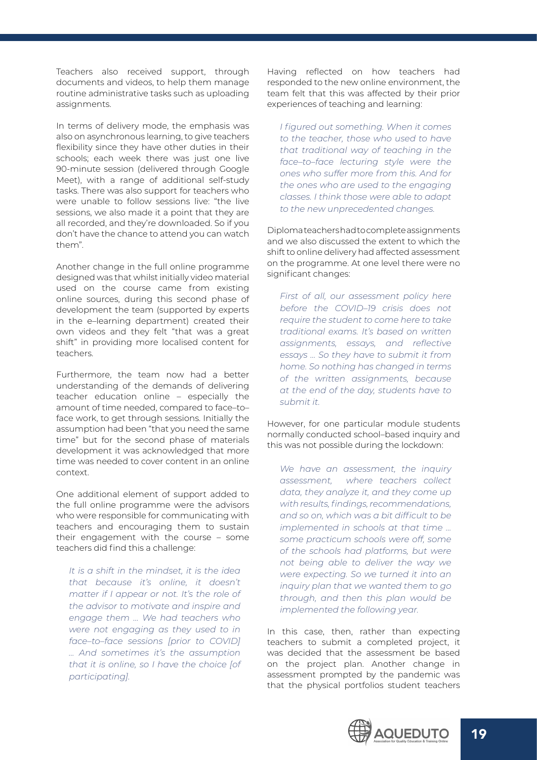Teachers also received support, through documents and videos, to help them manage routine administrative tasks such as uploading assignments.

In terms of delivery mode, the emphasis was also on asynchronous learning, to give teachers flexibility since they have other duties in their schools; each week there was just one live 90-minute session (delivered through Google Meet), with a range of additional self-study tasks. There was also support for teachers who were unable to follow sessions live: "the live sessions, we also made it a point that they are all recorded, and they're downloaded. So if you don't have the chance to attend you can watch them".

Another change in the full online programme designed was that whilst initially video material used on the course came from existing online sources, during this second phase of development the team (supported by experts in the e–learning department) created their own videos and they felt "that was a great shift" in providing more localised content for teachers.

Furthermore, the team now had a better understanding of the demands of delivering teacher education online – especially the amount of time needed, compared to face–to–face work, to get through sessions. Initially the assumption had been "that you need the same time" but for the second phase of materials development it was acknowledged that more time was needed to cover content in an online context.

One additional element of support added to the full online programme were the advisors who were responsible for communicating with teachers and encouraging them to sustain their engagement with the course – some teachers did find this a challenge:

> *It is a shift in the mindset, it is the idea that because it's online, it doesn't matter if I appear or not. It's the role of the advisor to motivate and inspire and engage them ... We had teachers who were not engaging as they used to in face–to–face sessions [prior to COVID] ... And sometimes it's the assumption that it is online, so I have the choice [of participating].*

Having reflected on how teachers had responded to the new online environment, the team felt that this was affected by their prior experiences of teaching and learning:

> *I figured out something. When it comes to the teacher, those who used to have that traditional way of teaching in the face–to–face lecturing style were the ones who suffer more from this. And for the ones who are used to the engaging classes. I think those were able to adapt to the new unprecedented changes.*

Diploma teachers had to complete assignments and we also discussed the extent to which the shift to online delivery had affected assessment on the programme. At one level there were no significant changes:

> *First of all, our assessment policy here before the COVID–19 crisis does not require the student to come here to take traditional exams. It's based on written assignments, essays, and reflective essays ... So they have to submit it from home. So nothing has changed in terms of the written assignments, because at the end of the day, students have to submit it.*

However, for one particular module students normally conducted school–based inquiry and this was not possible during the lockdown:

> *We have an assessment, the inquiry assessment, where teachers collect data, they analyze it, and they come up with results, findings, recommendations, and so on, which was a bit difficult to be implemented in schools at that time ... some practicum schools were off, some of the schools had platforms, but were not being able to deliver the way we were expecting. So we turned it into an inquiry plan that we wanted them to go through, and then this plan would be implemented the following year.*

In this case, then, rather than expecting teachers to submit a completed project, it was decided that the assessment be based on the project plan. Another change in assessment prompted by the pandemic was that the physical portfolios student teachers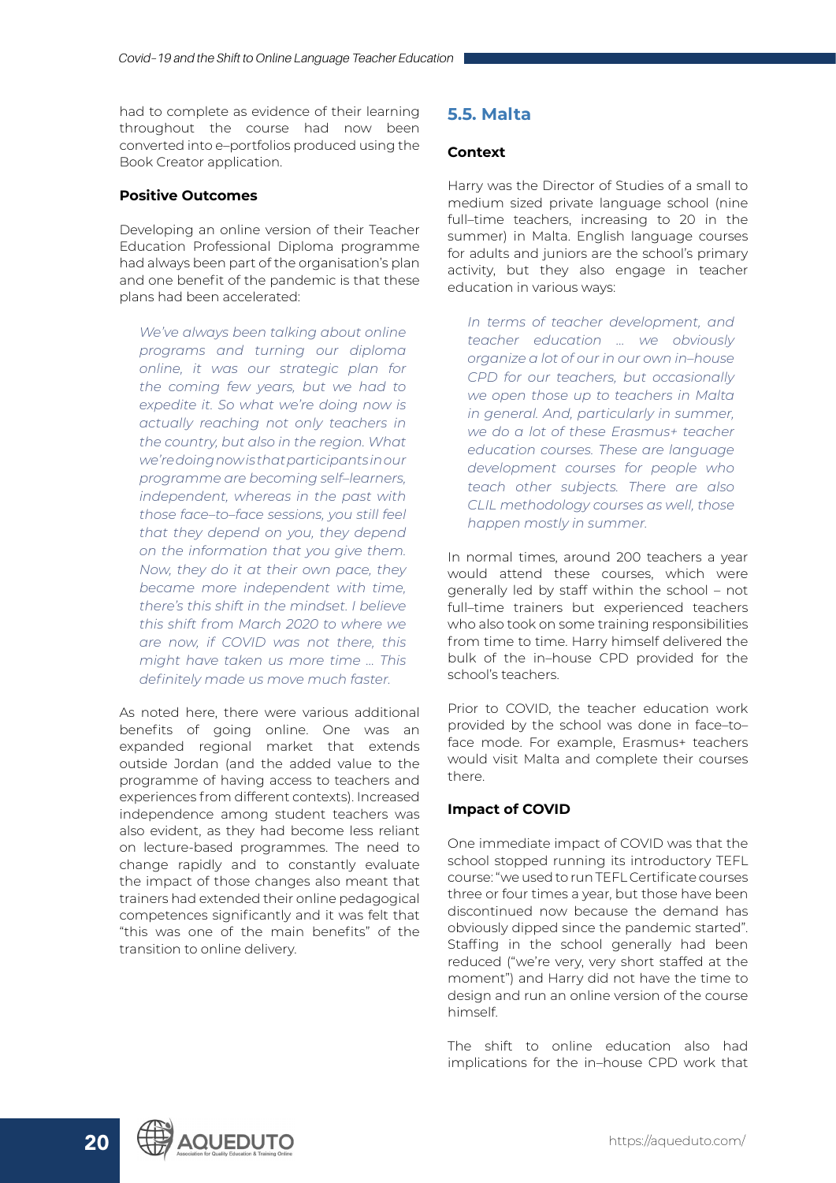had to complete as evidence of their learning throughout the course had now been converted into e–portfolios produced using the Book Creator application.

#### Positive Outcomes

Developing an online version of their Teacher Education Professional Diploma programme had always been part of the organisation's plan and one benefit of the pandemic is that these plans had been accelerated:

> *We've always been talking about online programs and turning our diploma online, it was our strategic plan for the coming few years, but we had to expedite it. So what we're doing now is actually reaching not only teachers in the country, but also in the region. What we're doing now is that participants in our programme are becoming self–learners, independent, whereas in the past with those face–to–face sessions, you still feel that they depend on you, they depend on the information that you give them. Now, they do it at their own pace, they became more independent with time, there's this shift in the mindset. I believe this shift from March 2020 to where we are now, if COVID was not there, this might have taken us more time … This definitely made us move much faster.*

As noted here, there were various additional benefits of going online. One was an expanded regional market that extends outside Jordan (and the added value to the programme of having access to teachers and experiences from different contexts). Increased independence among student teachers was also evident, as they had become less reliant on lecture-based programmes. The need to change rapidly and to constantly evaluate the impact of those changes also meant that trainers had extended their online pedagogical competences significantly and it was felt that "this was one of the main benefits" of the transition to online delivery.

### 5.5. Malta

#### Context

Harry was the Director of Studies of a small to medium sized private language school (nine full–time teachers, increasing to 20 in the summer) in Malta. English language courses for adults and juniors are the school's primary activity, but they also engage in teacher education in various ways:

> *In terms of teacher development, and teacher education … we obviously organize a lot of our in our own in–house CPD for our teachers, but occasionally we open those up to teachers in Malta in general. And, particularly in summer, we do a lot of these Erasmus+ teacher education courses. These are language development courses for people who teach other subjects. There are also CLIL methodology courses as well, those happen mostly in summer.*

In normal times, around 200 teachers a year would attend these courses, which were generally led by staff within the school – not full–time trainers but experienced teachers who also took on some training responsibilities from time to time. Harry himself delivered the bulk of the in–house CPD provided for the school's teachers.

Prior to COVID, the teacher education work provided by the school was done in face–to–face mode. For example, Erasmus+ teachers would visit Malta and complete their courses there.

#### Impact of COVID

One immediate impact of COVID was that the school stopped running its introductory TEFL course: "we used to run TEFL Certificate courses three or four times a year, but those have been discontinued now because the demand has obviously dipped since the pandemic started". Staffing in the school generally had been reduced ("we're very, very short staffed at the moment") and Harry did not have the time to design and run an online version of the course himself.

The shift to online education also had implications for the in–house CPD work that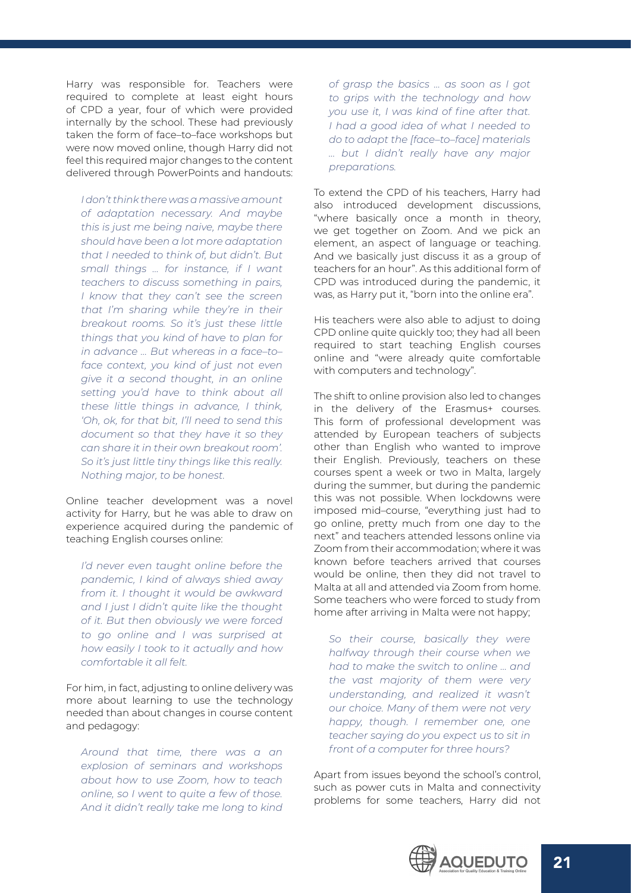Harry was responsible for. Teachers were required to complete at least eight hours of CPD a year, four of which were provided internally by the school. These had previously taken the form of face–to–face workshops but were now moved online, though Harry did not feel this required major changes to the content delivered through PowerPoints and handouts:

> *I don't think there was a massive amount of adaptation necessary. And maybe this is just me being naive, maybe there should have been a lot more adaptation that I needed to think of, but didn't. But small things … for instance, if I want teachers to discuss something in pairs, I know that they can't see the screen that I'm sharing while they're in their breakout rooms. So it's just these little things that you kind of have to plan for in advance … But whereas in a face–to–face context, you kind of just not even give it a second thought, in an online setting you'd have to think about all these little things in advance, I think, 'Oh, ok, for that bit, I'll need to send this document so that they have it so they can share it in their own breakout room'. So it's just little tiny things like this really. Nothing major, to be honest.*

Online teacher development was a novel activity for Harry, but he was able to draw on experience acquired during the pandemic of teaching English courses online:

> *I'd never even taught online before the pandemic, I kind of always shied away from it. I thought it would be awkward and I just I didn't quite like the thought of it. But then obviously we were forced to go online and I was surprised at how easily I took to it actually and how comfortable it all felt.*

For him, in fact, adjusting to online delivery was more about learning to use the technology needed than about changes in course content and pedagogy:

> *Around that time, there was a an explosion of seminars and workshops about how to use Zoom, how to teach online, so I went to quite a few of those. And it didn't really take me long to kind of grasp the basics … as soon as I got to grips with the technology and how you use it, I was kind of fine after that. I had a good idea of what I needed to do to adapt the [face–to–face] materials … but I didn't really have any major preparations.*

To extend the CPD of his teachers, Harry had also introduced development discussions, "where basically once a month in theory, we get together on Zoom. And we pick an element, an aspect of language or teaching. And we basically just discuss it as a group of teachers for an hour". As this additional form of CPD was introduced during the pandemic, it was, as Harry put it, "born into the online era".

His teachers were also able to adjust to doing CPD online quite quickly too; they had all been required to start teaching English courses online and "were already quite comfortable with computers and technology".

The shift to online provision also led to changes in the delivery of the Erasmus+ courses. This form of professional development was attended by European teachers of subjects other than English who wanted to improve their English. Previously, teachers on these courses spent a week or two in Malta, largely during the summer, but during the pandemic this was not possible. When lockdowns were imposed mid–course, "everything just had to go online, pretty much from one day to the next" and teachers attended lessons online via Zoom from their accommodation; where it was known before teachers arrived that courses would be online, then they did not travel to Malta at all and attended via Zoom from home. Some teachers who were forced to study from home after arriving in Malta were not happy;

> *So their course, basically they were halfway through their course when we had to make the switch to online … and the vast majority of them were very understanding, and realized it wasn't our choice. Many of them were not very happy, though. I remember one, one teacher saying do you expect us to sit in front of a computer for three hours?*

Apart from issues beyond the school's control, such as power cuts in Malta and connectivity problems for some teachers, Harry did not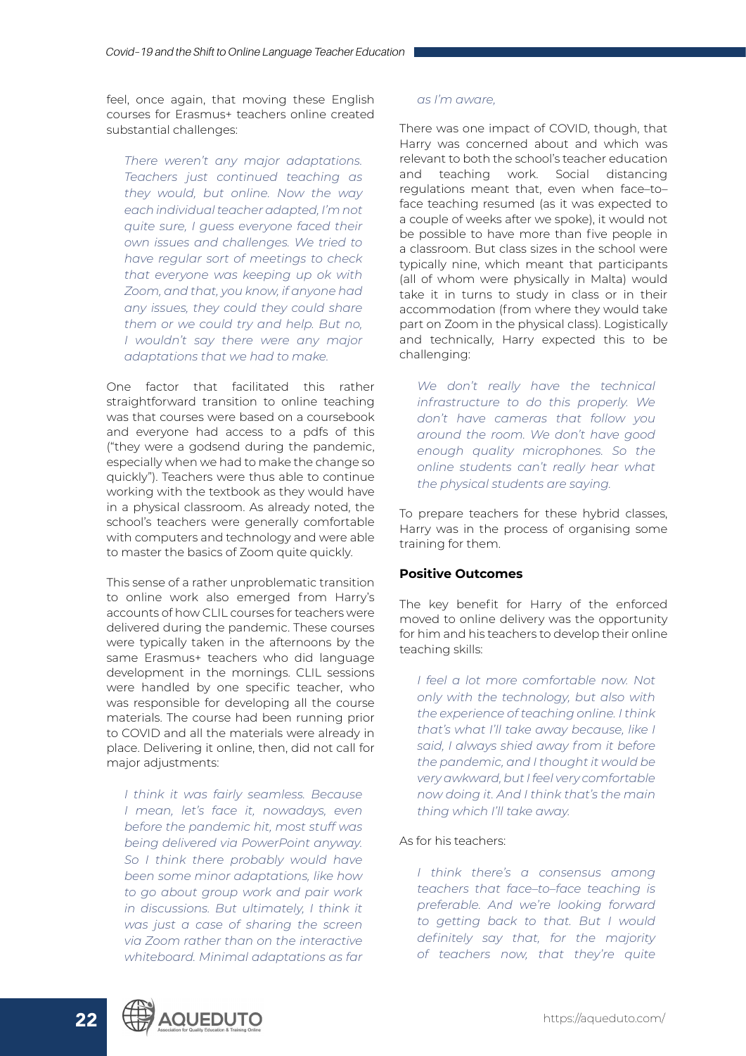feel, once again, that moving these English courses for Erasmus+ teachers online created substantial challenges:

> *There weren't any major adaptations. Teachers just continued teaching as they would, but online. Now the way each individual teacher adapted, I'm not quite sure, I guess everyone faced their own issues and challenges. We tried to have regular sort of meetings to check that everyone was keeping up ok with Zoom, and that, you know, if anyone had any issues, they could they could share them or we could try and help. But no, I wouldn't say there were any major adaptations that we had to make.*

One factor that facilitated this rather straightforward transition to online teaching was that courses were based on a coursebook and everyone had access to a pdfs of this ("they were a godsend during the pandemic, especially when we had to make the change so quickly"). Teachers were thus able to continue working with the textbook as they would have in a physical classroom. As already noted, the school's teachers were generally comfortable with computers and technology and were able to master the basics of Zoom quite quickly.

This sense of a rather unproblematic transition to online work also emerged from Harry's accounts of how CLIL courses for teachers were delivered during the pandemic. These courses were typically taken in the afternoons by the same Erasmus+ teachers who did language development in the mornings. CLIL sessions were handled by one specific teacher, who was responsible for developing all the course materials. The course had been running prior to COVID and all the materials were already in place. Delivering it online, then, did not call for major adjustments:

> *I think it was fairly seamless. Because I mean, let's face it, nowadays, even before the pandemic hit, most stuff was being delivered via PowerPoint anyway. So I think there probably would have been some minor adaptations, like how to go about group work and pair work in discussions. But ultimately, I think it was just a case of sharing the screen via Zoom rather than on the interactive whiteboard. Minimal adaptations as far as I'm aware,*

There was one impact of COVID, though, that Harry was concerned about and which was relevant to both the school's teacher education and teaching work. Social distancing regulations meant that, even when face–to–face teaching resumed (as it was expected to a couple of weeks after we spoke), it would not be possible to have more than five people in a classroom. But class sizes in the school were typically nine, which meant that participants (all of whom were physically in Malta) would take it in turns to study in class or in their accommodation (from where they would take part on Zoom in the physical class). Logistically and technically, Harry expected this to be challenging:

> *We don't really have the technical infrastructure to do this properly. We don't have cameras that follow you around the room. We don't have good enough quality microphones. So the online students can't really hear what the physical students are saying.*

To prepare teachers for these hybrid classes, Harry was in the process of organising some training for them.

**Positive Outcomes**

The key benefit for Harry of the enforced moved to online delivery was the opportunity for him and his teachers to develop their online teaching skills:

> *I feel a lot more comfortable now. Not only with the technology, but also with the experience of teaching online. I think that's what I'll take away because, like I said, I always shied away from it before the pandemic, and I thought it would be very awkward, but I feel very comfortable now doing it. And I think that's the main thing which I'll take away.*

As for his teachers:

> *I think there's a consensus among teachers that face–to–face teaching is preferable. And we're looking forward to getting back to that. But I would definitely say that, for the majority of teachers now, that they're quite*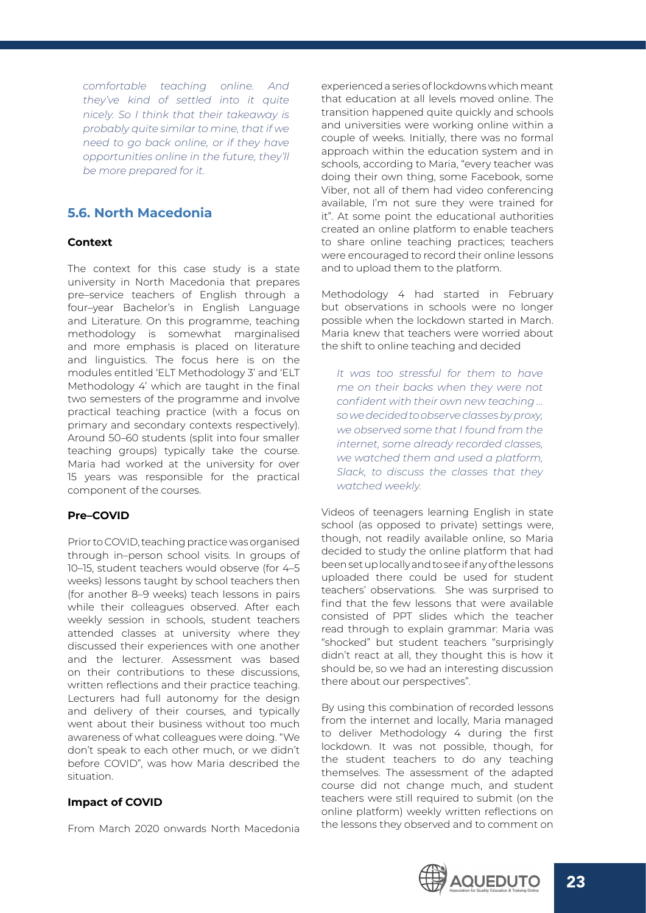*comfortable teaching online. And they've kind of settled into it quite nicely. So I think that their takeaway is probably quite similar to mine, that if we need to go back online, or if they have opportunities online in the future, they'll be more prepared for it.*

## 5.6. North Macedonia

### Context

The context for this case study is a state university in North Macedonia that prepares pre–service teachers of English through a four–year Bachelor's in English Language and Literature. On this programme, teaching methodology is somewhat marginalised and more emphasis is placed on literature and linguistics. The focus here is on the modules entitled 'ELT Methodology 3' and 'ELT Methodology 4' which are taught in the final two semesters of the programme and involve practical teaching practice (with a focus on primary and secondary contexts respectively). Around 50–60 students (split into four smaller teaching groups) typically take the course. Maria had worked at the university for over 15 years was responsible for the practical component of the courses.

### Pre–COVID

Prior to COVID, teaching practice was organised through in–person school visits. In groups of 10–15, student teachers would observe (for 4–5 weeks) lessons taught by school teachers then (for another 8–9 weeks) teach lessons in pairs while their colleagues observed. After each weekly session in schools, student teachers attended classes at university where they discussed their experiences with one another and the lecturer. Assessment was based on their contributions to these discussions, written reflections and their practice teaching. Lecturers had full autonomy for the design and delivery of their courses, and typically went about their business without too much awareness of what colleagues were doing. "We don't speak to each other much, or we didn't before COVID", was how Maria described the situation.

### Impact of COVID

From March 2020 onwards North Macedonia experienced a series of lockdowns which meant that education at all levels moved online. The transition happened quite quickly and schools and universities were working online within a couple of weeks. Initially, there was no formal approach within the education system and in schools, according to Maria, "every teacher was doing their own thing, some Facebook, some Viber, not all of them had video conferencing available, I'm not sure they were trained for it". At some point the educational authorities created an online platform to enable teachers to share online teaching practices; teachers were encouraged to record their online lessons and to upload them to the platform.

Methodology 4 had started in February but observations in schools were no longer possible when the lockdown started in March. Maria knew that teachers were worried about the shift to online teaching and decided

> *It was too stressful for them to have me on their backs when they were not confident with their own new teaching ... so we decided to observe classes by proxy, we observed some that I found from the internet, some already recorded classes, we watched them and used a platform, Slack, to discuss the classes that they watched weekly.*

Videos of teenagers learning English in state school (as opposed to private) settings were, though, not readily available online, so Maria decided to study the online platform that had been set up locally and to see if any of the lessons uploaded there could be used for student teachers' observations. She was surprised to find that the few lessons that were available consisted of PPT slides which the teacher read through to explain grammar: Maria was "shocked" but student teachers "surprisingly didn't react at all, they thought this is how it should be, so we had an interesting discussion there about our perspectives".

By using this combination of recorded lessons from the internet and locally, Maria managed to deliver Methodology 4 during the first lockdown. It was not possible, though, for the student teachers to do any teaching themselves. The assessment of the adapted course did not change much, and student teachers were still required to submit (on the online platform) weekly written reflections on the lessons they observed and to comment on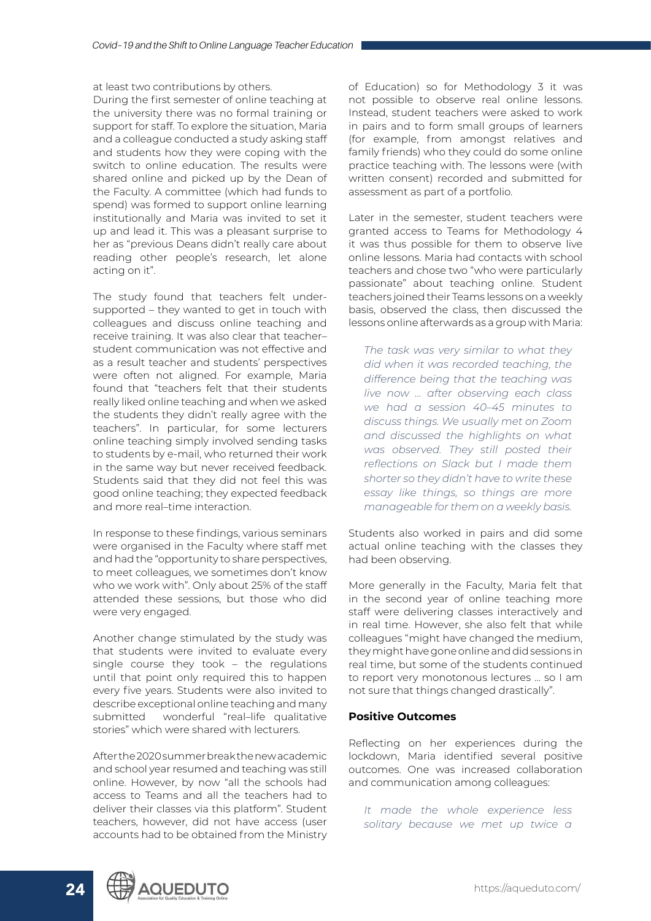at least two contributions by others.

During the first semester of online teaching at the university there was no formal training or support for staff. To explore the situation, Maria and a colleague conducted a study asking staff and students how they were coping with the switch to online education. The results were shared online and picked up by the Dean of the Faculty. A committee (which had funds to spend) was formed to support online learning institutionally and Maria was invited to set it up and lead it. This was a pleasant surprise to her as "previous Deans didn't really care about reading other people's research, let alone acting on it".

The study found that teachers felt under-supported – they wanted to get in touch with colleagues and discuss online teaching and receive training. It was also clear that teacher–student communication was not effective and as a result teacher and students' perspectives were often not aligned. For example, Maria found that "teachers felt that their students really liked online teaching and when we asked the students they didn't really agree with the teachers". In particular, for some lecturers online teaching simply involved sending tasks to students by e-mail, who returned their work in the same way but never received feedback. Students said that they did not feel this was good online teaching; they expected feedback and more real–time interaction.

In response to these findings, various seminars were organised in the Faculty where staff met and had the "opportunity to share perspectives, to meet colleagues, we sometimes don't know who we work with". Only about 25% of the staff attended these sessions, but those who did were very engaged.

Another change stimulated by the study was that students were invited to evaluate every single course they took – the regulations until that point only required this to happen every five years. Students were also invited to describe exceptional online teaching and many submitted wonderful "real–life qualitative stories" which were shared with lecturers.

After the 2020 summer break the new academic and school year resumed and teaching was still online. However, by now "all the schools had access to Teams and all the teachers had to deliver their classes via this platform". Student teachers, however, did not have access (user accounts had to be obtained from the Ministry of Education) so for Methodology 3 it was not possible to observe real online lessons. Instead, student teachers were asked to work in pairs and to form small groups of learners (for example, from amongst relatives and family friends) who they could do some online practice teaching with. The lessons were (with written consent) recorded and submitted for assessment as part of a portfolio.

Later in the semester, student teachers were granted access to Teams for Methodology 4 it was thus possible for them to observe live online lessons. Maria had contacts with school teachers and chose two "who were particularly passionate" about teaching online. Student teachers joined their Teams lessons on a weekly basis, observed the class, then discussed the lessons online afterwards as a group with Maria:

> *The task was very similar to what they did when it was recorded teaching, the difference being that the teaching was live now ... after observing each class we had a session 40–45 minutes to discuss things. We usually met on Zoom and discussed the highlights on what was observed. They still posted their reflections on Slack but I made them shorter so they didn't have to write these essay like things, so things are more manageable for them on a weekly basis.*

Students also worked in pairs and did some actual online teaching with the classes they had been observing.

More generally in the Faculty, Maria felt that in the second year of online teaching more staff were delivering classes interactively and in real time. However, she also felt that while colleagues "might have changed the medium, they might have gone online and did sessions in real time, but some of the students continued to report very monotonous lectures ... so I am not sure that things changed drastically".

### Positive Outcomes

Reflecting on her experiences during the lockdown, Maria identified several positive outcomes. One was increased collaboration and communication among colleagues:

> *It made the whole experience less solitary because we met up twice a*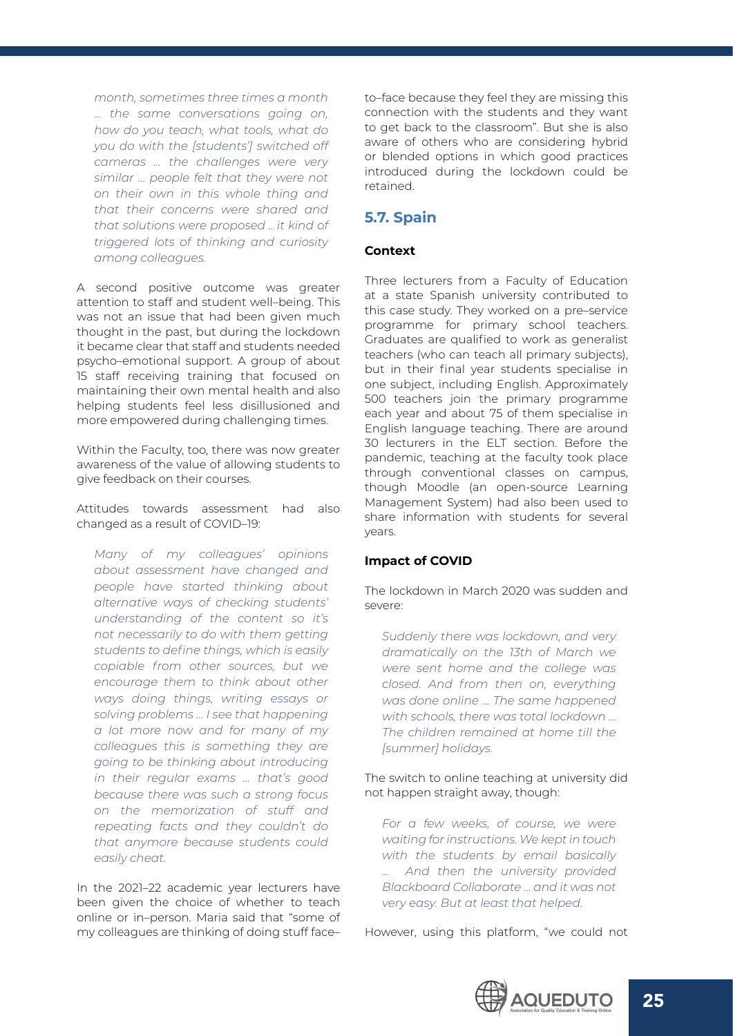*month, sometimes three times a month ... the same conversations going on, how do you teach, what tools, what do you do with the [students'] switched off cameras ... the challenges were very similar ... people felt that they were not on their own in this whole thing and that their concerns were shared and that solutions were proposed .. it kind of triggered lots of thinking and curiosity among colleagues.*

A second positive outcome was greater attention to staff and student well–being. This was not an issue that had been given much thought in the past, but during the lockdown it became clear that staff and students needed psycho–emotional support. A group of about 15 staff receiving training that focused on maintaining their own mental health and also helping students feel less disillusioned and more empowered during challenging times.

Within the Faculty, too, there was now greater awareness of the value of allowing students to give feedback on their courses.

Attitudes towards assessment had also changed as a result of COVID–19:

*Many of my colleagues' opinions about assessment have changed and people have started thinking about alternative ways of checking students' understanding of the content so it's not necessarily to do with them getting students to define things, which is easily copiable from other sources, but we encourage them to think about other ways doing things, writing essays or solving problems ... I see that happening a lot more now and for many of my colleagues this is something they are going to be thinking about introducing in their regular exams ... that's good because there was such a strong focus on the memorization of stuff and repeating facts and they couldn't do that anymore because students could easily cheat.*

In the 2021–22 academic year lecturers have been given the choice of whether to teach online or in–person. Maria said that "some of my colleagues are thinking of doing stuff face–to–face because they feel they are missing this connection with the students and they want to get back to the classroom". But she is also aware of others who are considering hybrid or blended options in which good practices introduced during the lockdown could be retained.

## 5.7. Spain

### Context

Three lecturers from a Faculty of Education at a state Spanish university contributed to this case study. They worked on a pre–service programme for primary school teachers. Graduates are qualified to work as generalist teachers (who can teach all primary subjects), but in their final year students specialise in one subject, including English. Approximately 500 teachers join the primary programme each year and about 75 of them specialise in English language teaching. There are around 30 lecturers in the ELT section. Before the pandemic, teaching at the faculty took place through conventional classes on campus, though Moodle (an open-source Learning Management System) had also been used to share information with students for several years.

### Impact of COVID

The lockdown in March 2020 was sudden and severe:

*Suddenly there was lockdown, and very dramatically on the 13th of March we were sent home and the college was closed. And from then on, everything was done online ... The same happened with schools, there was total lockdown ... The children remained at home till the [summer] holidays.*

The switch to online teaching at university did not happen straight away, though:

*For a few weeks, of course, we were waiting for instructions. We kept in touch with the students by email basically ... And then the university provided Blackboard Collaborate ... and it was not very easy. But at least that helped.*

However, using this platform, "we could not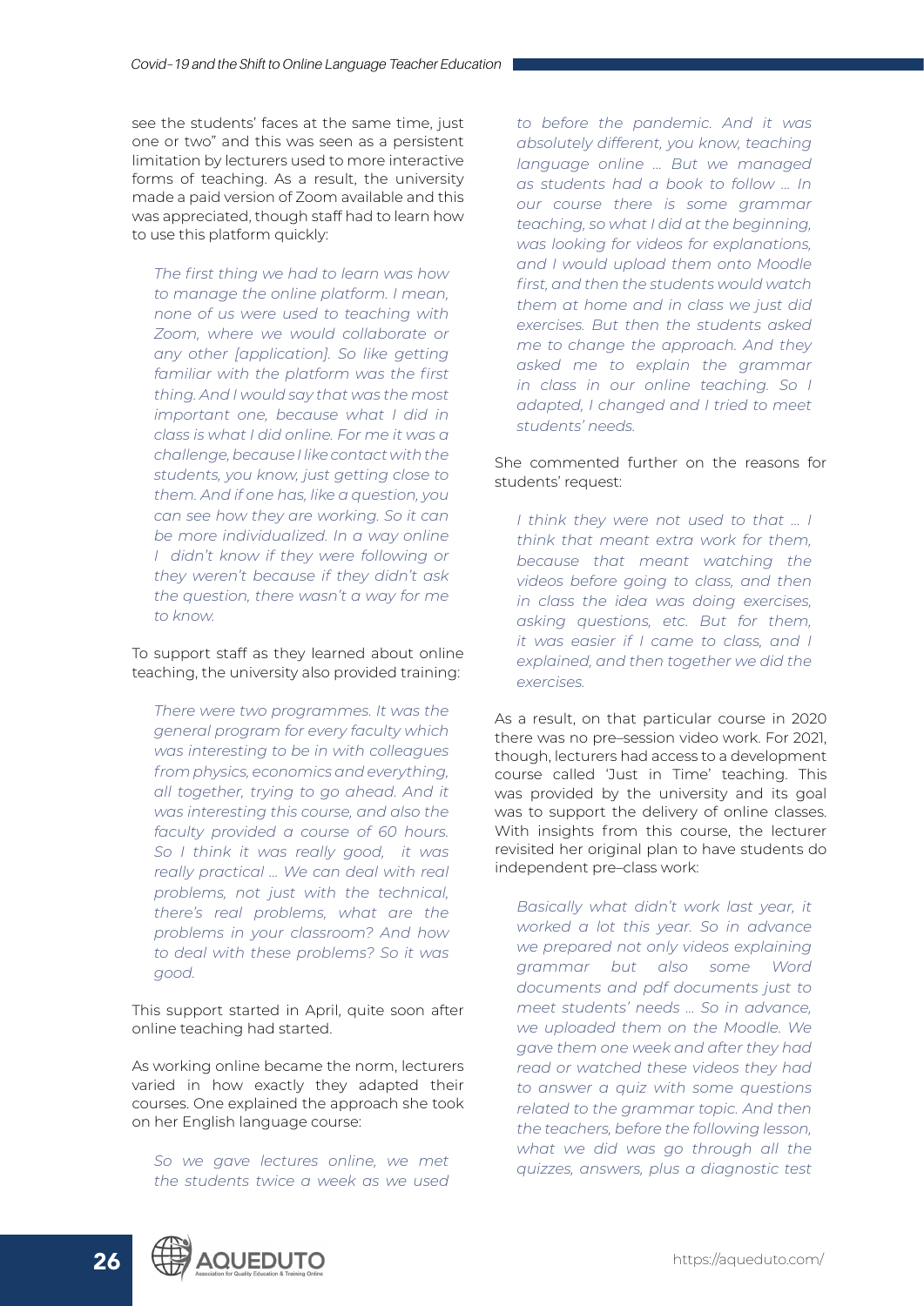see the students' faces at the same time, just one or two" and this was seen as a persistent limitation by lecturers used to more interactive forms of teaching. As a result, the university made a paid version of Zoom available and this was appreciated, though staff had to learn how to use this platform quickly:

> *The first thing we had to learn was how to manage the online platform. I mean, none of us were used to teaching with Zoom, where we would collaborate or any other [application]. So like getting familiar with the platform was the first thing. And I would say that was the most important one, because what I did in class is what I did online. For me it was a challenge, because I like contact with the students, you know, just getting close to them. And if one has, like a question, you can see how they are working. So it can be more individualized. In a way online I didn't know if they were following or they weren't because if they didn't ask the question, there wasn't a way for me to know.*

To support staff as they learned about online teaching, the university also provided training:

> *There were two programmes. It was the general program for every faculty which was interesting to be in with colleagues from physics, economics and everything, all together, trying to go ahead. And it was interesting this course, and also the faculty provided a course of 60 hours. So I think it was really good, it was really practical … We can deal with real problems, not just with the technical, there's real problems, what are the problems in your classroom? And how to deal with these problems? So it was good.*

This support started in April, quite soon after online teaching had started.

As working online became the norm, lecturers varied in how exactly they adapted their courses. One explained the approach she took on her English language course:

> *So we gave lectures online, we met the students twice a week as we used to before the pandemic. And it was absolutely different, you know, teaching language online … But we managed as students had a book to follow … In our course there is some grammar teaching, so what I did at the beginning, was looking for videos for explanations, and I would upload them onto Moodle first, and then the students would watch them at home and in class we just did exercises. But then the students asked me to change the approach. And they asked me to explain the grammar in class in our online teaching. So I adapted, I changed and I tried to meet students' needs.*

She commented further on the reasons for students' request:

> *I think they were not used to that … I think that meant extra work for them, because that meant watching the videos before going to class, and then in class the idea was doing exercises, asking questions, etc. But for them, it was easier if I came to class, and I explained, and then together we did the exercises.*

As a result, on that particular course in 2020 there was no pre–session video work. For 2021, though, lecturers had access to a development course called 'Just in Time' teaching. This was provided by the university and its goal was to support the delivery of online classes. With insights from this course, the lecturer revisited her original plan to have students do independent pre–class work:

> *Basically what didn't work last year, it worked a lot this year. So in advance we prepared not only videos explaining grammar but also some Word documents and pdf documents just to meet students' needs … So in advance, we uploaded them on the Moodle. We gave them one week and after they had read or watched these videos they had to answer a quiz with some questions related to the grammar topic. And then the teachers, before the following lesson, what we did was go through all the quizzes, answers, plus a diagnostic test*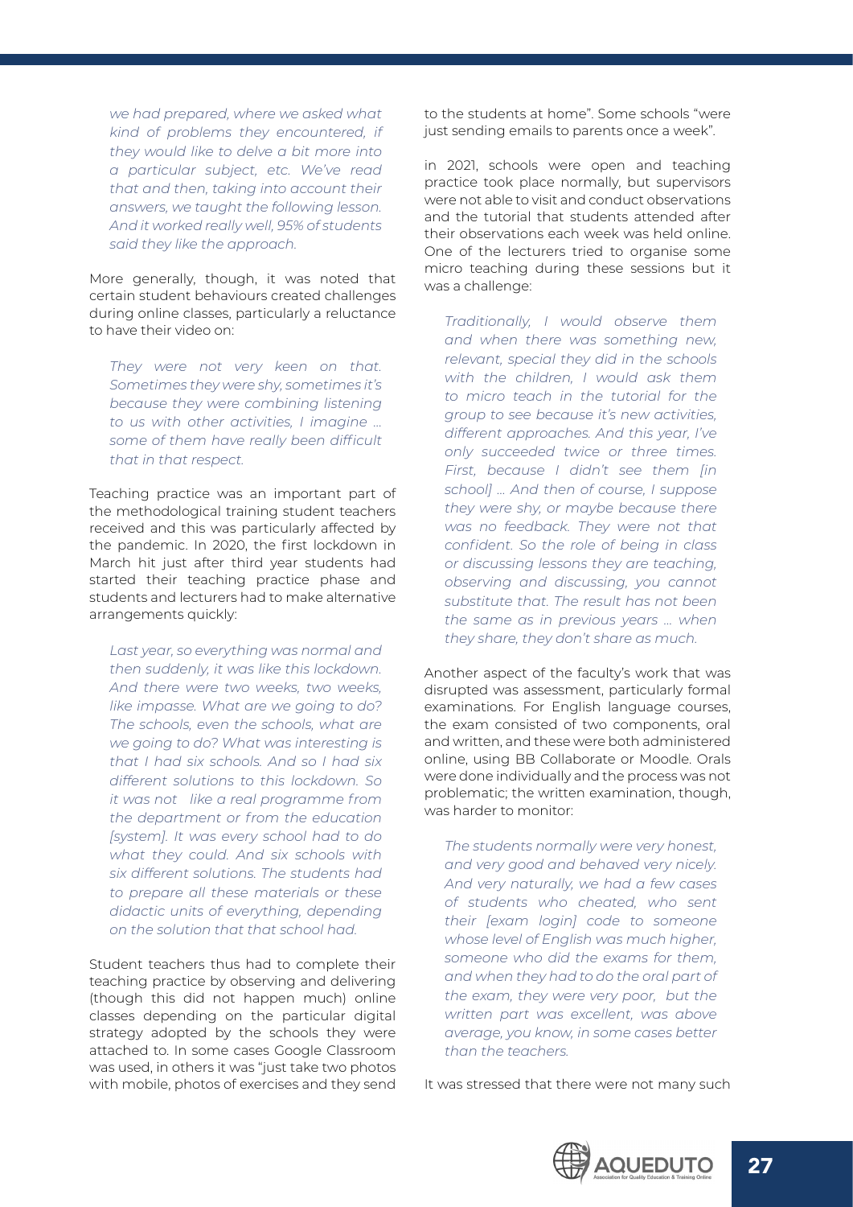*we had prepared, where we asked what kind of problems they encountered, if they would like to delve a bit more into a particular subject, etc. We've read that and then, taking into account their answers, we taught the following lesson. And it worked really well, 95% of students said they like the approach.*

More generally, though, it was noted that certain student behaviours created challenges during online classes, particularly a reluctance to have their video on:

*They were not very keen on that. Sometimes they were shy, sometimes it's because they were combining listening to us with other activities, I imagine … some of them have really been difficult that in that respect.*

Teaching practice was an important part of the methodological training student teachers received and this was particularly affected by the pandemic. In 2020, the first lockdown in March hit just after third year students had started their teaching practice phase and students and lecturers had to make alternative arrangements quickly:

*Last year, so everything was normal and then suddenly, it was like this lockdown. And there were two weeks, two weeks, like impasse. What are we going to do? The schools, even the schools, what are we going to do? What was interesting is that I had six schools. And so I had six different solutions to this lockdown. So it was not like a real programme from the department or from the education [system]. It was every school had to do what they could. And six schools with six different solutions. The students had to prepare all these materials or these didactic units of everything, depending on the solution that that school had.*

Student teachers thus had to complete their teaching practice by observing and delivering (though this did not happen much) online classes depending on the particular digital strategy adopted by the schools they were attached to. In some cases Google Classroom was used, in others it was "just take two photos with mobile, photos of exercises and they send to the students at home". Some schools "were just sending emails to parents once a week".

in 2021, schools were open and teaching practice took place normally, but supervisors were not able to visit and conduct observations and the tutorial that students attended after their observations each week was held online. One of the lecturers tried to organise some micro teaching during these sessions but it was a challenge:

*Traditionally, I would observe them and when there was something new, relevant, special they did in the schools with the children, I would ask them to micro teach in the tutorial for the group to see because it's new activities, different approaches. And this year, I've only succeeded twice or three times. First, because I didn't see them [in school] … And then of course, I suppose they were shy, or maybe because there was no feedback. They were not that confident. So the role of being in class or discussing lessons they are teaching, observing and discussing, you cannot substitute that. The result has not been the same as in previous years … when they share, they don't share as much.*

Another aspect of the faculty's work that was disrupted was assessment, particularly formal examinations. For English language courses, the exam consisted of two components, oral and written, and these were both administered online, using BB Collaborate or Moodle. Orals were done individually and the process was not problematic; the written examination, though, was harder to monitor:

*The students normally were very honest, and very good and behaved very nicely. And very naturally, we had a few cases of students who cheated, who sent their [exam login] code to someone whose level of English was much higher, someone who did the exams for them, and when they had to do the oral part of the exam, they were very poor, but the written part was excellent, was above average, you know, in some cases better than the teachers.*

It was stressed that there were not many such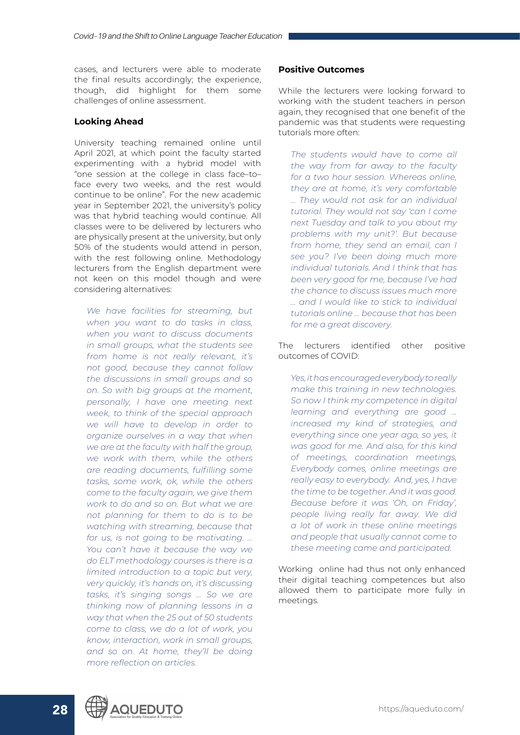cases, and lecturers were able to moderate the final results accordingly; the experience, though, did highlight for them some challenges of online assessment.

### Looking Ahead

University teaching remained online until April 2021, at which point the faculty started experimenting with a hybrid model with "one session at the college in class face–to–face every two weeks, and the rest would continue to be online". For the new academic year in September 2021, the university's policy was that hybrid teaching would continue. All classes were to be delivered by lecturers who are physically present at the university, but only 50% of the students would attend in person, with the rest following online. Methodology lecturers from the English department were not keen on this model though and were considering alternatives:

> *We have facilities for streaming, but when you want to do tasks in class, when you want to discuss documents in small groups, what the students see from home is not really relevant, it's not good, because they cannot follow the discussions in small groups and so on. So with big groups at the moment, personally, I have one meeting next week, to think of the special approach we will have to develop in order to organize ourselves in a way that when we are at the faculty with half the group, we work with them, while the others are reading documents, fulfilling some tasks, some work, ok, while the others come to the faculty again, we give them work to do and so on. But what we are not planning for them to do is to be watching with streaming, because that for us, is not going to be motivating. … You can't have it because the way we do ELT methodology courses is there is a limited introduction to a topic but very, very quickly, it's hands on, it's discussing tasks, it's singing songs … So we are thinking now of planning lessons in a way that when the 25 out of 50 students come to class, we do a lot of work, you know, interaction, work in small groups, and so on. At home, they'll be doing more reflection on articles.*

### Positive Outcomes

While the lecturers were looking forward to working with the student teachers in person again, they recognised that one benefit of the pandemic was that students were requesting tutorials more often:

> *The students would have to come all the way from far away to the faculty for a two hour session. Whereas online, they are at home, it's very comfortable … They would not ask for an individual tutorial. They would not say 'can I come next Tuesday and talk to you about my problems with my unit?'. But because from home, they send an email, can I see you? I've been doing much more individual tutorials. And I think that has been very good for me, because I've had the chance to discuss issues much more … and I would like to stick to individual tutorials online … because that has been for me a great discovery.*

The lecturers identified other positive outcomes of COVID:

> *Yes, it has encouraged everybody to really make this training in new technologies. So now I think my competence in digital learning and everything are good … increased my kind of strategies, and everything since one year ago, so yes, it was good for me. And also, for this kind of meetings, coordination meetings, Everybody comes, online meetings are really easy to everybody. And, yes, I have the time to be together. And it was good. Because before it was 'Oh, on Friday', people living really far away. We did a lot of work in these online meetings and people that usually cannot come to these meeting came and participated.*

Working online had thus not only enhanced their digital teaching competences but also allowed them to participate more fully in meetings.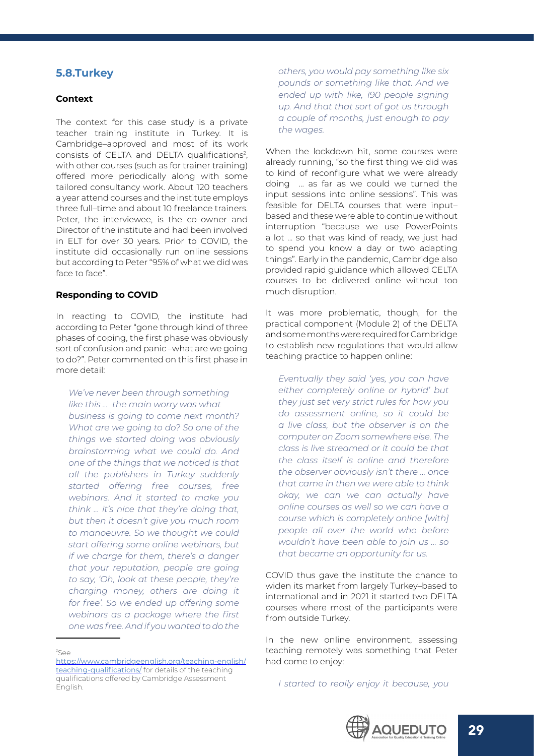## 5.8.Turkey

### Context

The context for this case study is a private teacher training institute in Turkey. It is Cambridge–approved and most of its work consists of CELTA and DELTA qualifications[2], with other courses (such as for trainer training) offered more periodically along with some tailored consultancy work. About 120 teachers a year attend courses and the institute employs three full–time and about 10 freelance trainers. Peter, the interviewee, is the co–owner and Director of the institute and had been involved in ELT for over 30 years. Prior to COVID, the institute did occasionally run online sessions but according to Peter "95% of what we did was face to face".

### Responding to COVID

In reacting to COVID, the institute had according to Peter "gone through kind of three phases of coping, the first phase was obviously sort of confusion and panic –what are we going to do?". Peter commented on this first phase in more detail:

> *We've never been through something like this ... the main worry was what business is going to come next month? What are we going to do? So one of the things we started doing was obviously brainstorming what we could do. And one of the things that we noticed is that all the publishers in Turkey suddenly started offering free courses, free webinars. And it started to make you think ... it's nice that they're doing that, but then it doesn't give you much room to manoeuvre. So we thought we could start offering some online webinars, but if we charge for them, there's a danger that your reputation, people are going to say, 'Oh, look at these people, they're charging money, others are doing it for free'. So we ended up offering some webinars as a package where the first one was free. And if you wanted to do the others, you would pay something like six pounds or something like that. And we ended up with like, 190 people signing up. And that that sort of got us through a couple of months, just enough to pay the wages.*

When the lockdown hit, some courses were already running, "so the first thing we did was to kind of reconfigure what we were already doing ... as far as we could we turned the input sessions into online sessions". This was feasible for DELTA courses that were input–based and these were able to continue without interruption "because we use PowerPoints a lot ... so that was kind of ready, we just had to spend you know a day or two adapting things". Early in the pandemic, Cambridge also provided rapid guidance which allowed CELTA courses to be delivered online without too much disruption.

It was more problematic, though, for the practical component (Module 2) of the DELTA and some months were required for Cambridge to establish new regulations that would allow teaching practice to happen online:

> *Eventually they said 'yes, you can have either completely online or hybrid' but they just set very strict rules for how you do assessment online, so it could be a live class, but the observer is on the computer on Zoom somewhere else. The class is live streamed or it could be that the class itself is online and therefore the observer obviously isn't there ... once that came in then we were able to think okay, we can we can actually have online courses as well so we can have a course which is completely online [with] people all over the world who before wouldn't have been able to join us ... so that became an opportunity for us.*

COVID thus gave the institute the chance to widen its market from largely Turkey–based to international and in 2021 it started two DELTA courses where most of the participants were from outside Turkey.

In the new online environment, assessing teaching remotely was something that Peter had come to enjoy:

> *I started to really enjoy it because, you*

[2] See https://www.cambridgeenglish.org/teaching-english/teaching-qualifications/ for details of the teaching qualifications offered by Cambridge Assessment English.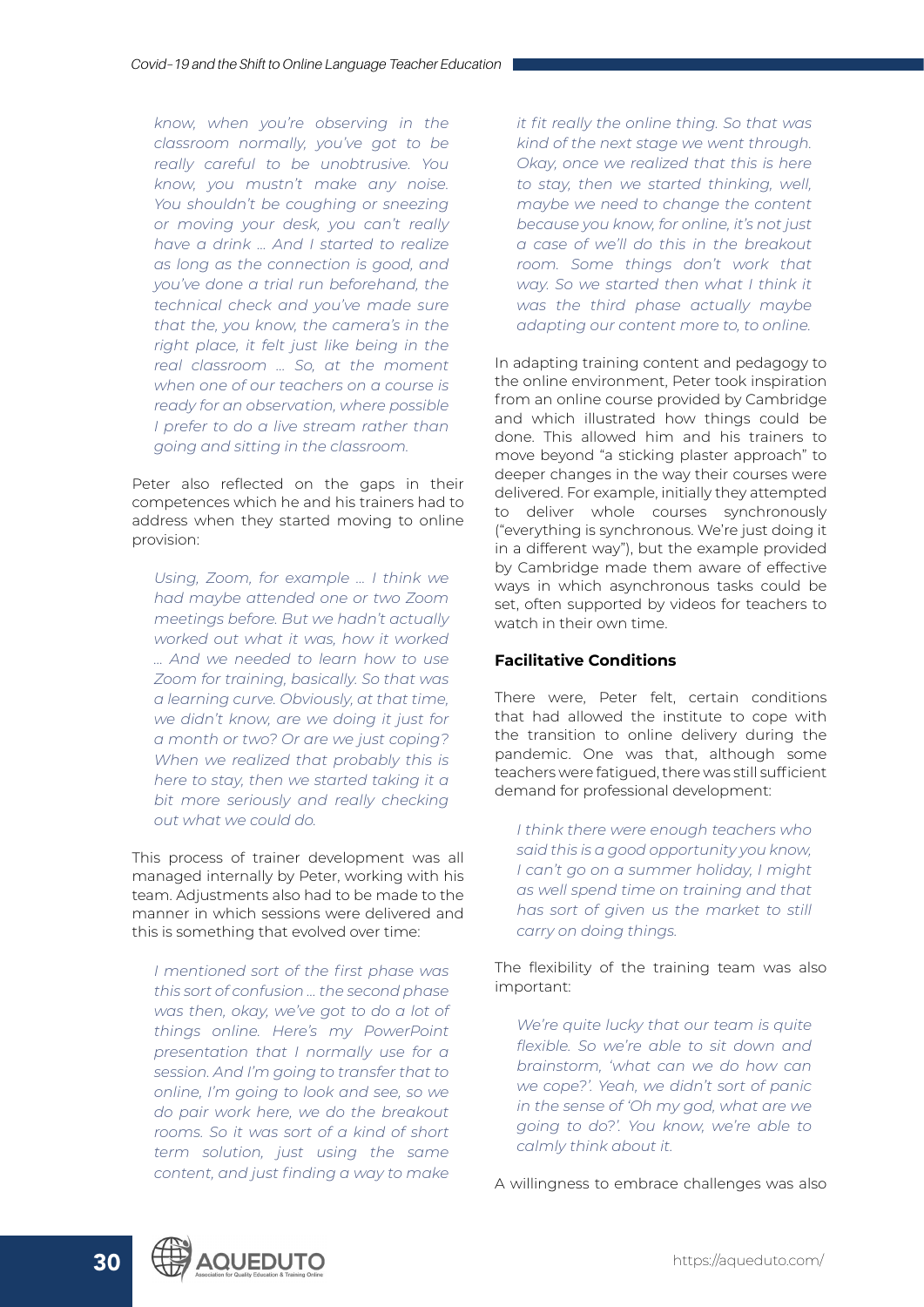*know, when you're observing in the classroom normally, you've got to be really careful to be unobtrusive. You know, you mustn't make any noise. You shouldn't be coughing or sneezing or moving your desk, you can't really have a drink ... And I started to realize as long as the connection is good, and you've done a trial run beforehand, the technical check and you've made sure that the, you know, the camera's in the right place, it felt just like being in the real classroom ... So, at the moment when one of our teachers on a course is ready for an observation, where possible I prefer to do a live stream rather than going and sitting in the classroom.*

Peter also reflected on the gaps in their competences which he and his trainers had to address when they started moving to online provision:

*Using, Zoom, for example ... I think we had maybe attended one or two Zoom meetings before. But we hadn't actually worked out what it was, how it worked ... And we needed to learn how to use Zoom for training, basically. So that was a learning curve. Obviously, at that time, we didn't know, are we doing it just for a month or two? Or are we just coping? When we realized that probably this is here to stay, then we started taking it a bit more seriously and really checking out what we could do.*

This process of trainer development was all managed internally by Peter, working with his team. Adjustments also had to be made to the manner in which sessions were delivered and this is something that evolved over time:

*I mentioned sort of the first phase was this sort of confusion ... the second phase was then, okay, we've got to do a lot of things online. Here's my PowerPoint presentation that I normally use for a session. And I'm going to transfer that to online, I'm going to look and see, so we do pair work here, we do the breakout rooms. So it was sort of a kind of short term solution, just using the same content, and just finding a way to make it fit really the online thing. So that was kind of the next stage we went through. Okay, once we realized that this is here to stay, then we started thinking, well, maybe we need to change the content because you know, for online, it's not just a case of we'll do this in the breakout room. Some things don't work that way. So we started then what I think it was the third phase actually maybe adapting our content more to, to online.*

In adapting training content and pedagogy to the online environment, Peter took inspiration from an online course provided by Cambridge and which illustrated how things could be done. This allowed him and his trainers to move beyond "a sticking plaster approach" to deeper changes in the way their courses were delivered. For example, initially they attempted to deliver whole courses synchronously ("everything is synchronous. We're just doing it in a different way"), but the example provided by Cambridge made them aware of effective ways in which asynchronous tasks could be set, often supported by videos for teachers to watch in their own time.

**Facilitative Conditions**

There were, Peter felt, certain conditions that had allowed the institute to cope with the transition to online delivery during the pandemic. One was that, although some teachers were fatigued, there was still sufficient demand for professional development:

*I think there were enough teachers who said this is a good opportunity you know, I can't go on a summer holiday, I might as well spend time on training and that has sort of given us the market to still carry on doing things.*

The flexibility of the training team was also important:

*We're quite lucky that our team is quite flexible. So we're able to sit down and brainstorm, 'what can we do how can we cope?'. Yeah, we didn't sort of panic in the sense of 'Oh my god, what are we going to do?'. You know, we're able to calmly think about it.*

A willingness to embrace challenges was also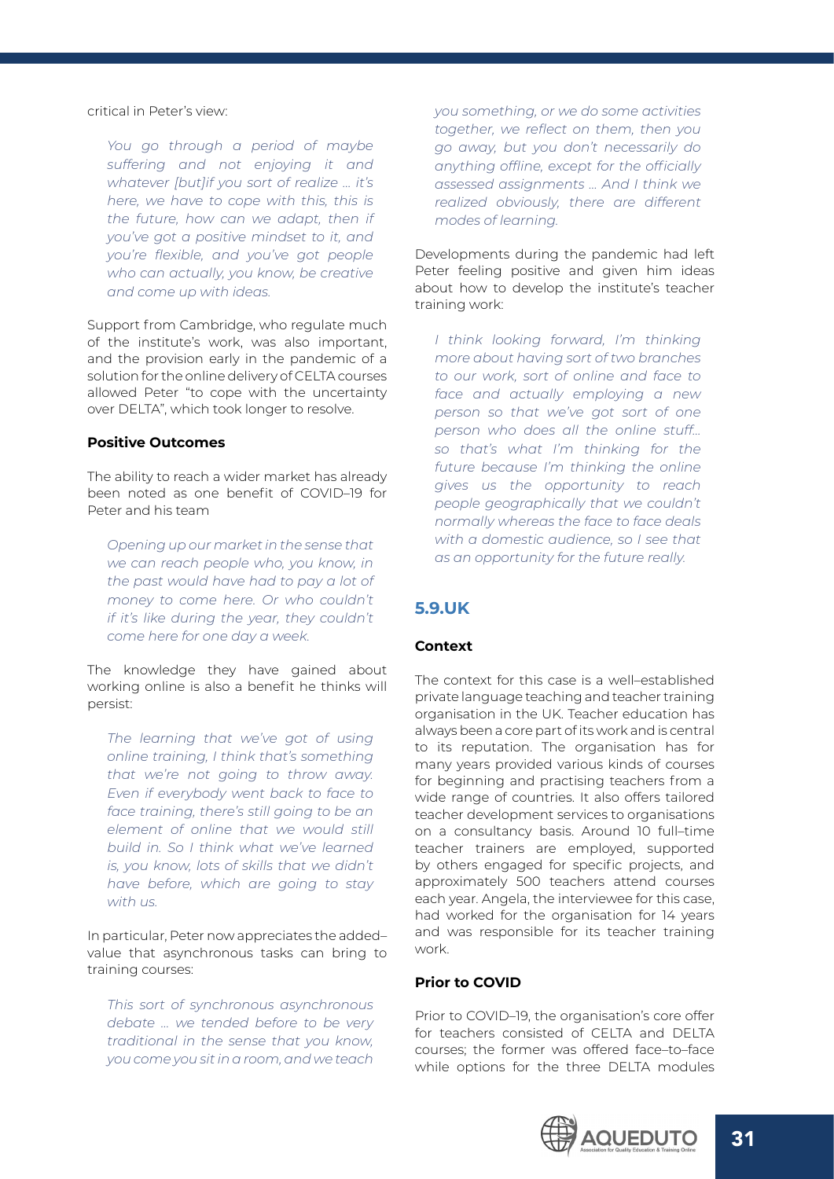critical in Peter's view:

> *You go through a period of maybe suffering and not enjoying it and whatever [but]if you sort of realize … it's here, we have to cope with this, this is the future, how can we adapt, then if you've got a positive mindset to it, and you're flexible, and you've got people who can actually, you know, be creative and come up with ideas.*

Support from Cambridge, who regulate much of the institute's work, was also important, and the provision early in the pandemic of a solution for the online delivery of CELTA courses allowed Peter "to cope with the uncertainty over DELTA", which took longer to resolve.

#### Positive Outcomes

The ability to reach a wider market has already been noted as one benefit of COVID–19 for Peter and his team

> *Opening up our market in the sense that we can reach people who, you know, in the past would have had to pay a lot of money to come here. Or who couldn't if it's like during the year, they couldn't come here for one day a week.*

The knowledge they have gained about working online is also a benefit he thinks will persist:

> *The learning that we've got of using online training, I think that's something that we're not going to throw away. Even if everybody went back to face to face training, there's still going to be an element of online that we would still build in. So I think what we've learned is, you know, lots of skills that we didn't have before, which are going to stay with us.*

In particular, Peter now appreciates the added–value that asynchronous tasks can bring to training courses:

> *This sort of synchronous asynchronous debate … we tended before to be very traditional in the sense that you know, you come you sit in a room, and we teach you something, or we do some activities together, we reflect on them, then you go away, but you don't necessarily do anything offline, except for the officially assessed assignments … And I think we realized obviously, there are different modes of learning.*

Developments during the pandemic had left Peter feeling positive and given him ideas about how to develop the institute's teacher training work:

> *I think looking forward, I'm thinking more about having sort of two branches to our work, sort of online and face to face and actually employing a new person so that we've got sort of one person who does all the online stuff… so that's what I'm thinking for the future because I'm thinking the online gives us the opportunity to reach people geographically that we couldn't normally whereas the face to face deals with a domestic audience, so I see that as an opportunity for the future really.*

### 5.9.UK

#### Context

The context for this case is a well–established private language teaching and teacher training organisation in the UK. Teacher education has always been a core part of its work and is central to its reputation. The organisation has for many years provided various kinds of courses for beginning and practising teachers from a wide range of countries. It also offers tailored teacher development services to organisations on a consultancy basis. Around 10 full–time teacher trainers are employed, supported by others engaged for specific projects, and approximately 500 teachers attend courses each year. Angela, the interviewee for this case, had worked for the organisation for 14 years and was responsible for its teacher training work.

#### Prior to COVID

Prior to COVID–19, the organisation's core offer for teachers consisted of CELTA and DELTA courses; the former was offered face–to–face while options for the three DELTA modules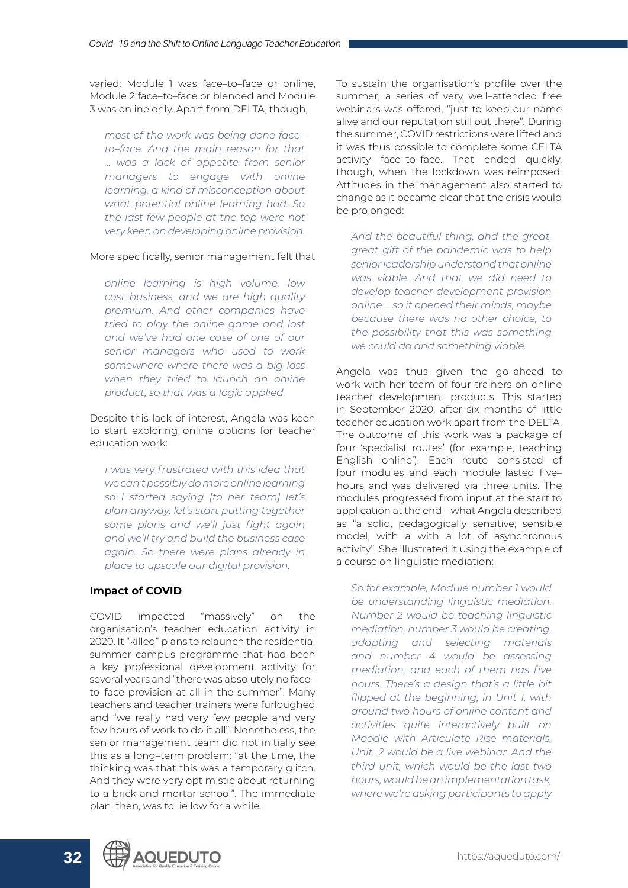varied: Module 1 was face–to–face or online, Module 2 face–to–face or blended and Module 3 was online only. Apart from DELTA, though,

> *most of the work was being done face–to–face. And the main reason for that … was a lack of appetite from senior managers to engage with online learning, a kind of misconception about what potential online learning had. So the last few people at the top were not very keen on developing online provision.*

More specifically, senior management felt that

> *online learning is high volume, low cost business, and we are high quality premium. And other companies have tried to play the online game and lost and we've had one case of one of our senior managers who used to work somewhere where there was a big loss when they tried to launch an online product, so that was a logic applied.*

Despite this lack of interest, Angela was keen to start exploring online options for teacher education work:

> *I was very frustrated with this idea that we can't possibly do more online learning so I started saying [to her team] let's plan anyway, let's start putting together some plans and we'll just fight again and we'll try and build the business case again. So there were plans already in place to upscale our digital provision.*

### Impact of COVID

COVID impacted "massively" on the organisation's teacher education activity in 2020. It "killed" plans to relaunch the residential summer campus programme that had been a key professional development activity for several years and "there was absolutely no face–to–face provision at all in the summer". Many teachers and teacher trainers were furloughed and "we really had very few people and very few hours of work to do it all". Nonetheless, the senior management team did not initially see this as a long–term problem: "at the time, the thinking was that this was a temporary glitch. And they were very optimistic about returning to a brick and mortar school". The immediate plan, then, was to lie low for a while.

To sustain the organisation's profile over the summer, a series of very well–attended free webinars was offered, "just to keep our name alive and our reputation still out there". During the summer, COVID restrictions were lifted and it was thus possible to complete some CELTA activity face–to–face. That ended quickly, though, when the lockdown was reimposed. Attitudes in the management also started to change as it became clear that the crisis would be prolonged:

> *And the beautiful thing, and the great, great gift of the pandemic was to help senior leadership understand that online was viable. And that we did need to develop teacher development provision online … so it opened their minds, maybe because there was no other choice, to the possibility that this was something we could do and something viable.*

Angela was thus given the go–ahead to work with her team of four trainers on online teacher development products. This started in September 2020, after six months of little teacher education work apart from the DELTA. The outcome of this work was a package of four 'specialist routes' (for example, teaching English online'). Each route consisted of four modules and each module lasted five–hours and was delivered via three units. The modules progressed from input at the start to application at the end – what Angela described as "a solid, pedagogically sensitive, sensible model, with a with a lot of asynchronous activity". She illustrated it using the example of a course on linguistic mediation:

> *So for example, Module number 1 would be understanding linguistic mediation. Number 2 would be teaching linguistic mediation, number 3 would be creating, adapting and selecting materials and number 4 would be assessing mediation, and each of them has five hours. There's a design that's a little bit flipped at the beginning, in Unit 1, with around two hours of online content and activities quite interactively built on Moodle with Articulate Rise materials. Unit 2 would be a live webinar. And the third unit, which would be the last two hours, would be an implementation task, where we're asking participants to apply*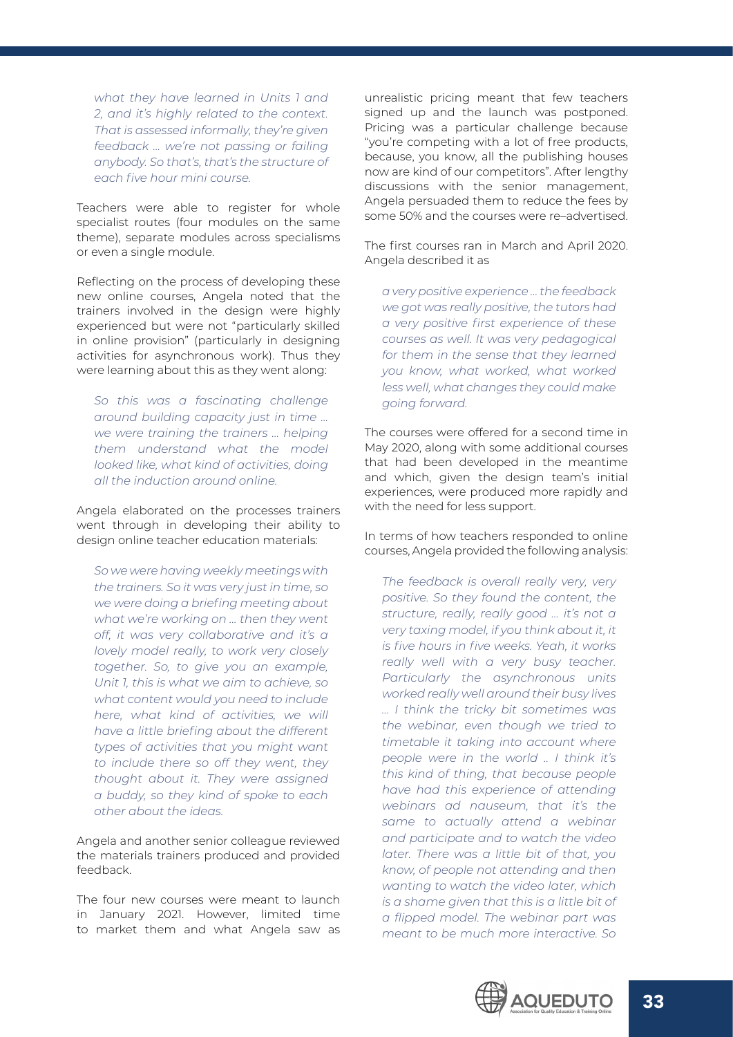*what they have learned in Units 1 and 2, and it's highly related to the context. That is assessed informally, they're given feedback … we're not passing or failing anybody. So that's, that's the structure of each five hour mini course.*

Teachers were able to register for whole specialist routes (four modules on the same theme), separate modules across specialisms or even a single module.

Reflecting on the process of developing these new online courses, Angela noted that the trainers involved in the design were highly experienced but were not "particularly skilled in online provision" (particularly in designing activities for asynchronous work). Thus they were learning about this as they went along:

> *So this was a fascinating challenge around building capacity just in time … we were training the trainers … helping them understand what the model looked like, what kind of activities, doing all the induction around online.*

Angela elaborated on the processes trainers went through in developing their ability to design online teacher education materials:

> *So we were having weekly meetings with the trainers. So it was very just in time, so we were doing a briefing meeting about what we're working on … then they went off, it was very collaborative and it's a lovely model really, to work very closely together. So, to give you an example, Unit 1, this is what we aim to achieve, so what content would you need to include here, what kind of activities, we will have a little briefing about the different types of activities that you might want to include there so off they went, they thought about it. They were assigned a buddy, so they kind of spoke to each other about the ideas.*

Angela and another senior colleague reviewed the materials trainers produced and provided feedback.

The four new courses were meant to launch in January 2021. However, limited time to market them and what Angela saw as unrealistic pricing meant that few teachers signed up and the launch was postponed. Pricing was a particular challenge because "you're competing with a lot of free products, because, you know, all the publishing houses now are kind of our competitors". After lengthy discussions with the senior management, Angela persuaded them to reduce the fees by some 50% and the courses were re–advertised.

The first courses ran in March and April 2020. Angela described it as

> *a very positive experience … the feedback we got was really positive, the tutors had a very positive first experience of these courses as well. It was very pedagogical for them in the sense that they learned you know, what worked, what worked less well, what changes they could make going forward.*

The courses were offered for a second time in May 2020, along with some additional courses that had been developed in the meantime and which, given the design team's initial experiences, were produced more rapidly and with the need for less support.

In terms of how teachers responded to online courses, Angela provided the following analysis:

> *The feedback is overall really very, very positive. So they found the content, the structure, really, really good … it's not a very taxing model, if you think about it, it is five hours in five weeks. Yeah, it works really well with a very busy teacher. Particularly the asynchronous units worked really well around their busy lives … I think the tricky bit sometimes was the webinar, even though we tried to timetable it taking into account where people were in the world .. I think it's this kind of thing, that because people have had this experience of attending webinars ad nauseum, that it's the same to actually attend a webinar and participate and to watch the video later. There was a little bit of that, you know, of people not attending and then wanting to watch the video later, which is a shame given that this is a little bit of a flipped model. The webinar part was meant to be much more interactive. So*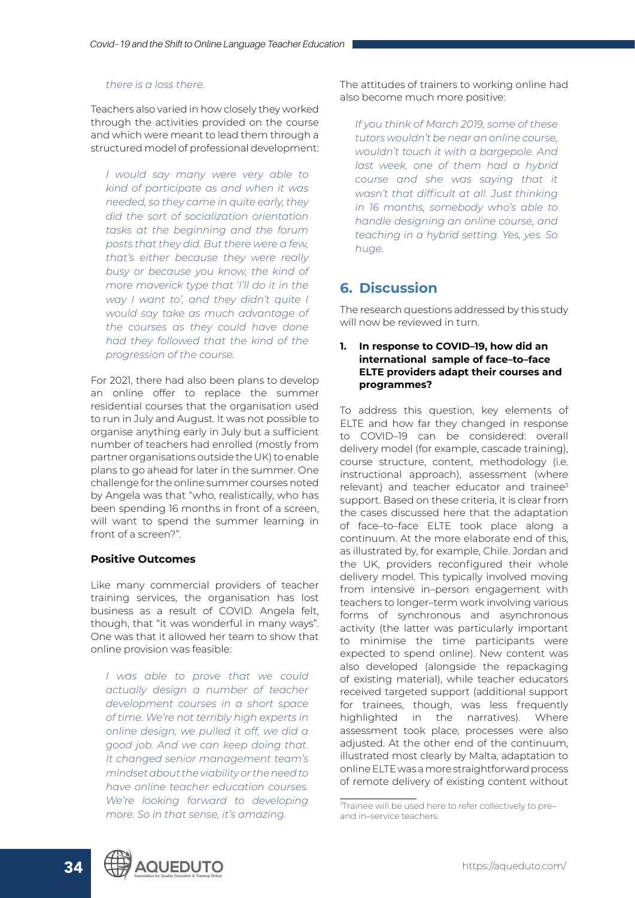*there is a loss there.*

Teachers also varied in how closely they worked through the activities provided on the course and which were meant to lead them through a structured model of professional development:

> *I would say many were very able to kind of participate as and when it was needed, so they came in quite early, they did the sort of socialization orientation tasks at the beginning and the forum posts that they did. But there were a few, that's either because they were really busy or because you know, the kind of more maverick type that 'I'll do it in the way I want to', and they didn't quite I would say take as much advantage of the courses as they could have done had they followed that the kind of the progression of the course.*

For 2021, there had also been plans to develop an online offer to replace the summer residential courses that the organisation used to run in July and August. It was not possible to organise anything early in July but a sufficient number of teachers had enrolled (mostly from partner organisations outside the UK) to enable plans to go ahead for later in the summer. One challenge for the online summer courses noted by Angela was that "who, realistically, who has been spending 16 months in front of a screen, will want to spend the summer learning in front of a screen?".

**Positive Outcomes**

Like many commercial providers of teacher training services, the organisation has lost business as a result of COVID. Angela felt, though, that "it was wonderful in many ways". One was that it allowed her team to show that online provision was feasible:

> *I was able to prove that we could actually design a number of teacher development courses in a short space of time. We're not terribly high experts in online design, we pulled it off, we did a good job. And we can keep doing that. It changed senior management team's mindset about the viability or the need to have online teacher education courses. We're looking forward to developing more. So in that sense, it's amazing.*

The attitudes of trainers to working online had also become much more positive:

> *If you think of March 2019, some of these tutors wouldn't be near an online course, wouldn't touch it with a bargepole. And last week, one of them had a hybrid course and she was saying that it wasn't that difficult at all. Just thinking in 16 months, somebody who's able to handle designing an online course, and teaching in a hybrid setting. Yes, yes. So huge.*

## 6. Discussion

The research questions addressed by this study will now be reviewed in turn.

**1. In response to COVID–19, how did an international sample of face–to–face ELTE providers adapt their courses and programmes?**

To address this question, key elements of ELTE and how far they changed in response to COVID–19 can be considered: overall delivery model (for example, cascade training), course structure, content, methodology (i.e. instructional approach), assessment (where relevant) and teacher educator and trainee[3] support. Based on these criteria, it is clear from the cases discussed here that the adaptation of face–to–face ELTE took place along a continuum. At the more elaborate end of this, as illustrated by, for example, Chile. Jordan and the UK, providers reconfigured their whole delivery model. This typically involved moving from intensive in–person engagement with teachers to longer–term work involving various forms of synchronous and asynchronous activity (the latter was particularly important to minimise the time participants were expected to spend online). New content was also developed (alongside the repackaging of existing material), while teacher educators received targeted support (additional support for trainees, though, was less frequently highlighted in the narratives). Where assessment took place, processes were also adjusted. At the other end of the continuum, illustrated most clearly by Malta, adaptation to online ELTE was a more straightforward process of remote delivery of existing content without

[3] Trainee will be used here to refer collectively to pre– and in–service teachers.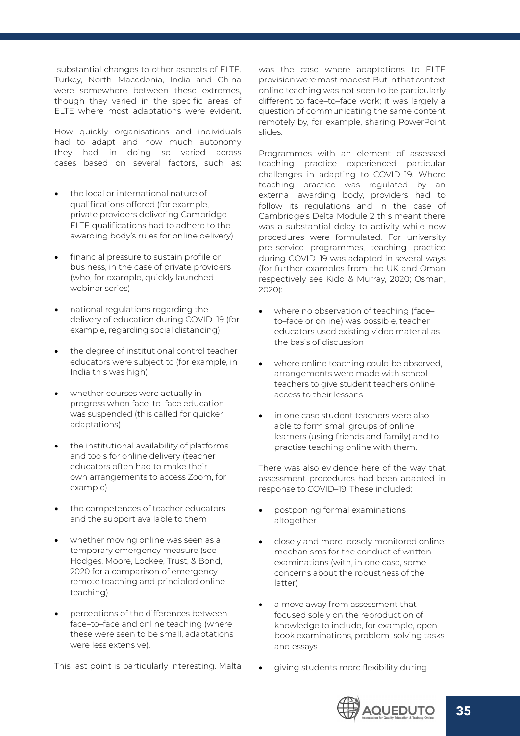substantial changes to other aspects of ELTE. Turkey, North Macedonia, India and China were somewhere between these extremes, though they varied in the specific areas of ELTE where most adaptations were evident.

How quickly organisations and individuals had to adapt and how much autonomy they had in doing so varied across cases based on several factors, such as:

- the local or international nature of qualifications offered (for example, private providers delivering Cambridge ELTE qualifications had to adhere to the awarding body's rules for online delivery)
- financial pressure to sustain profile or business, in the case of private providers (who, for example, quickly launched webinar series)
- national regulations regarding the delivery of education during COVID–19 (for example, regarding social distancing)
- the degree of institutional control teacher educators were subject to (for example, in India this was high)
- whether courses were actually in progress when face–to–face education was suspended (this called for quicker adaptations)
- the institutional availability of platforms and tools for online delivery (teacher educators often had to make their own arrangements to access Zoom, for example)
- the competences of teacher educators and the support available to them
- whether moving online was seen as a temporary emergency measure (see Hodges, Moore, Lockee, Trust, & Bond, 2020 for a comparison of emergency remote teaching and principled online teaching)
- perceptions of the differences between face–to–face and online teaching (where these were seen to be small, adaptations were less extensive).

This last point is particularly interesting. Malta was the case where adaptations to ELTE provision were most modest. But in that context online teaching was not seen to be particularly different to face–to–face work; it was largely a question of communicating the same content remotely by, for example, sharing PowerPoint slides.

Programmes with an element of assessed teaching practice experienced particular challenges in adapting to COVID–19. Where teaching practice was regulated by an external awarding body, providers had to follow its regulations and in the case of Cambridge's Delta Module 2 this meant there was a substantial delay to activity while new procedures were formulated. For university pre–service programmes, teaching practice during COVID–19 was adapted in several ways (for further examples from the UK and Oman respectively see Kidd & Murray, 2020; Osman, 2020):

- where no observation of teaching (face–to–face or online) was possible, teacher educators used existing video material as the basis of discussion
- where online teaching could be observed, arrangements were made with school teachers to give student teachers online access to their lessons
- in one case student teachers were also able to form small groups of online learners (using friends and family) and to practise teaching online with them.

There was also evidence here of the way that assessment procedures had been adapted in response to COVID–19. These included:

- postponing formal examinations altogether
- closely and more loosely monitored online mechanisms for the conduct of written examinations (with, in one case, some concerns about the robustness of the latter)
- a move away from assessment that focused solely on the reproduction of knowledge to include, for example, open–book examinations, problem–solving tasks and essays
- giving students more flexibility during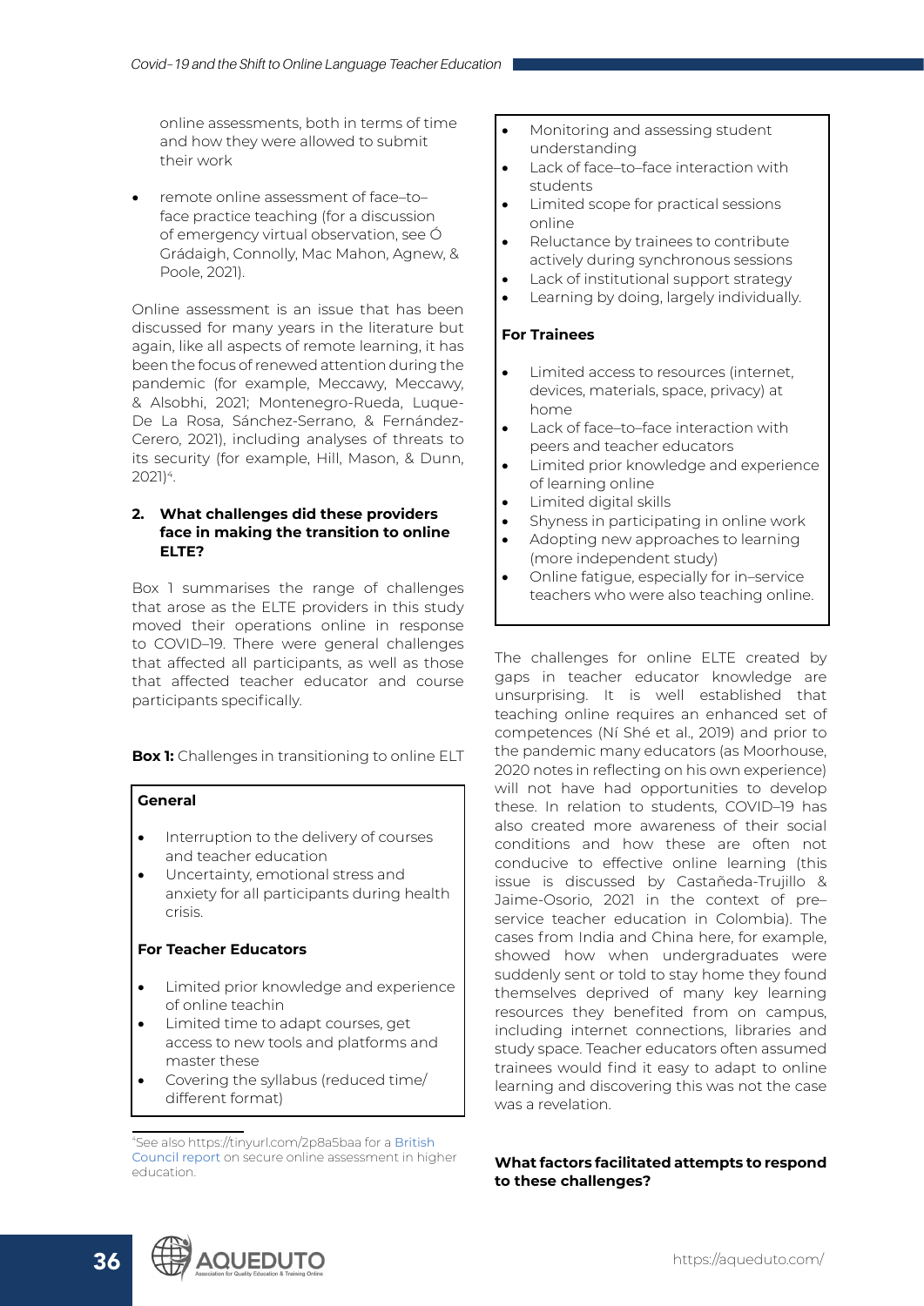online assessments, both in terms of time and how they were allowed to submit their work

- remote online assessment of face–to–face practice teaching (for a discussion of emergency virtual observation, see Ó Grádaigh, Connolly, Mac Mahon, Agnew, & Poole, 2021).

Online assessment is an issue that has been discussed for many years in the literature but again, like all aspects of remote learning, it has been the focus of renewed attention during the pandemic (for example, Meccawy, Meccawy, & Alsobhi, 2021; Montenegro-Rueda, Luque-De La Rosa, Sánchez-Serrano, & Fernández-Cerero, 2021), including analyses of threats to its security (for example, Hill, Mason, & Dunn, 2021)[4].

**2. What challenges did these providers face in making the transition to online ELTE?**

Box 1 summarises the range of challenges that arose as the ELTE providers in this study moved their operations online in response to COVID–19. There were general challenges that affected all participants, as well as those that affected teacher educator and course participants specifically.

**Box 1:** Challenges in transitioning to online ELT

**General**

- Interruption to the delivery of courses and teacher education
- Uncertainty, emotional stress and anxiety for all participants during health crisis.

**For Teacher Educators**

- Limited prior knowledge and experience of online teachin
- Limited time to adapt courses, get access to new tools and platforms and master these
- Covering the syllabus (reduced time/different format)
- Monitoring and assessing student understanding
- Lack of face–to–face interaction with students
- Limited scope for practical sessions online
- Reluctance by trainees to contribute actively during synchronous sessions
- Lack of institutional support strategy
- Learning by doing, largely individually.

**For Trainees**

- Limited access to resources (internet, devices, materials, space, privacy) at home
- Lack of face–to–face interaction with peers and teacher educators
- Limited prior knowledge and experience of learning online
- Limited digital skills
- Shyness in participating in online work
- Adopting new approaches to learning (more independent study)
- Online fatigue, especially for in–service teachers who were also teaching online.

The challenges for online ELTE created by gaps in teacher educator knowledge are unsurprising. It is well established that teaching online requires an enhanced set of competences (Ní Shé et al., 2019) and prior to the pandemic many educators (as Moorhouse, 2020 notes in reflecting on his own experience) will not have had opportunities to develop these. In relation to students, COVID–19 has also created more awareness of their social conditions and how these are often not conducive to effective online learning (this issue is discussed by Castañeda-Trujillo & Jaime-Osorio, 2021 in the context of pre–service teacher education in Colombia). The cases from India and China here, for example, showed how when undergraduates were suddenly sent or told to stay home they found themselves deprived of many key learning resources they benefited from on campus, including internet connections, libraries and study space. Teacher educators often assumed trainees would find it easy to adapt to online learning and discovering this was not the case was a revelation.

**What factors facilitated attempts to respond to these challenges?**

[4] See also https://tinyurl.com/2p8a5baa for a British Council report on secure online assessment in higher education.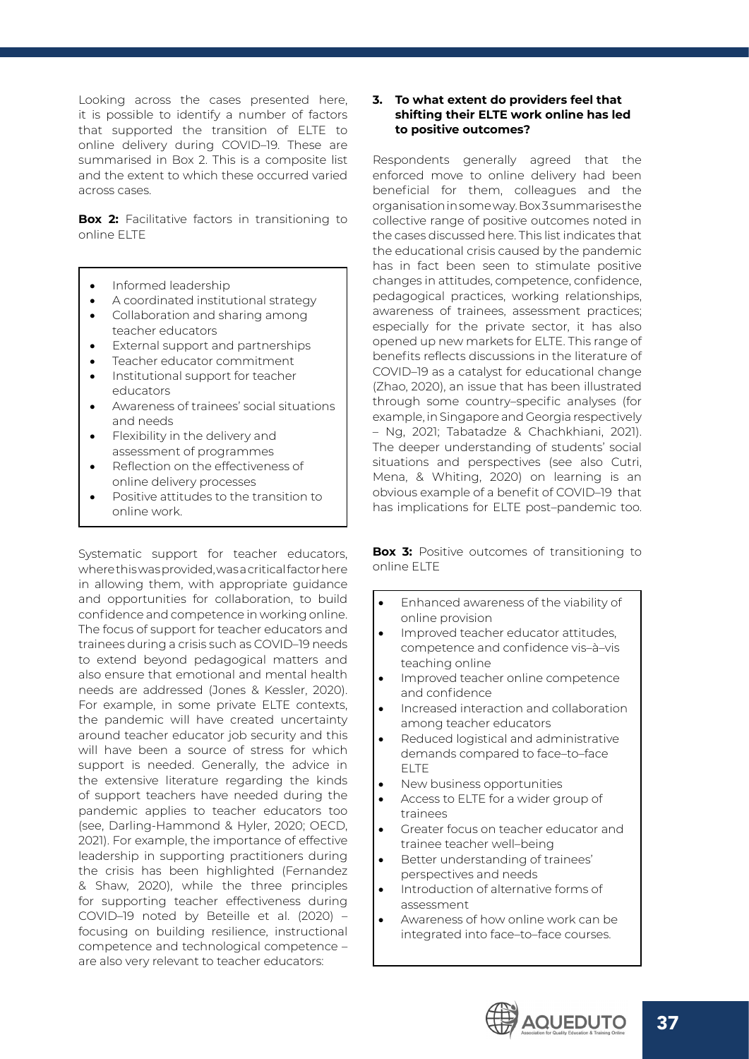Looking across the cases presented here, it is possible to identify a number of factors that supported the transition of ELTE to online delivery during COVID–19. These are summarised in Box 2. This is a composite list and the extent to which these occurred varied across cases.

**Box 2:** Facilitative factors in transitioning to online ELTE

- Informed leadership
- A coordinated institutional strategy
- Collaboration and sharing among teacher educators
- External support and partnerships
- Teacher educator commitment
- Institutional support for teacher educators
- Awareness of trainees' social situations and needs
- Flexibility in the delivery and assessment of programmes
- Reflection on the effectiveness of online delivery processes
- Positive attitudes to the transition to online work.

Systematic support for teacher educators, where this was provided, was a critical factor here in allowing them, with appropriate guidance and opportunities for collaboration, to build confidence and competence in working online. The focus of support for teacher educators and trainees during a crisis such as COVID–19 needs to extend beyond pedagogical matters and also ensure that emotional and mental health needs are addressed (Jones & Kessler, 2020). For example, in some private ELTE contexts, the pandemic will have created uncertainty around teacher educator job security and this will have been a source of stress for which support is needed. Generally, the advice in the extensive literature regarding the kinds of support teachers have needed during the pandemic applies to teacher educators too (see, Darling-Hammond & Hyler, 2020; OECD, 2021). For example, the importance of effective leadership in supporting practitioners during the crisis has been highlighted (Fernandez & Shaw, 2020), while the three principles for supporting teacher effectiveness during COVID–19 noted by Beteille et al. (2020) – focusing on building resilience, instructional competence and technological competence – are also very relevant to teacher educators:

**3. To what extent do providers feel that shifting their ELTE work online has led to positive outcomes?**

Respondents generally agreed that the enforced move to online delivery had been beneficial for them, colleagues and the organisation in some way. Box 3 summarises the collective range of positive outcomes noted in the cases discussed here. This list indicates that the educational crisis caused by the pandemic has in fact been seen to stimulate positive changes in attitudes, competence, confidence, pedagogical practices, working relationships, awareness of trainees, assessment practices; especially for the private sector, it has also opened up new markets for ELTE. This range of benefits reflects discussions in the literature of COVID–19 as a catalyst for educational change (Zhao, 2020), an issue that has been illustrated through some country–specific analyses (for example, in Singapore and Georgia respectively – Ng, 2021; Tabatadze & Chachkhiani, 2021). The deeper understanding of students' social situations and perspectives (see also Cutri, Mena, & Whiting, 2020) on learning is an obvious example of a benefit of COVID–19 that has implications for ELTE post–pandemic too.

**Box 3:** Positive outcomes of transitioning to online ELTE

- Enhanced awareness of the viability of online provision
- Improved teacher educator attitudes, competence and confidence vis–à–vis teaching online
- Improved teacher online competence and confidence
- Increased interaction and collaboration among teacher educators
- Reduced logistical and administrative demands compared to face–to–face ELTE
- New business opportunities
- Access to ELTE for a wider group of trainees
- Greater focus on teacher educator and trainee teacher well–being
- Better understanding of trainees' perspectives and needs
- Introduction of alternative forms of assessment
- Awareness of how online work can be integrated into face–to–face courses.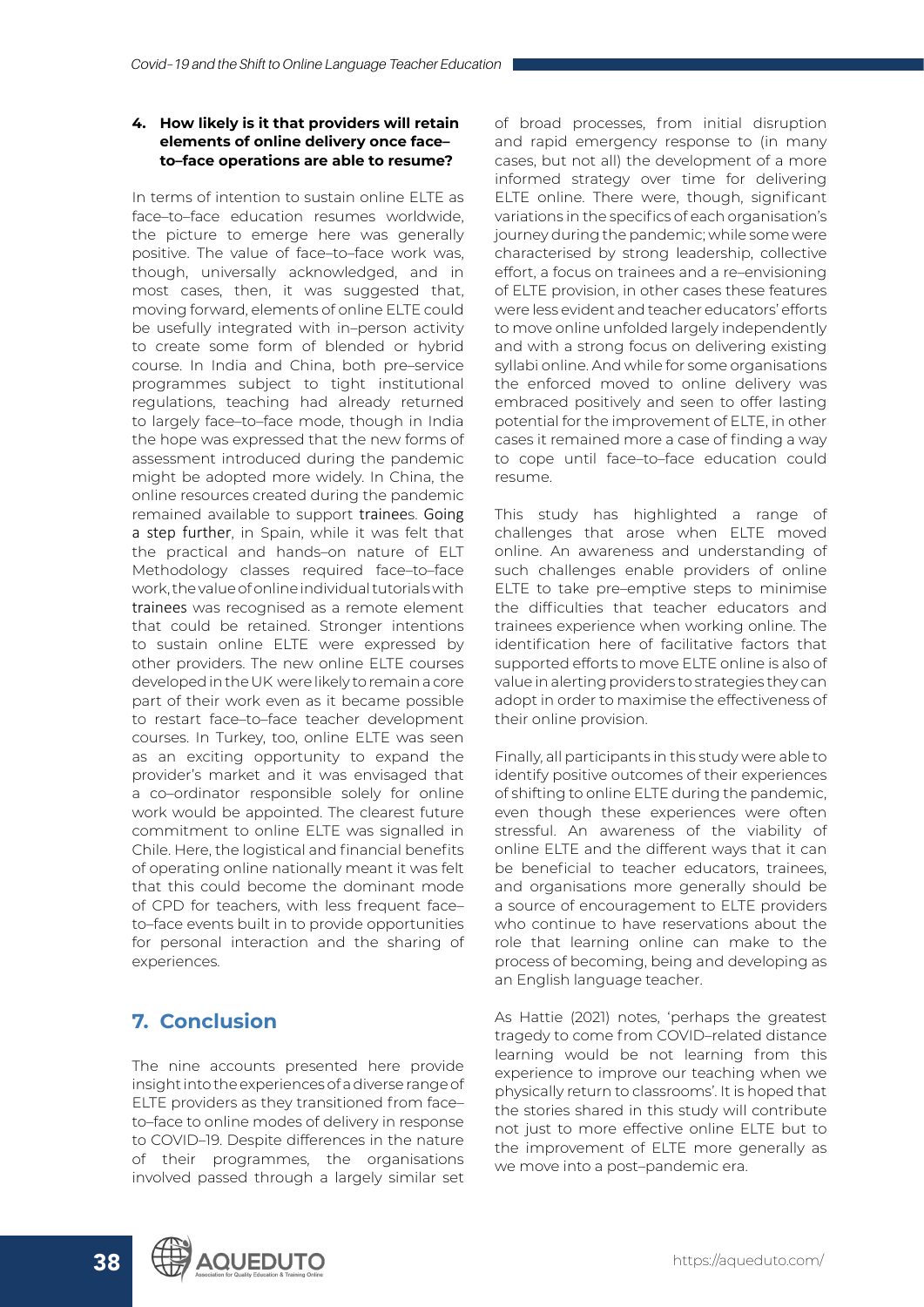**4. How likely is it that providers will retain elements of online delivery once face–to–face operations are able to resume?**

In terms of intention to sustain online ELTE as face–to–face education resumes worldwide, the picture to emerge here was generally positive. The value of face–to–face work was, though, universally acknowledged, and in most cases, then, it was suggested that, moving forward, elements of online ELTE could be usefully integrated with in–person activity to create some form of blended or hybrid course. In India and China, both pre–service programmes subject to tight institutional regulations, teaching had already returned to largely face–to–face mode, though in India the hope was expressed that the new forms of assessment introduced during the pandemic might be adopted more widely. In China, the online resources created during the pandemic remained available to support trainees. Going a step further, in Spain, while it was felt that the practical and hands–on nature of ELT Methodology classes required face–to–face work, the value of online individual tutorials with trainees was recognised as a remote element that could be retained. Stronger intentions to sustain online ELTE were expressed by other providers. The new online ELTE courses developed in the UK were likely to remain a core part of their work even as it became possible to restart face–to–face teacher development courses. In Turkey, too, online ELTE was seen as an exciting opportunity to expand the provider's market and it was envisaged that a co–ordinator responsible solely for online work would be appointed. The clearest future commitment to online ELTE was signalled in Chile. Here, the logistical and financial benefits of operating online nationally meant it was felt that this could become the dominant mode of CPD for teachers, with less frequent face–to–face events built in to provide opportunities for personal interaction and the sharing of experiences.

## 7. Conclusion

The nine accounts presented here provide insight into the experiences of a diverse range of ELTE providers as they transitioned from face–to–face to online modes of delivery in response to COVID–19. Despite differences in the nature of their programmes, the organisations involved passed through a largely similar set of broad processes, from initial disruption and rapid emergency response to (in many cases, but not all) the development of a more informed strategy over time for delivering ELTE online. There were, though, significant variations in the specifics of each organisation's journey during the pandemic; while some were characterised by strong leadership, collective effort, a focus on trainees and a re–envisioning of ELTE provision, in other cases these features were less evident and teacher educators' efforts to move online unfolded largely independently and with a strong focus on delivering existing syllabi online. And while for some organisations the enforced moved to online delivery was embraced positively and seen to offer lasting potential for the improvement of ELTE, in other cases it remained more a case of finding a way to cope until face–to–face education could resume.

This study has highlighted a range of challenges that arose when ELTE moved online. An awareness and understanding of such challenges enable providers of online ELTE to take pre–emptive steps to minimise the difficulties that teacher educators and trainees experience when working online. The identification here of facilitative factors that supported efforts to move ELTE online is also of value in alerting providers to strategies they can adopt in order to maximise the effectiveness of their online provision.

Finally, all participants in this study were able to identify positive outcomes of their experiences of shifting to online ELTE during the pandemic, even though these experiences were often stressful. An awareness of the viability of online ELTE and the different ways that it can be beneficial to teacher educators, trainees, and organisations more generally should be a source of encouragement to ELTE providers who continue to have reservations about the role that learning online can make to the process of becoming, being and developing as an English language teacher.

As Hattie (2021) notes, 'perhaps the greatest tragedy to come from COVID–related distance learning would be not learning from this experience to improve our teaching when we physically return to classrooms'. It is hoped that the stories shared in this study will contribute not just to more effective online ELTE but to the improvement of ELTE more generally as we move into a post–pandemic era.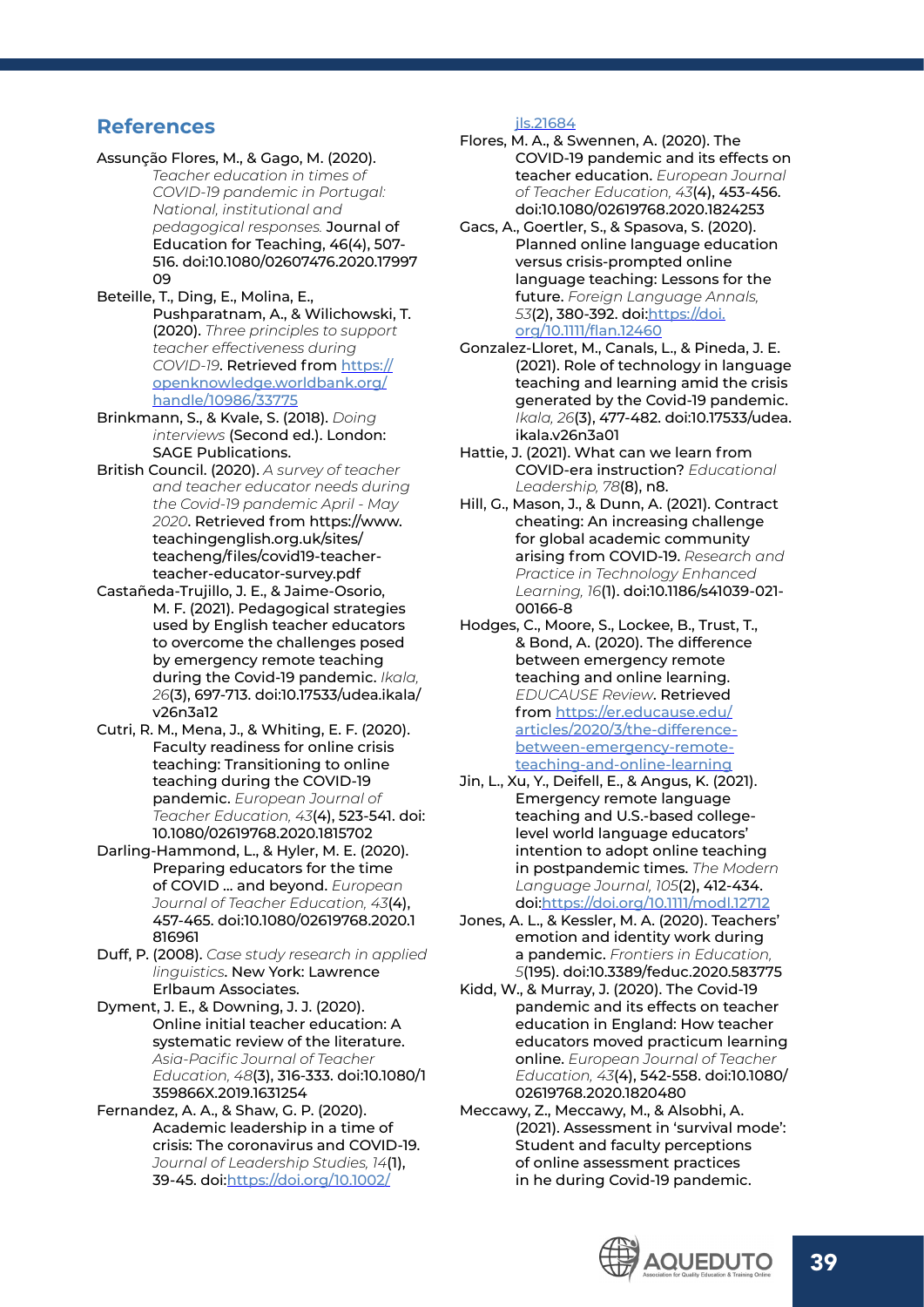## References

Assunção Flores, M., & Gago, M. (2020). *Teacher education in times of COVID-19 pandemic in Portugal: National, institutional and pedagogical responses.* Journal of Education for Teaching, 46(4), 507-516. doi:10.1080/02607476.2020.1799709

Beteille, T., Ding, E., Molina, E., Pushparatnam, A., & Wilichowski, T. (2020). *Three principles to support teacher effectiveness during COVID-19*. Retrieved from https://openknowledge.worldbank.org/handle/10986/33775

Brinkmann, S., & Kvale, S. (2018). *Doing interviews* (Second ed.). London: SAGE Publications.

British Council. (2020). *A survey of teacher and teacher educator needs during the Covid-19 pandemic April - May 2020*. Retrieved from https://www.teachingenglish.org.uk/sites/teacheng/files/covid19-teacher-teacher-educator-survey.pdf

Castañeda-Trujillo, J. E., & Jaime-Osorio, M. F. (2021). Pedagogical strategies used by English teacher educators to overcome the challenges posed by emergency remote teaching during the Covid-19 pandemic. *Ikala, 26*(3), 697-713. doi:10.17533/udea.ikala/v26n3a12

Cutri, R. M., Mena, J., & Whiting, E. F. (2020). Faculty readiness for online crisis teaching: Transitioning to online teaching during the COVID-19 pandemic. *European Journal of Teacher Education, 43*(4), 523-541. doi:10.1080/02619768.2020.1815702

Darling-Hammond, L., & Hyler, M. E. (2020). Preparing educators for the time of COVID ... and beyond. *European Journal of Teacher Education, 43*(4), 457-465. doi:10.1080/02619768.2020.1816961

Duff, P. (2008). *Case study research in applied linguistics*. New York: Lawrence Erlbaum Associates.

Dyment, J. E., & Downing, J. J. (2020). Online initial teacher education: A systematic review of the literature. *Asia-Pacific Journal of Teacher Education, 48*(3), 316-333. doi:10.1080/1359866X.2019.1631254

Fernandez, A. A., & Shaw, G. P. (2020). Academic leadership in a time of crisis: The coronavirus and COVID-19. *Journal of Leadership Studies, 14*(1), 39-45. doi:https://doi.org/10.1002/jls.21684

Flores, M. A., & Swennen, A. (2020). The COVID-19 pandemic and its effects on teacher education. *European Journal of Teacher Education, 43*(4), 453-456. doi:10.1080/02619768.2020.1824253

Gacs, A., Goertler, S., & Spasova, S. (2020). Planned online language education versus crisis-prompted online language teaching: Lessons for the future. *Foreign Language Annals, 53*(2), 380-392. doi:https://doi.org/10.1111/flan.12460

Gonzalez-Lloret, M., Canals, L., & Pineda, J. E. (2021). Role of technology in language teaching and learning amid the crisis generated by the Covid-19 pandemic. *Ikala, 26*(3), 477-482. doi:10.17533/udea.ikala.v26n3a01

Hattie, J. (2021). What can we learn from COVID-era instruction? *Educational Leadership, 78*(8), n8.

Hill, G., Mason, J., & Dunn, A. (2021). Contract cheating: An increasing challenge for global academic community arising from COVID-19. *Research and Practice in Technology Enhanced Learning, 16*(1). doi:10.1186/s41039-021-00166-8

Hodges, C., Moore, S., Lockee, B., Trust, T., & Bond, A. (2020). The difference between emergency remote teaching and online learning. *EDUCAUSE Review*. Retrieved from https://er.educause.edu/articles/2020/3/the-difference-between-emergency-remote-teaching-and-online-learning

Jin, L., Xu, Y., Deifell, E., & Angus, K. (2021). Emergency remote language teaching and U.S.-based college-level world language educators' intention to adopt online teaching in postpandemic times. *The Modern Language Journal, 105*(2), 412-434. doi:https://doi.org/10.1111/modl.12712

Jones, A. L., & Kessler, M. A. (2020). Teachers' emotion and identity work during a pandemic. *Frontiers in Education, 5*(195). doi:10.3389/feduc.2020.583775

Kidd, W., & Murray, J. (2020). The Covid-19 pandemic and its effects on teacher education in England: How teacher educators moved practicum learning online. *European Journal of Teacher Education, 43*(4), 542-558. doi:10.1080/02619768.2020.1820480

Meccawy, Z., Meccawy, M., & Alsobhi, A. (2021). Assessment in 'survival mode': Student and faculty perceptions of online assessment practices in he during Covid-19 pandemic.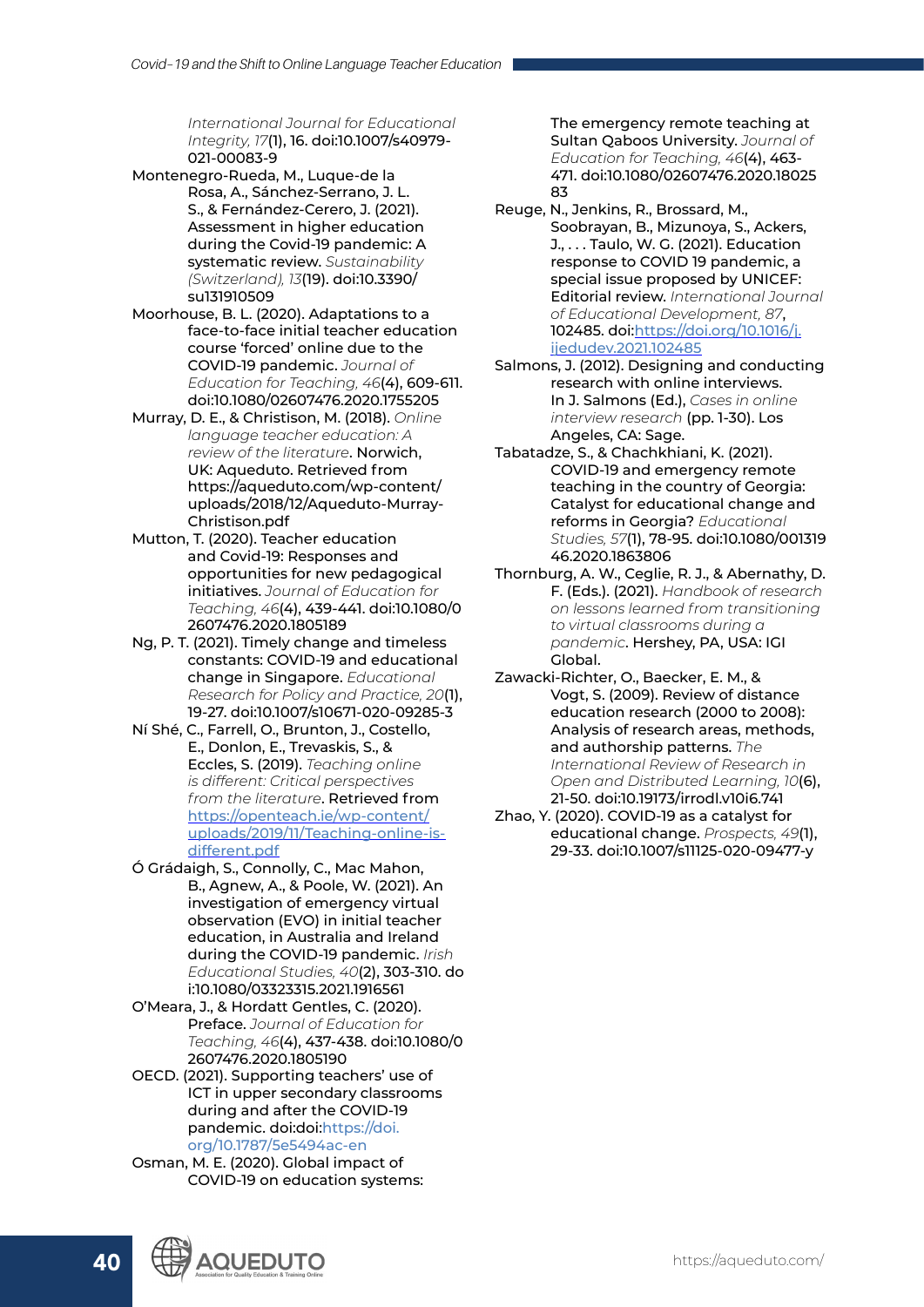*International Journal for Educational Integrity, 17*(1), 16. doi:10.1007/s40979-021-00083-9

Montenegro-Rueda, M., Luque-de la Rosa, A., Sánchez-Serrano, J. L. S., & Fernández-Cerero, J. (2021). Assessment in higher education during the Covid-19 pandemic: A systematic review. *Sustainability (Switzerland), 13*(19). doi:10.3390/su131910509

Moorhouse, B. L. (2020). Adaptations to a face-to-face initial teacher education course 'forced' online due to the COVID-19 pandemic. *Journal of Education for Teaching, 46*(4), 609-611. doi:10.1080/02607476.2020.1755205

Murray, D. E., & Christison, M. (2018). *Online language teacher education: A review of the literature*. Norwich, UK: Aqueduto. Retrieved from https://aqueduto.com/wp-content/uploads/2018/12/Aqueduto-Murray-Christison.pdf

Mutton, T. (2020). Teacher education and Covid-19: Responses and opportunities for new pedagogical initiatives. *Journal of Education for Teaching, 46*(4), 439-441. doi:10.1080/02607476.2020.1805189

Ng, P. T. (2021). Timely change and timeless constants: COVID-19 and educational change in Singapore. *Educational Research for Policy and Practice, 20*(1), 19-27. doi:10.1007/s10671-020-09285-3

Ní Shé, C., Farrell, O., Brunton, J., Costello, E., Donlon, E., Trevaskis, S., & Eccles, S. (2019). *Teaching online is different: Critical perspectives from the literature*. Retrieved from https://openteach.ie/wp-content/uploads/2019/11/Teaching-online-is-different.pdf

Ó Grádaigh, S., Connolly, C., Mac Mahon, B., Agnew, A., & Poole, W. (2021). An investigation of emergency virtual observation (EVO) in initial teacher education, in Australia and Ireland during the COVID-19 pandemic. *Irish Educational Studies, 40*(2), 303-310. doi:10.1080/03323315.2021.1916561

O'Meara, J., & Hordatt Gentles, C. (2020). Preface. *Journal of Education for Teaching, 46*(4), 437-438. doi:10.1080/02607476.2020.1805190

OECD. (2021). Supporting teachers' use of ICT in upper secondary classrooms during and after the COVID-19 pandemic. doi:doi:https://doi.org/10.1787/5e5494ac-en

Osman, M. E. (2020). Global impact of COVID-19 on education systems: The emergency remote teaching at Sultan Qaboos University. *Journal of Education for Teaching, 46*(4), 463-471. doi:10.1080/02607476.2020.1802583

Reuge, N., Jenkins, R., Brossard, M., Soobrayan, B., Mizunoya, S., Ackers, J., . . . Taulo, W. G. (2021). Education response to COVID 19 pandemic, a special issue proposed by UNICEF: Editorial review. *International Journal of Educational Development, 87*, 102485. doi:https://doi.org/10.1016/j.ijedudev.2021.102485

Salmons, J. (2012). Designing and conducting research with online interviews. In J. Salmons (Ed.), *Cases in online interview research* (pp. 1-30). Los Angeles, CA: Sage.

Tabatadze, S., & Chachkhiani, K. (2021). COVID-19 and emergency remote teaching in the country of Georgia: Catalyst for educational change and reforms in Georgia? *Educational Studies, 57*(1), 78-95. doi:10.1080/00131946.2020.1863806

Thornburg, A. W., Ceglie, R. J., & Abernathy, D. F. (Eds.). (2021). *Handbook of research on lessons learned from transitioning to virtual classrooms during a pandemic*. Hershey, PA, USA: IGI Global.

Zawacki-Richter, O., Baecker, E. M., & Vogt, S. (2009). Review of distance education research (2000 to 2008): Analysis of research areas, methods, and authorship patterns. *The International Review of Research in Open and Distributed Learning, 10*(6), 21-50. doi:10.19173/irrodl.v10i6.741

Zhao, Y. (2020). COVID-19 as a catalyst for educational change. *Prospects, 49*(1), 29-33. doi:10.1007/s11125-020-09477-y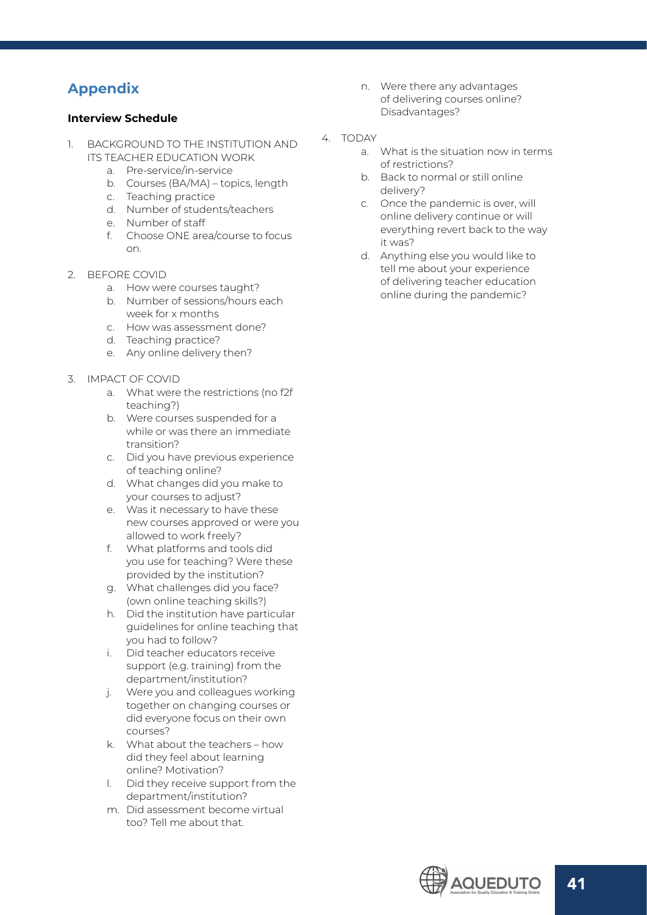## Appendix

### Interview Schedule

1. BACKGROUND TO THE INSTITUTION AND ITS TEACHER EDUCATION WORK
    a. Pre-service/in-service
    b. Courses (BA/MA) – topics, length
    c. Teaching practice
    d. Number of students/teachers
    e. Number of staff
    f. Choose ONE area/course to focus on.

2. BEFORE COVID
    a. How were courses taught?
    b. Number of sessions/hours each week for x months
    c. How was assessment done?
    d. Teaching practice?
    e. Any online delivery then?

3. IMPACT OF COVID
    a. What were the restrictions (no f2f teaching?)
    b. Were courses suspended for a while or was there an immediate transition?
    c. Did you have previous experience of teaching online?
    d. What changes did you make to your courses to adjust?
    e. Was it necessary to have these new courses approved or were you allowed to work freely?
    f. What platforms and tools did you use for teaching? Were these provided by the institution?
    g. What challenges did you face? (own online teaching skills?)
    h. Did the institution have particular guidelines for online teaching that you had to follow?
    i. Did teacher educators receive support (e.g. training) from the department/institution?
    j. Were you and colleagues working together on changing courses or did everyone focus on their own courses?
    k. What about the teachers – how did they feel about learning online? Motivation?
    l. Did they receive support from the department/institution?
    m. Did assessment become virtual too? Tell me about that.
    n. Were there any advantages of delivering courses online? Disadvantages?

4. TODAY
    a. What is the situation now in terms of restrictions?
    b. Back to normal or still online delivery?
    c. Once the pandemic is over, will online delivery continue or will everything revert back to the way it was?
    d. Anything else you would like to tell me about your experience of delivering teacher education online during the pandemic?